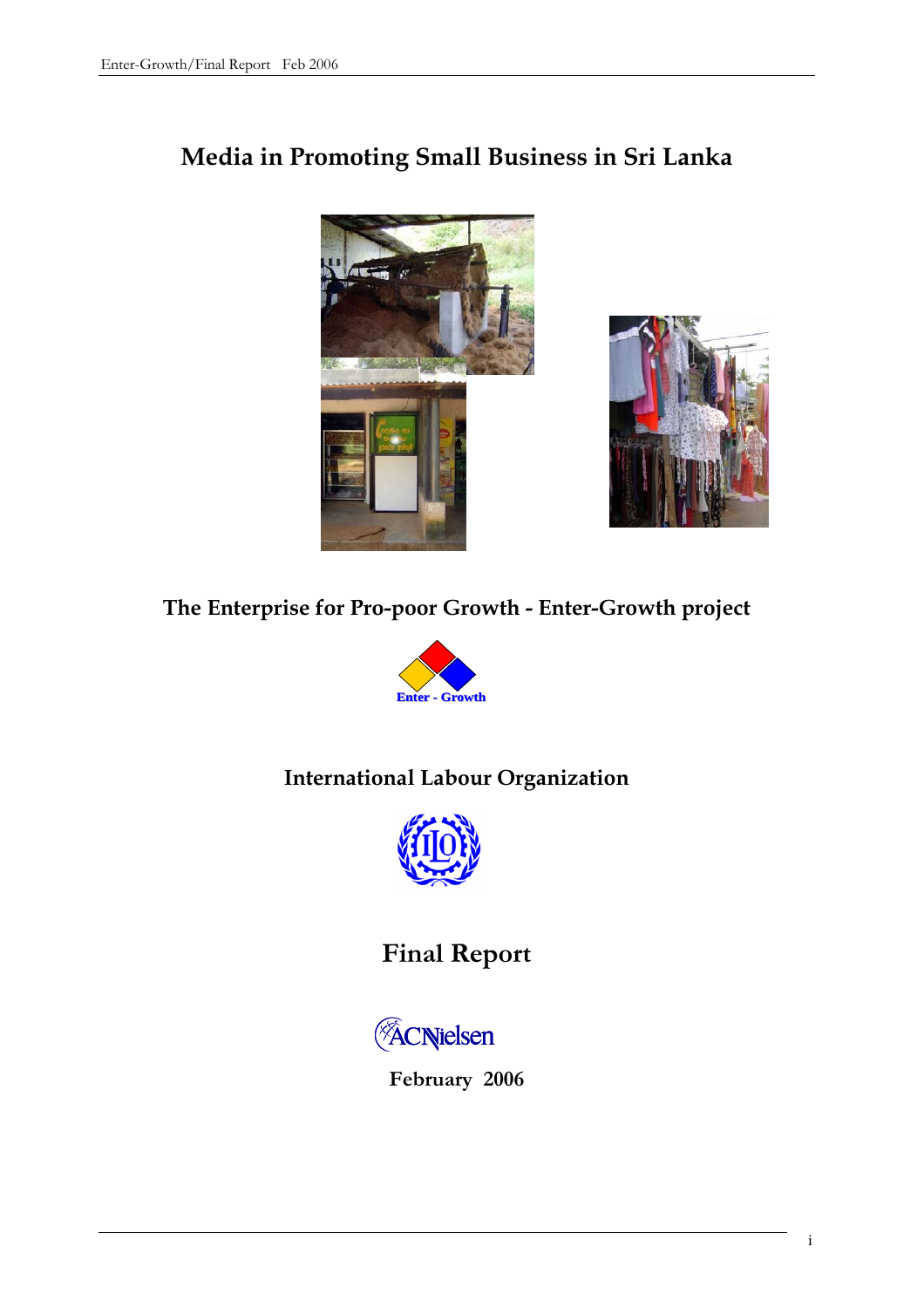# Media in Promoting Small Business in Sri Lanka

## The Enterprise for Pro-poor Growth - Enter-Growth project

Enter - Growth

## International Labour Organization

# Final Report

ACNielsen

February 2006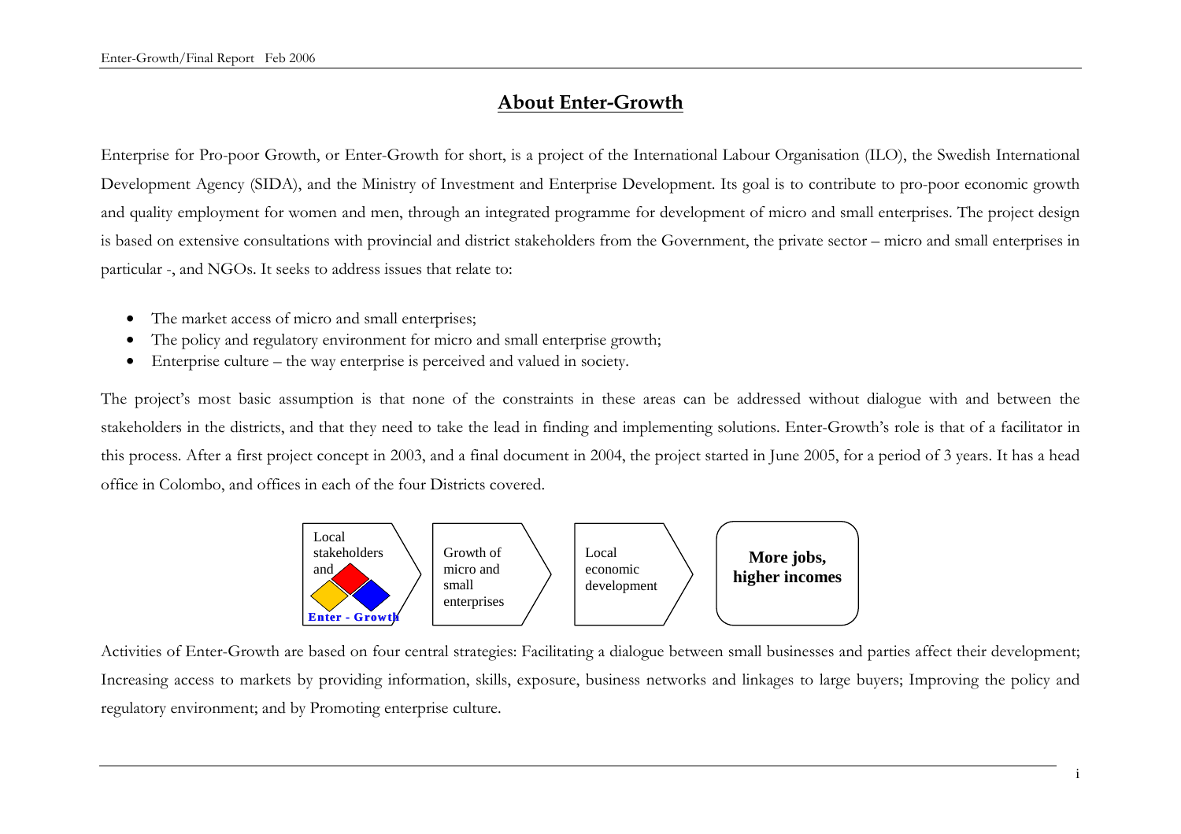# About Enter-Growth

Enterprise for Pro-poor Growth, or Enter-Growth for short, is a project of the International Labour Organisation (ILO), the Swedish International Development Agency (SIDA), and the Ministry of Investment and Enterprise Development. Its goal is to contribute to pro-poor economic growth and quality employment for women and men, through an integrated programme for development of micro and small enterprises. The project design is based on extensive consultations with provincial and district stakeholders from the Government, the private sector – micro and small enterprises in particular -, and NGOs. It seeks to address issues that relate to:

- The market access of micro and small enterprises;
- The policy and regulatory environment for micro and small enterprise growth;
- Enterprise culture – the way enterprise is perceived and valued in society.

The project's most basic assumption is that none of the constraints in these areas can be addressed without dialogue with and between the stakeholders in the districts, and that they need to take the lead in finding and implementing solutions. Enter-Growth's role is that of a facilitator in this process. After a first project concept in 2003, and a final document in 2004, the project started in June 2005, for a period of 3 years. It has a head office in Colombo, and offices in each of the four Districts covered.

Local stakeholders and Enter - Growth → Growth of micro and small enterprises → Local economic development → **More jobs, higher incomes**

Activities of Enter-Growth are based on four central strategies: Facilitating a dialogue between small businesses and parties affect their development; Increasing access to markets by providing information, skills, exposure, business networks and linkages to large buyers; Improving the policy and regulatory environment; and by Promoting enterprise culture.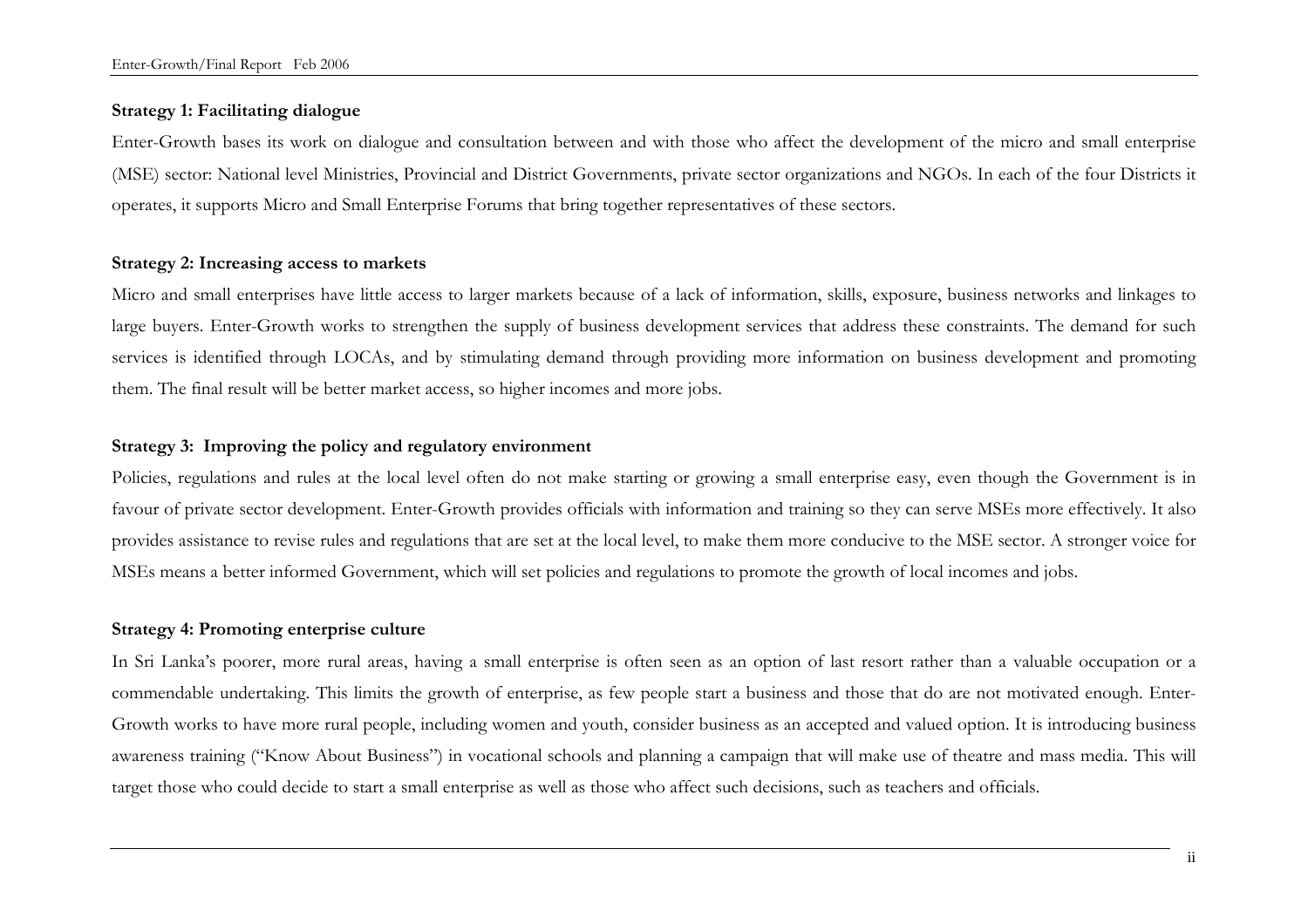**Strategy 1: Facilitating dialogue**

Enter-Growth bases its work on dialogue and consultation between and with those who affect the development of the micro and small enterprise (MSE) sector: National level Ministries, Provincial and District Governments, private sector organizations and NGOs. In each of the four Districts it operates, it supports Micro and Small Enterprise Forums that bring together representatives of these sectors.

**Strategy 2: Increasing access to markets**

Micro and small enterprises have little access to larger markets because of a lack of information, skills, exposure, business networks and linkages to large buyers. Enter-Growth works to strengthen the supply of business development services that address these constraints. The demand for such services is identified through LOCAs, and by stimulating demand through providing more information on business development and promoting them. The final result will be better market access, so higher incomes and more jobs.

**Strategy 3: Improving the policy and regulatory environment**

Policies, regulations and rules at the local level often do not make starting or growing a small enterprise easy, even though the Government is in favour of private sector development. Enter-Growth provides officials with information and training so they can serve MSEs more effectively. It also provides assistance to revise rules and regulations that are set at the local level, to make them more conducive to the MSE sector. A stronger voice for MSEs means a better informed Government, which will set policies and regulations to promote the growth of local incomes and jobs.

**Strategy 4: Promoting enterprise culture**

In Sri Lanka's poorer, more rural areas, having a small enterprise is often seen as an option of last resort rather than a valuable occupation or a commendable undertaking. This limits the growth of enterprise, as few people start a business and those that do are not motivated enough. Enter-Growth works to have more rural people, including women and youth, consider business as an accepted and valued option. It is introducing business awareness training ("Know About Business") in vocational schools and planning a campaign that will make use of theatre and mass media. This will target those who could decide to start a small enterprise as well as those who affect such decisions, such as teachers and officials.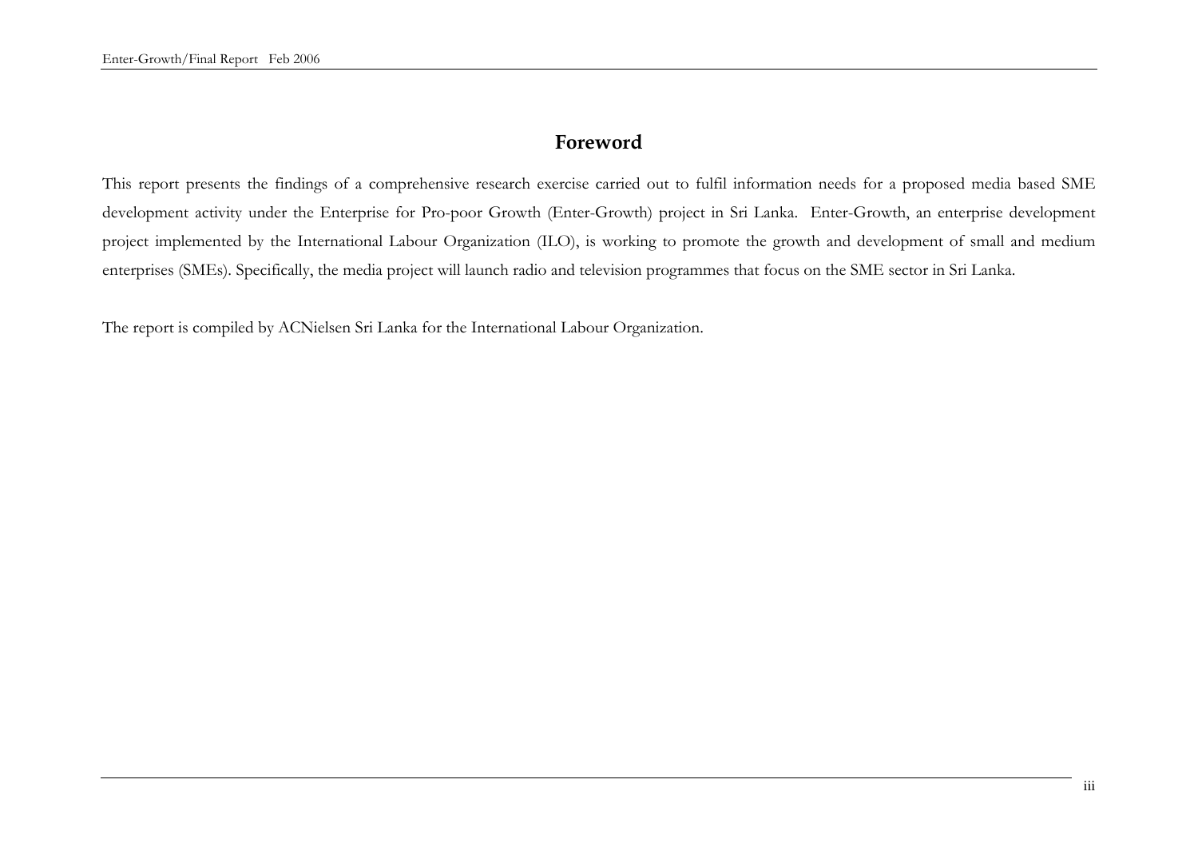# Foreword

This report presents the findings of a comprehensive research exercise carried out to fulfil information needs for a proposed media based SME development activity under the Enterprise for Pro-poor Growth (Enter-Growth) project in Sri Lanka. Enter-Growth, an enterprise development project implemented by the International Labour Organization (ILO), is working to promote the growth and development of small and medium enterprises (SMEs). Specifically, the media project will launch radio and television programmes that focus on the SME sector in Sri Lanka.

The report is compiled by ACNielsen Sri Lanka for the International Labour Organization.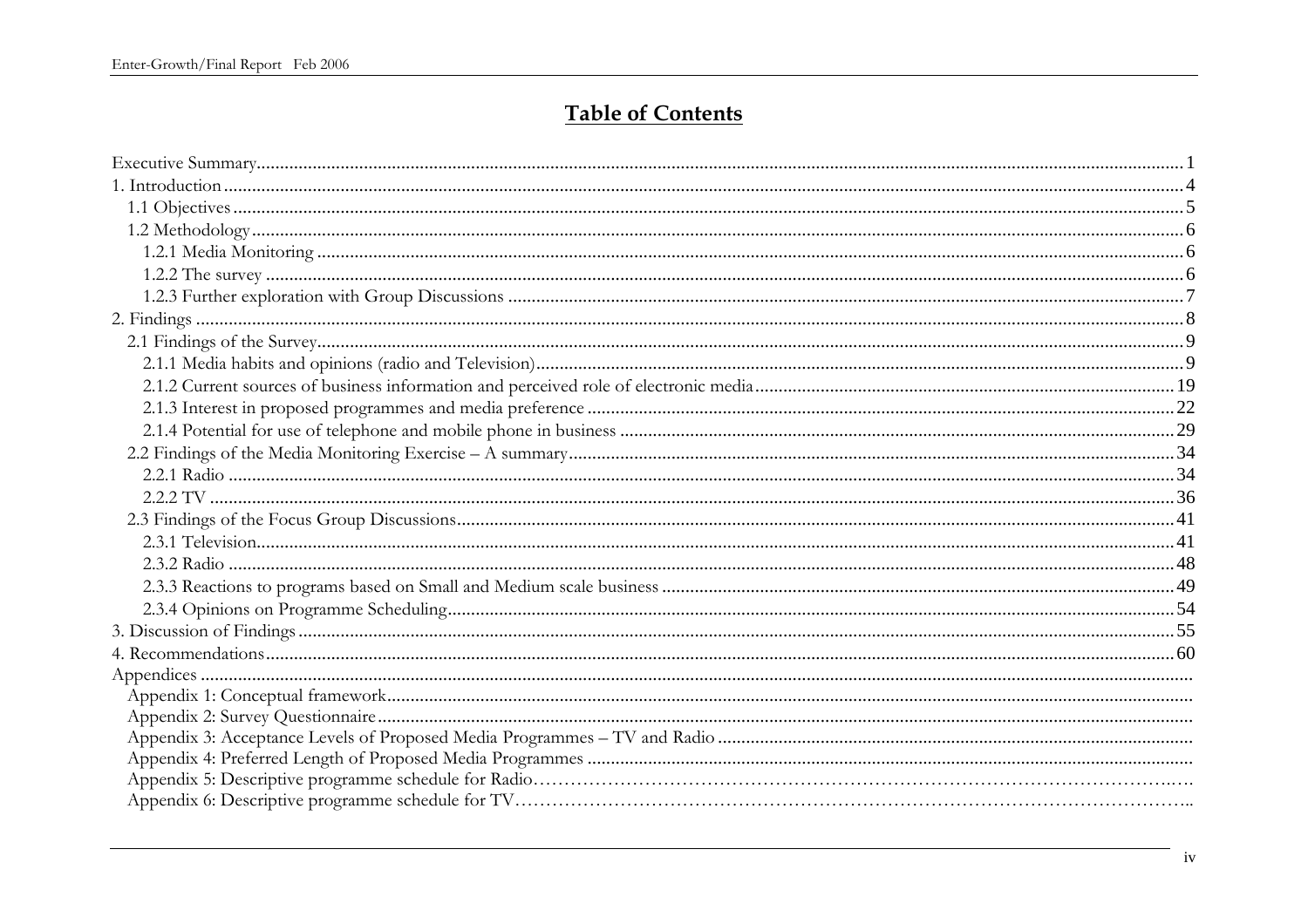# Table of Contents

Executive Summary ..... 1
1. Introduction ..... 4
  1.1 Objectives ..... 5
  1.2 Methodology ..... 6
    1.2.1 Media Monitoring ..... 6
    1.2.2 The survey ..... 6
    1.2.3 Further exploration with Group Discussions ..... 7
2. Findings ..... 8
  2.1 Findings of the Survey ..... 9
    2.1.1 Media habits and opinions (radio and Television) ..... 9
    2.1.2 Current sources of business information and perceived role of electronic media ..... 19
    2.1.3 Interest in proposed programmes and media preference ..... 22
    2.1.4 Potential for use of telephone and mobile phone in business ..... 29
  2.2 Findings of the Media Monitoring Exercise – A summary ..... 34
    2.2.1 Radio ..... 34
    2.2.2 TV ..... 36
  2.3 Findings of the Focus Group Discussions ..... 41
    2.3.1 Television ..... 41
    2.3.2 Radio ..... 48
    2.3.3 Reactions to programs based on Small and Medium scale business ..... 49
    2.3.4 Opinions on Programme Scheduling ..... 54
3. Discussion of Findings ..... 55
4. Recommendations ..... 60
Appendices .....
  Appendix 1: Conceptual framework .....
  Appendix 2: Survey Questionnaire .....
  Appendix 3: Acceptance Levels of Proposed Media Programmes – TV and Radio .....
  Appendix 4: Preferred Length of Proposed Media Programmes .....
  Appendix 5: Descriptive programme schedule for Radio .....
  Appendix 6: Descriptive programme schedule for TV .....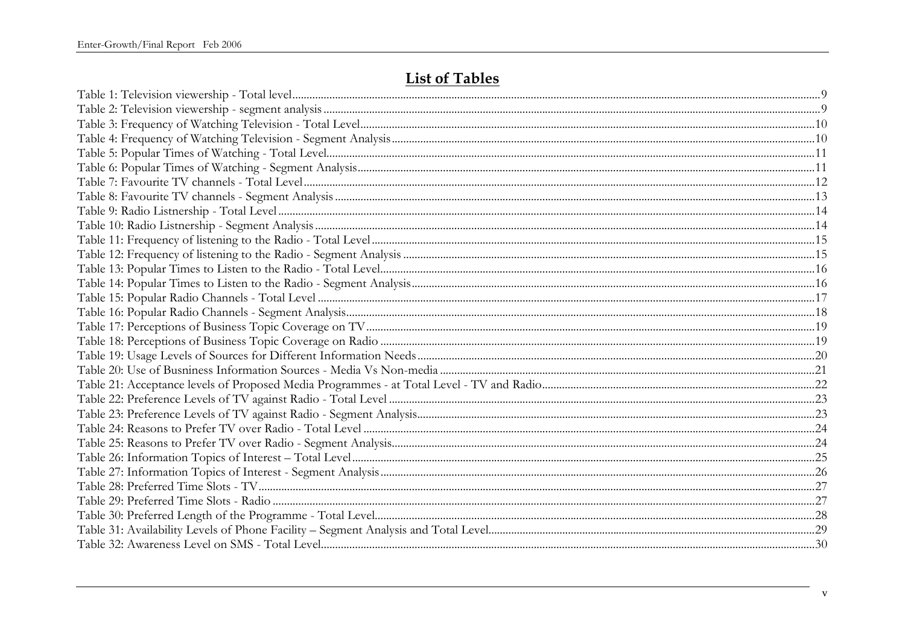## List of Tables

Table 1: Television viewership - Total level....9
Table 2: Television viewership - segment analysis....9
Table 3: Frequency of Watching Television - Total Level....10
Table 4: Frequency of Watching Television - Segment Analysis....10
Table 5: Popular Times of Watching - Total Level....11
Table 6: Popular Times of Watching - Segment Analysis....11
Table 7: Favourite TV channels - Total Level....12
Table 8: Favourite TV channels - Segment Analysis....13
Table 9: Radio Listnership - Total Level....14
Table 10: Radio Listnership - Segment Analysis....14
Table 11: Frequency of listening to the Radio - Total Level....15
Table 12: Frequency of listening to the Radio - Segment Analysis....15
Table 13: Popular Times to Listen to the Radio - Total Level....16
Table 14: Popular Times to Listen to the Radio - Segment Analysis....16
Table 15: Popular Radio Channels - Total Level....17
Table 16: Popular Radio Channels - Segment Analysis....18
Table 17: Perceptions of Business Topic Coverage on TV....19
Table 18: Perceptions of Business Topic Coverage on Radio....19
Table 19: Usage Levels of Sources for Different Information Needs....20
Table 20: Use of Busnisness Information Sources - Media Vs Non-media....21
Table 21: Acceptance levels of Proposed Media Programmes - at Total Level - TV and Radio....22
Table 22: Preference Levels of TV against Radio - Total Level....23
Table 23: Preference Levels of TV against Radio - Segment Analysis....23
Table 24: Reasons to Prefer TV over Radio - Total Level....24
Table 25: Reasons to Prefer TV over Radio - Segment Analysis....24
Table 26: Information Topics of Interest – Total Level....25
Table 27: Information Topics of Interest - Segment Analysis....26
Table 28: Preferred Time Slots - TV....27
Table 29: Preferred Time Slots - Radio....27
Table 30: Preferred Length of the Programme - Total Level....28
Table 31: Availability Levels of Phone Facility – Segment Analysis and Total Level....29
Table 32: Awareness Level on SMS - Total Level....30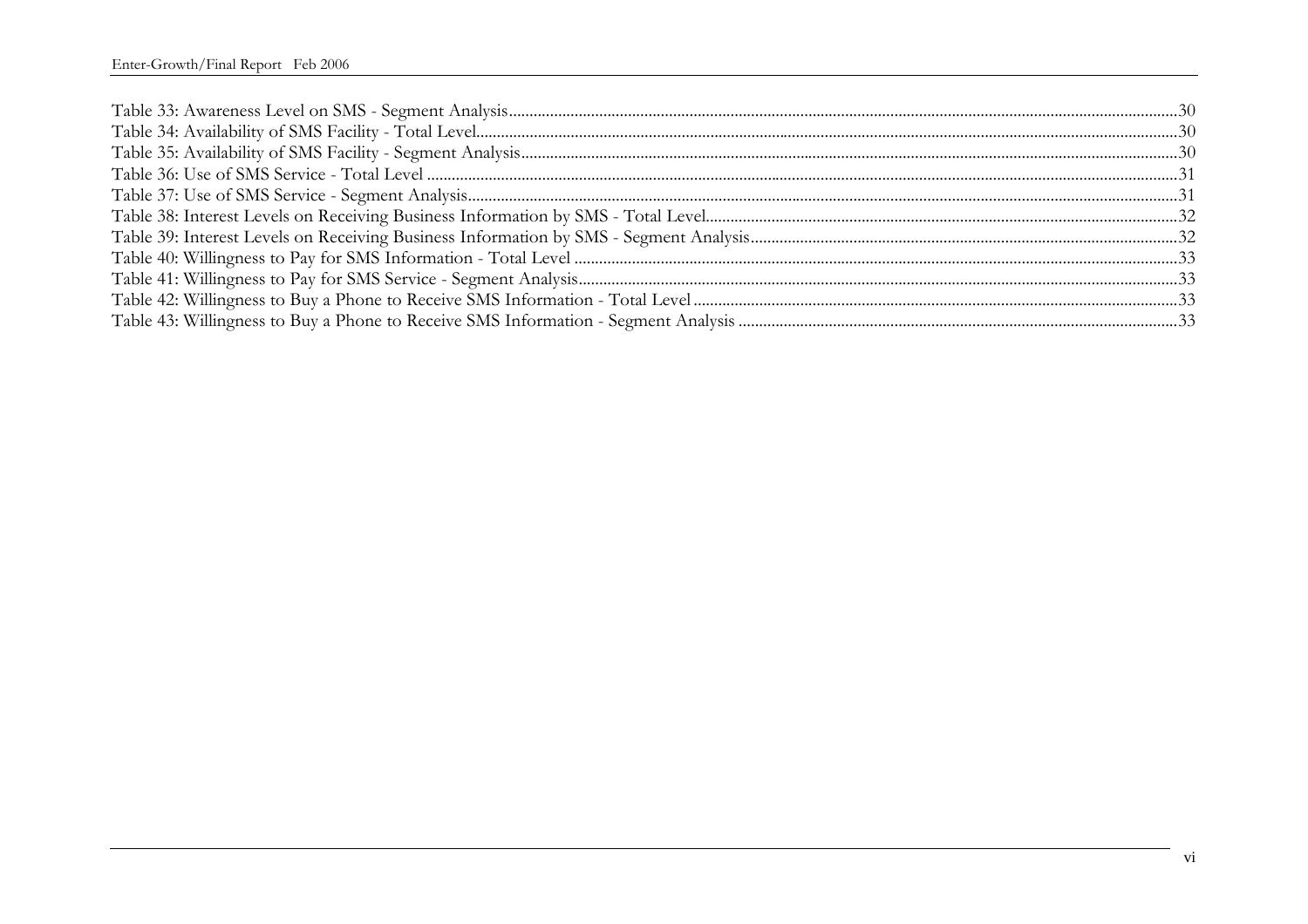Table 33: Awareness Level on SMS - Segment Analysis....30
Table 34: Availability of SMS Facility - Total Level....30
Table 35: Availability of SMS Facility - Segment Analysis....30
Table 36: Use of SMS Service - Total Level....31
Table 37: Use of SMS Service - Segment Analysis....31
Table 38: Interest Levels on Receiving Business Information by SMS - Total Level....32
Table 39: Interest Levels on Receiving Business Information by SMS - Segment Analysis....32
Table 40: Willingness to Pay for SMS Information - Total Level....33
Table 41: Willingness to Pay for SMS Service - Segment Analysis....33
Table 42: Willingness to Buy a Phone to Receive SMS Information - Total Level....33
Table 43: Willingness to Buy a Phone to Receive SMS Information - Segment Analysis....33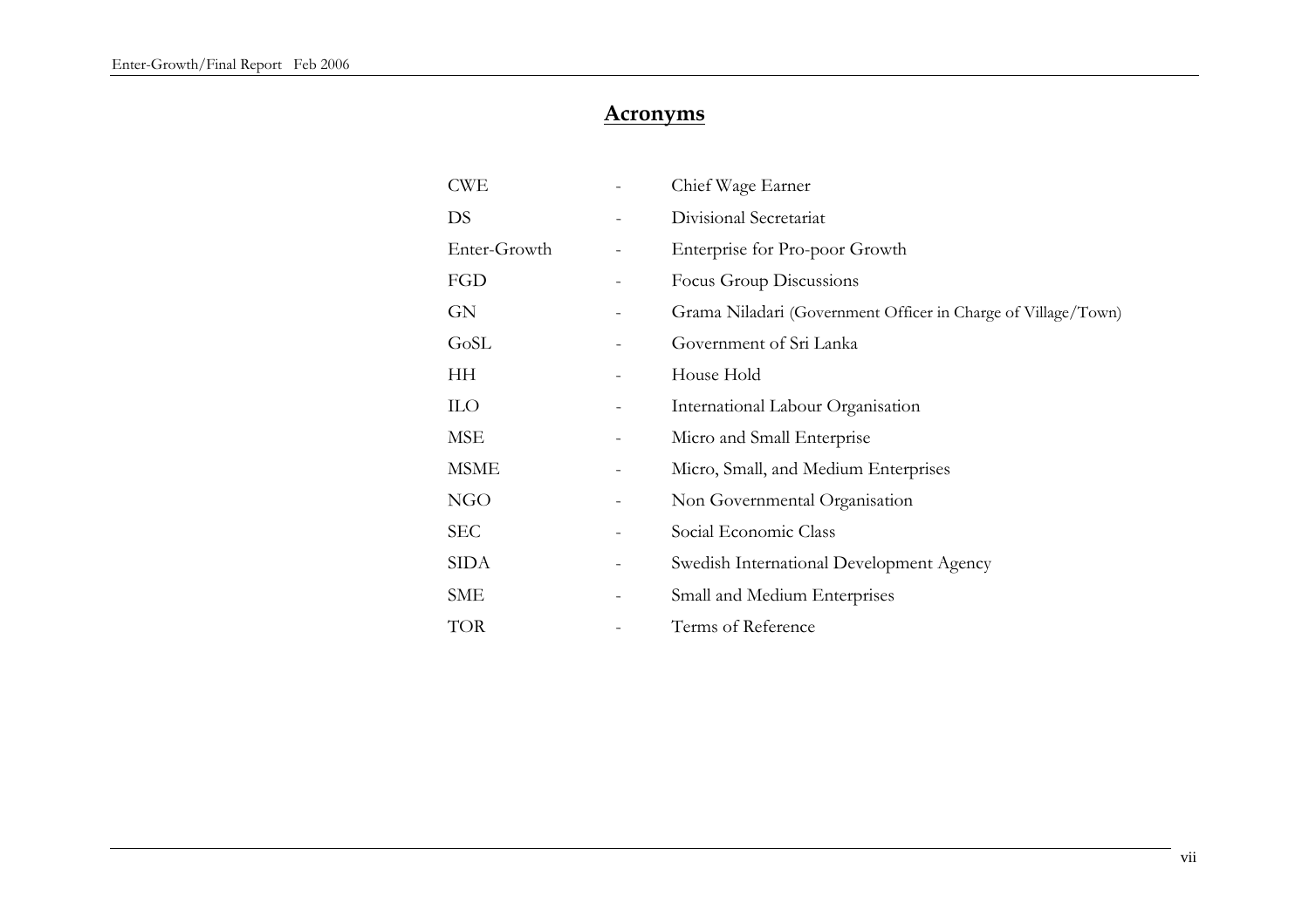# Acronyms

| | | |
|---|---|---|
| CWE | - | Chief Wage Earner |
| DS | - | Divisional Secretariat |
| Enter-Growth | - | Enterprise for Pro-poor Growth |
| FGD | - | Focus Group Discussions |
| GN | - | Grama Niladari (Government Officer in Charge of Village/Town) |
| GoSL | - | Government of Sri Lanka |
| HH | - | House Hold |
| ILO | - | International Labour Organisation |
| MSE | - | Micro and Small Enterprise |
| MSME | - | Micro, Small, and Medium Enterprises |
| NGO | - | Non Governmental Organisation |
| SEC | - | Social Economic Class |
| SIDA | - | Swedish International Development Agency |
| SME | - | Small and Medium Enterprises |
| TOR | - | Terms of Reference |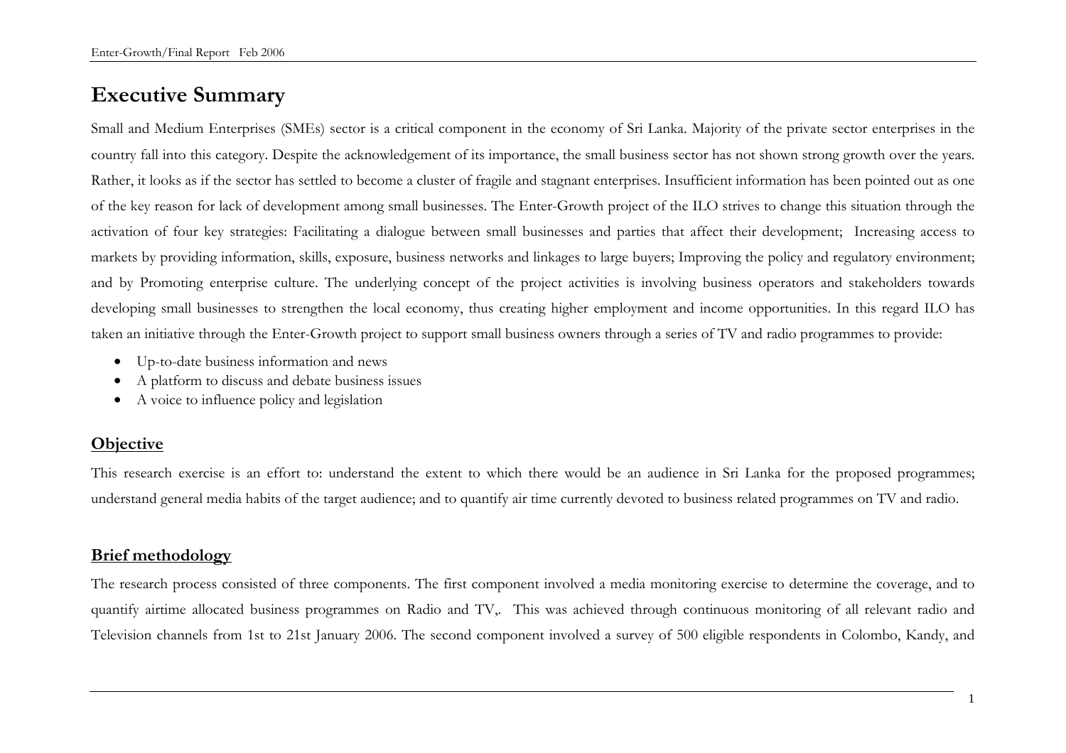# Executive Summary

Small and Medium Enterprises (SMEs) sector is a critical component in the economy of Sri Lanka. Majority of the private sector enterprises in the country fall into this category. Despite the acknowledgement of its importance, the small business sector has not shown strong growth over the years. Rather, it looks as if the sector has settled to become a cluster of fragile and stagnant enterprises. Insufficient information has been pointed out as one of the key reason for lack of development among small businesses. The Enter-Growth project of the ILO strives to change this situation through the activation of four key strategies: Facilitating a dialogue between small businesses and parties that affect their development; Increasing access to markets by providing information, skills, exposure, business networks and linkages to large buyers; Improving the policy and regulatory environment; and by Promoting enterprise culture. The underlying concept of the project activities is involving business operators and stakeholders towards developing small businesses to strengthen the local economy, thus creating higher employment and income opportunities. In this regard ILO has taken an initiative through the Enter-Growth project to support small business owners through a series of TV and radio programmes to provide:

- Up-to-date business information and news
- A platform to discuss and debate business issues
- A voice to influence policy and legislation

## Objective

This research exercise is an effort to: understand the extent to which there would be an audience in Sri Lanka for the proposed programmes; understand general media habits of the target audience; and to quantify air time currently devoted to business related programmes on TV and radio.

## Brief methodology

The research process consisted of three components. The first component involved a media monitoring exercise to determine the coverage, and to quantify airtime allocated business programmes on Radio and TV,. This was achieved through continuous monitoring of all relevant radio and Television channels from 1st to 21st January 2006. The second component involved a survey of 500 eligible respondents in Colombo, Kandy, and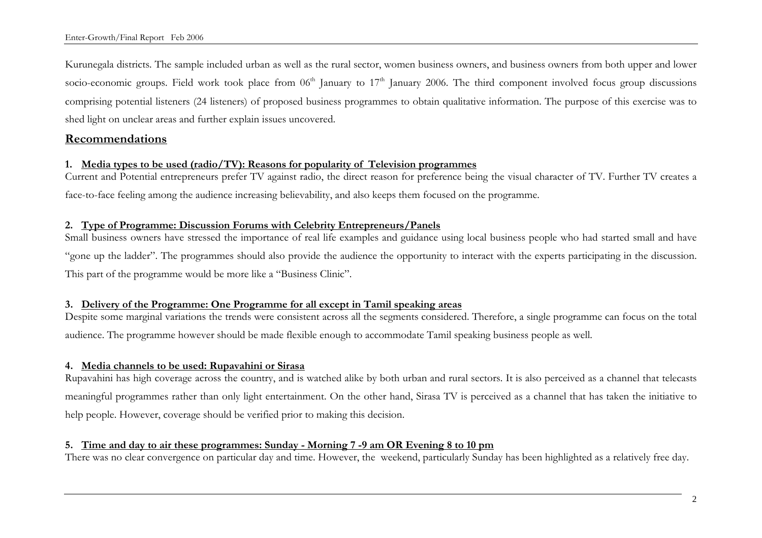Kurunegala districts. The sample included urban as well as the rural sector, women business owners, and business owners from both upper and lower socio-economic groups. Field work took place from 06th January to 17th January 2006. The third component involved focus group discussions comprising potential listeners (24 listeners) of proposed business programmes to obtain qualitative information. The purpose of this exercise was to shed light on unclear areas and further explain issues uncovered.

## Recommendations

### 1. Media types to be used (radio/TV): Reasons for popularity of Television programmes

Current and Potential entrepreneurs prefer TV against radio, the direct reason for preference being the visual character of TV. Further TV creates a face-to-face feeling among the audience increasing believability, and also keeps them focused on the programme.

### 2. Type of Programme: Discussion Forums with Celebrity Entrepreneurs/Panels

Small business owners have stressed the importance of real life examples and guidance using local business people who had started small and have "gone up the ladder". The programmes should also provide the audience the opportunity to interact with the experts participating in the discussion. This part of the programme would be more like a "Business Clinic".

### 3. Delivery of the Programme: One Programme for all except in Tamil speaking areas

Despite some marginal variations the trends were consistent across all the segments considered. Therefore, a single programme can focus on the total audience. The programme however should be made flexible enough to accommodate Tamil speaking business people as well.

### 4. Media channels to be used: Rupavahini or Sirasa

Rupavahini has high coverage across the country, and is watched alike by both urban and rural sectors. It is also perceived as a channel that telecasts meaningful programmes rather than only light entertainment. On the other hand, Sirasa TV is perceived as a channel that has taken the initiative to help people. However, coverage should be verified prior to making this decision.

### 5. Time and day to air these programmes: Sunday - Morning 7 -9 am OR Evening 8 to 10 pm

There was no clear convergence on particular day and time. However, the weekend, particularly Sunday has been highlighted as a relatively free day.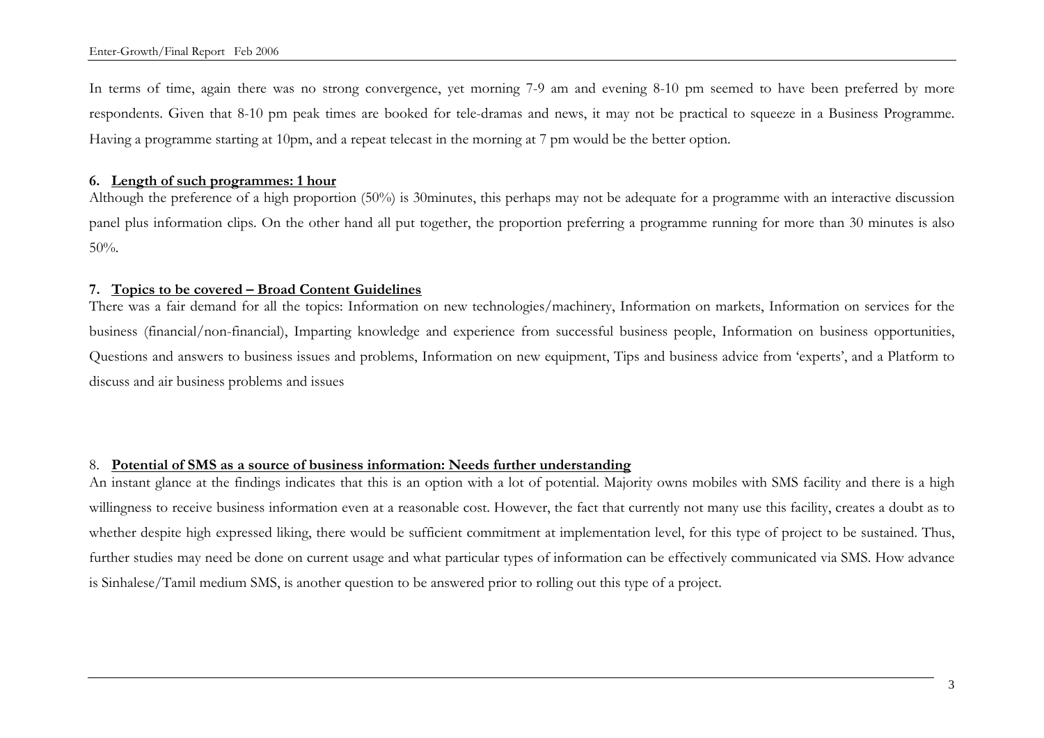In terms of time, again there was no strong convergence, yet morning 7-9 am and evening 8-10 pm seemed to have been preferred by more respondents. Given that 8-10 pm peak times are booked for tele-dramas and news, it may not be practical to squeeze in a Business Programme. Having a programme starting at 10pm, and a repeat telecast in the morning at 7 pm would be the better option.

**6. <u>Length of such programmes: 1 hour</u>**

Although the preference of a high proportion (50%) is 30minutes, this perhaps may not be adequate for a programme with an interactive discussion panel plus information clips. On the other hand all put together, the proportion preferring a programme running for more than 30 minutes is also 50%.

**7. <u>Topics to be covered – Broad Content Guidelines</u>**

There was a fair demand for all the topics: Information on new technologies/machinery, Information on markets, Information on services for the business (financial/non-financial), Imparting knowledge and experience from successful business people, Information on business opportunities, Questions and answers to business issues and problems, Information on new equipment, Tips and business advice from 'experts', and a Platform to discuss and air business problems and issues

8. **<u>Potential of SMS as a source of business information: Needs further understanding</u>**

An instant glance at the findings indicates that this is an option with a lot of potential. Majority owns mobiles with SMS facility and there is a high willingness to receive business information even at a reasonable cost. However, the fact that currently not many use this facility, creates a doubt as to whether despite high expressed liking, there would be sufficient commitment at implementation level, for this type of project to be sustained. Thus, further studies may need be done on current usage and what particular types of information can be effectively communicated via SMS. How advance is Sinhalese/Tamil medium SMS, is another question to be answered prior to rolling out this type of a project.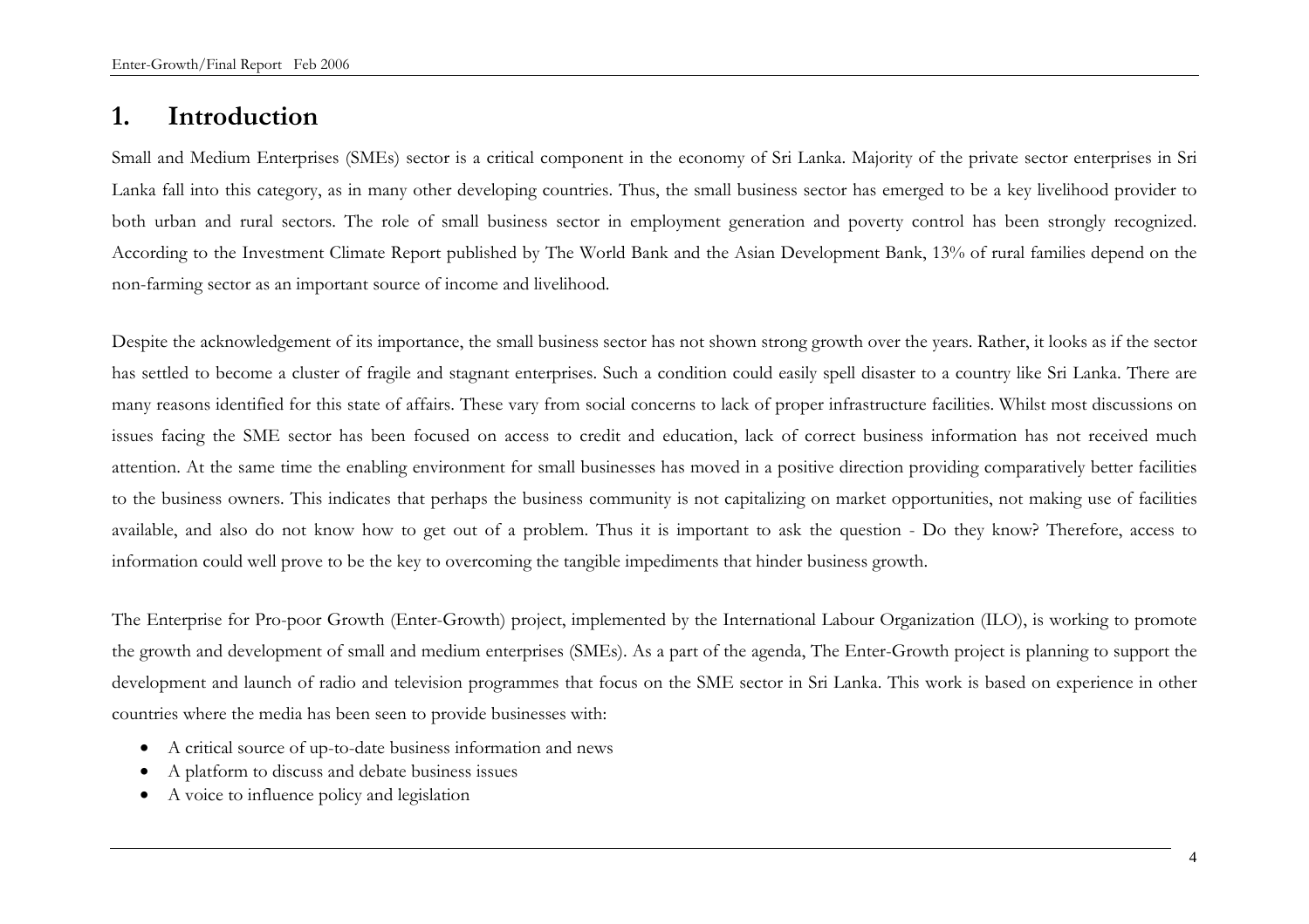# 1. Introduction

Small and Medium Enterprises (SMEs) sector is a critical component in the economy of Sri Lanka. Majority of the private sector enterprises in Sri Lanka fall into this category, as in many other developing countries. Thus, the small business sector has emerged to be a key livelihood provider to both urban and rural sectors. The role of small business sector in employment generation and poverty control has been strongly recognized. According to the Investment Climate Report published by The World Bank and the Asian Development Bank, 13% of rural families depend on the non-farming sector as an important source of income and livelihood.

Despite the acknowledgement of its importance, the small business sector has not shown strong growth over the years. Rather, it looks as if the sector has settled to become a cluster of fragile and stagnant enterprises. Such a condition could easily spell disaster to a country like Sri Lanka. There are many reasons identified for this state of affairs. These vary from social concerns to lack of proper infrastructure facilities. Whilst most discussions on issues facing the SME sector has been focused on access to credit and education, lack of correct business information has not received much attention. At the same time the enabling environment for small businesses has moved in a positive direction providing comparatively better facilities to the business owners. This indicates that perhaps the business community is not capitalizing on market opportunities, not making use of facilities available, and also do not know how to get out of a problem. Thus it is important to ask the question - Do they know? Therefore, access to information could well prove to be the key to overcoming the tangible impediments that hinder business growth.

The Enterprise for Pro-poor Growth (Enter-Growth) project, implemented by the International Labour Organization (ILO), is working to promote the growth and development of small and medium enterprises (SMEs). As a part of the agenda, The Enter-Growth project is planning to support the development and launch of radio and television programmes that focus on the SME sector in Sri Lanka. This work is based on experience in other countries where the media has been seen to provide businesses with:

- A critical source of up-to-date business information and news
- A platform to discuss and debate business issues
- A voice to influence policy and legislation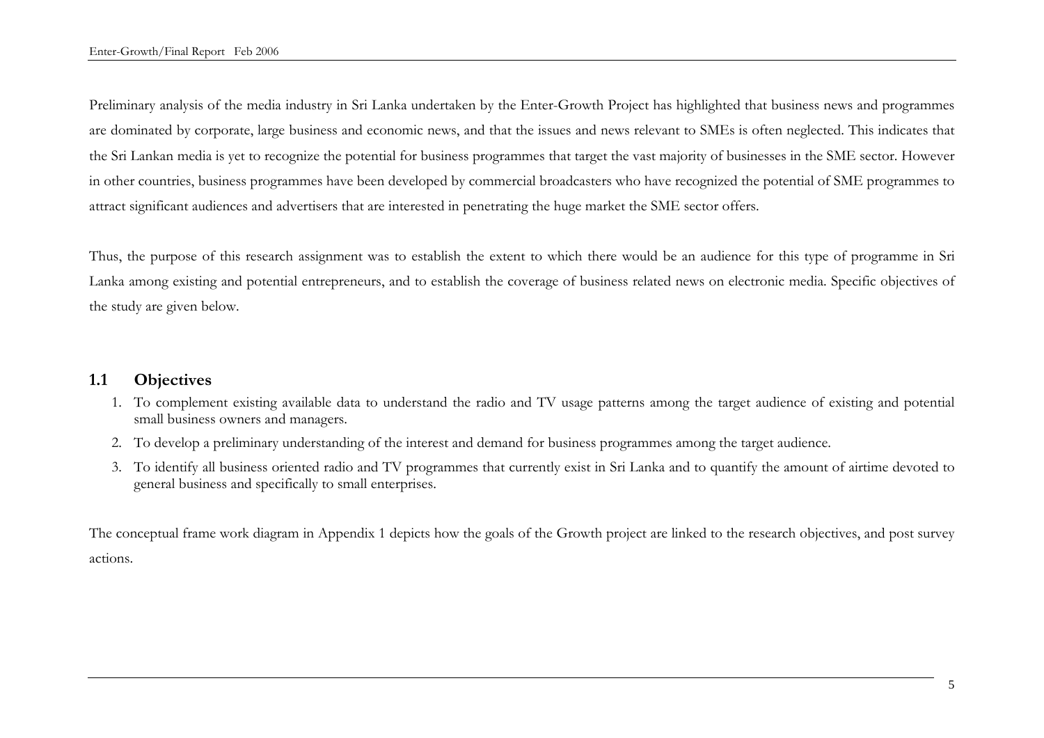Preliminary analysis of the media industry in Sri Lanka undertaken by the Enter-Growth Project has highlighted that business news and programmes are dominated by corporate, large business and economic news, and that the issues and news relevant to SMEs is often neglected. This indicates that the Sri Lankan media is yet to recognize the potential for business programmes that target the vast majority of businesses in the SME sector. However in other countries, business programmes have been developed by commercial broadcasters who have recognized the potential of SME programmes to attract significant audiences and advertisers that are interested in penetrating the huge market the SME sector offers.

Thus, the purpose of this research assignment was to establish the extent to which there would be an audience for this type of programme in Sri Lanka among existing and potential entrepreneurs, and to establish the coverage of business related news on electronic media. Specific objectives of the study are given below.

## 1.1 Objectives

1. To complement existing available data to understand the radio and TV usage patterns among the target audience of existing and potential small business owners and managers.
2. To develop a preliminary understanding of the interest and demand for business programmes among the target audience.
3. To identify all business oriented radio and TV programmes that currently exist in Sri Lanka and to quantify the amount of airtime devoted to general business and specifically to small enterprises.

The conceptual frame work diagram in Appendix 1 depicts how the goals of the Growth project are linked to the research objectives, and post survey actions.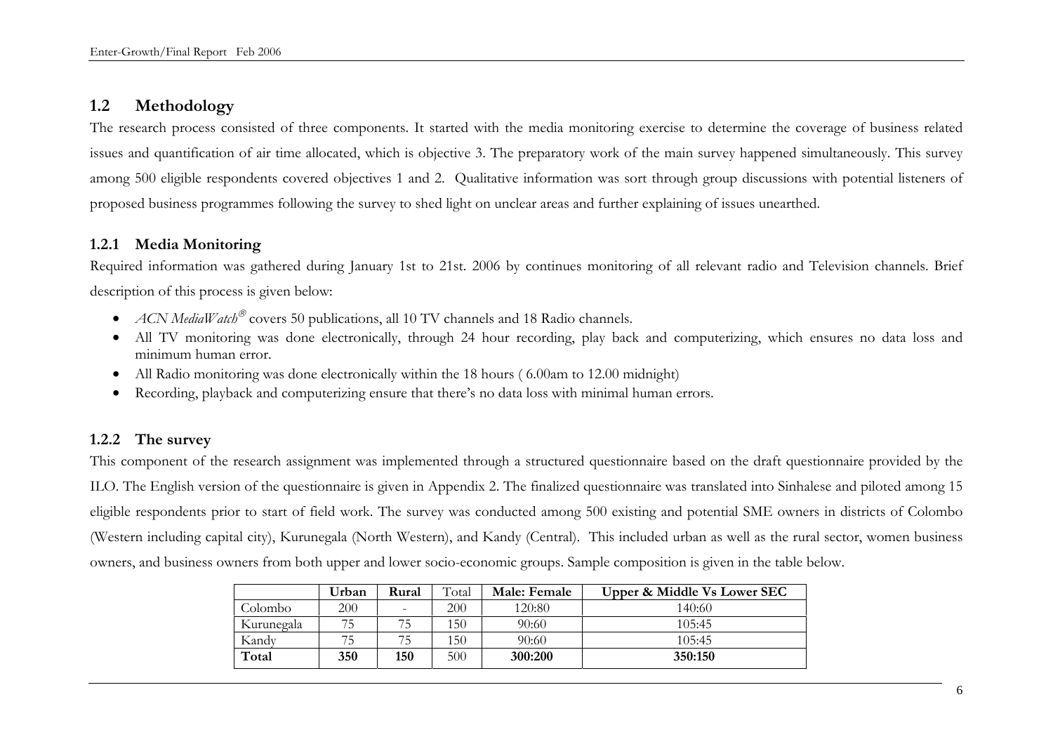## 1.2 Methodology

The research process consisted of three components. It started with the media monitoring exercise to determine the coverage of business related issues and quantification of air time allocated, which is objective 3. The preparatory work of the main survey happened simultaneously. This survey among 500 eligible respondents covered objectives 1 and 2. Qualitative information was sort through group discussions with potential listeners of proposed business programmes following the survey to shed light on unclear areas and further explaining of issues unearthed.

### 1.2.1 Media Monitoring

Required information was gathered during January 1st to 21st. 2006 by continues monitoring of all relevant radio and Television channels. Brief description of this process is given below:

- *ACN MediaWatch®* covers 50 publications, all 10 TV channels and 18 Radio channels.
- All TV monitoring was done electronically, through 24 hour recording, play back and computerizing, which ensures no data loss and minimum human error.
- All Radio monitoring was done electronically within the 18 hours ( 6.00am to 12.00 midnight)
- Recording, playback and computerizing ensure that there's no data loss with minimal human errors.

### 1.2.2 The survey

This component of the research assignment was implemented through a structured questionnaire based on the draft questionnaire provided by the ILO. The English version of the questionnaire is given in Appendix 2. The finalized questionnaire was translated into Sinhalese and piloted among 15 eligible respondents prior to start of field work. The survey was conducted among 500 existing and potential SME owners in districts of Colombo (Western including capital city), Kurunegala (North Western), and Kandy (Central). This included urban as well as the rural sector, women business owners, and business owners from both upper and lower socio-economic groups. Sample composition is given in the table below.

| | **Urban** | **Rural** | Total | **Male: Female** | **Upper & Middle Vs Lower SEC** |
|---|---|---|---|---|---|
| Colombo | 200 | - | 200 | 120:80 | 140:60 |
| Kurunegala | 75 | 75 | 150 | 90:60 | 105:45 |
| Kandy | 75 | 75 | 150 | 90:60 | 105:45 |
| **Total** | **350** | **150** | 500 | **300:200** | **350:150** |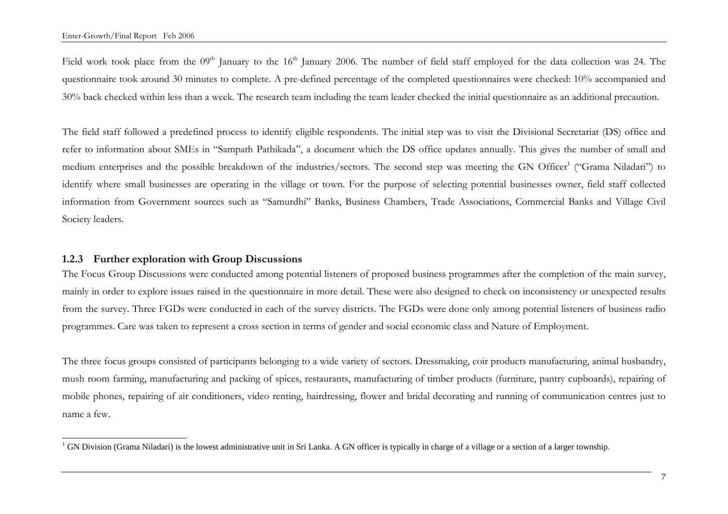Field work took place from the 09th January to the 16th January 2006. The number of field staff employed for the data collection was 24. The questionnaire took around 30 minutes to complete. A pre-defined percentage of the completed questionnaires were checked: 10% accompanied and 30% back checked within less than a week. The research team including the team leader checked the initial questionnaire as an additional precaution.

The field staff followed a predefined process to identify eligible respondents. The initial step was to visit the Divisional Secretariat (DS) office and refer to information about SMEs in "Sampath Pathikada", a document which the DS office updates annually. This gives the number of small and medium enterprises and the possible breakdown of the industries/sectors. The second step was meeting the GN Officer[1] ("Grama Niladari") to identify where small businesses are operating in the village or town. For the purpose of selecting potential businesses owner, field staff collected information from Government sources such as "Samurdhi" Banks, Business Chambers, Trade Associations, Commercial Banks and Village Civil Society leaders.

### 1.2.3 Further exploration with Group Discussions

The Focus Group Discussions were conducted among potential listeners of proposed business programmes after the completion of the main survey, mainly in order to explore issues raised in the questionnaire in more detail. These were also designed to check on inconsistency or unexpected results from the survey. Three FGDs were conducted in each of the survey districts. The FGDs were done only among potential listeners of business radio programmes. Care was taken to represent a cross section in terms of gender and social economic class and Nature of Employment.

The three focus groups consisted of participants belonging to a wide variety of sectors. Dressmaking, coir products manufacturing, animal husbandry, mush room farming, manufacturing and packing of spices, restaurants, manufacturing of timber products (furniture, pantry cupboards), repairing of mobile phones, repairing of air conditioners, video renting, hairdressing, flower and bridal decorating and running of communication centres just to name a few.

[1] GN Division (Grama Niladari) is the lowest administrative unit in Sri Lanka. A GN officer is typically in charge of a village or a section of a larger township.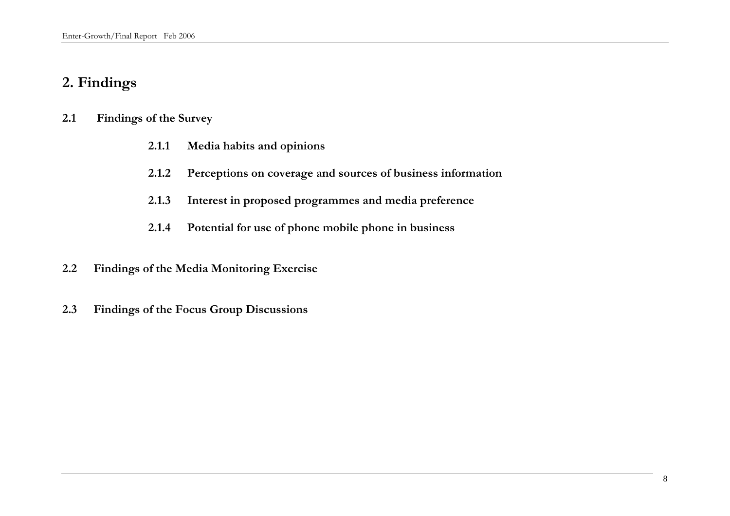# 2. Findings

## 2.1 Findings of the Survey

### 2.1.1 Media habits and opinions

### 2.1.2 Perceptions on coverage and sources of business information

### 2.1.3 Interest in proposed programmes and media preference

### 2.1.4 Potential for use of phone mobile phone in business

## 2.2 Findings of the Media Monitoring Exercise

## 2.3 Findings of the Focus Group Discussions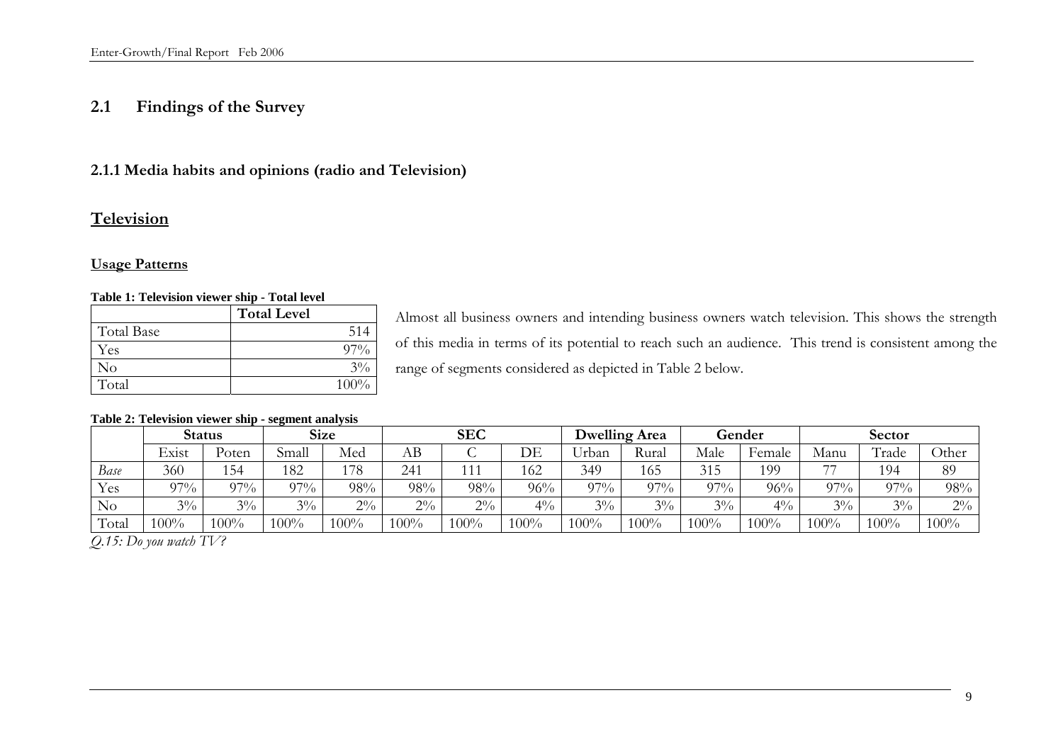## 2.1 Findings of the Survey

### 2.1.1 Media habits and opinions (radio and Television)

## Television

### Usage Patterns

**Table 1: Television viewer ship - Total level**

| | Total Level |
|---|---|
| Total Base | 514 |
| Yes | 97% |
| No | 3% |
| Total | 100% |

Almost all business owners and intending business owners watch television. This shows the strength of this media in terms of its potential to reach such an audience. This trend is consistent among the range of segments considered as depicted in Table 2 below.

**Table 2: Television viewer ship - segment analysis**

| | Status | | Size | | SEC | | | Dwelling Area | | Gender | | Sector | | |
|---|---|---|---|---|---|---|---|---|---|---|---|---|---|---|
| | Exist | Poten | Small | Med | AB | C | DE | Urban | Rural | Male | Female | Manu | Trade | Other |
| *Base* | 360 | 154 | 182 | 178 | 241 | 111 | 162 | 349 | 165 | 315 | 199 | 77 | 194 | 89 |
| Yes | 97% | 97% | 97% | 98% | 98% | 98% | 96% | 97% | 97% | 97% | 96% | 97% | 97% | 98% |
| No | 3% | 3% | 3% | 2% | 2% | 2% | 4% | 3% | 3% | 3% | 4% | 3% | 3% | 2% |
| Total | 100% | 100% | 100% | 100% | 100% | 100% | 100% | 100% | 100% | 100% | 100% | 100% | 100% | 100% |

*Q.15: Do you watch TV?*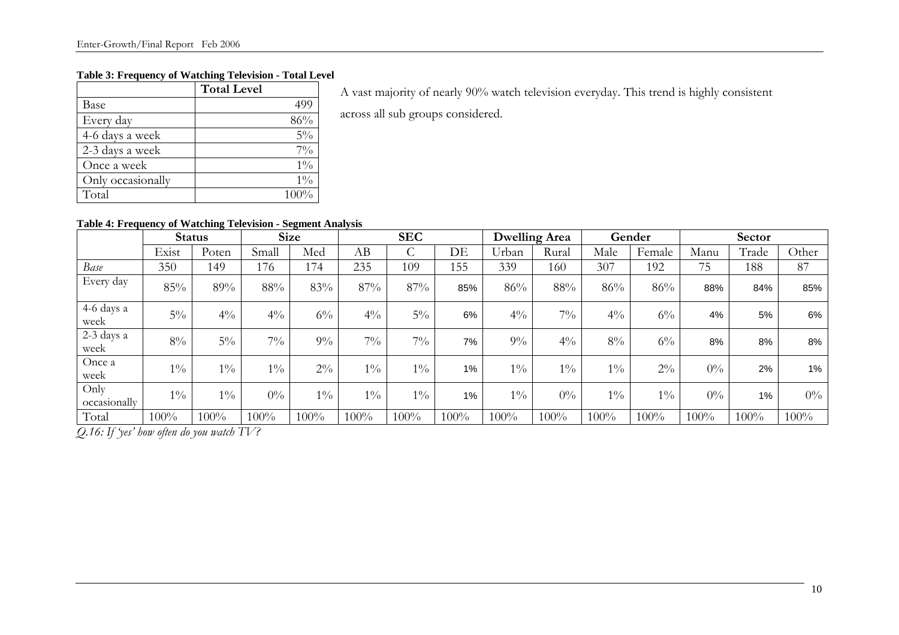**Table 3: Frequency of Watching Television - Total Level**

| | Total Level |
|---|---|
| Base | 499 |
| Every day | 86% |
| 4-6 days a week | 5% |
| 2-3 days a week | 7% |
| Once a week | 1% |
| Only occasionally | 1% |
| Total | 100% |

A vast majority of nearly 90% watch television everyday. This trend is highly consistent across all sub groups considered.

**Table 4: Frequency of Watching Television - Segment Analysis**

| | Status | | Size | | SEC | | | Dwelling Area | | Gender | | Sector | | |
|---|---|---|---|---|---|---|---|---|---|---|---|---|---|---|
| | Exist | Poten | Small | Med | AB | C | DE | Urban | Rural | Male | Female | Manu | Trade | Other |
| *Base* | 350 | 149 | 176 | 174 | 235 | 109 | 155 | 339 | 160 | 307 | 192 | 75 | 188 | 87 |
| Every day | 85% | 89% | 88% | 83% | 87% | 87% | 85% | 86% | 88% | 86% | 86% | 88% | 84% | 85% |
| 4-6 days a week | 5% | 4% | 4% | 6% | 4% | 5% | 6% | 4% | 7% | 4% | 6% | 4% | 5% | 6% |
| 2-3 days a week | 8% | 5% | 7% | 9% | 7% | 7% | 7% | 9% | 4% | 8% | 6% | 8% | 8% | 8% |
| Once a week | 1% | 1% | 1% | 2% | 1% | 1% | 1% | 1% | 1% | 1% | 2% | 0% | 2% | 1% |
| Only occasionally | 1% | 1% | 0% | 1% | 1% | 1% | 1% | 1% | 0% | 1% | 1% | 0% | 1% | 0% |
| Total | 100% | 100% | 100% | 100% | 100% | 100% | 100% | 100% | 100% | 100% | 100% | 100% | 100% | 100% |

*Q.16: If 'yes' how often do you watch TV?*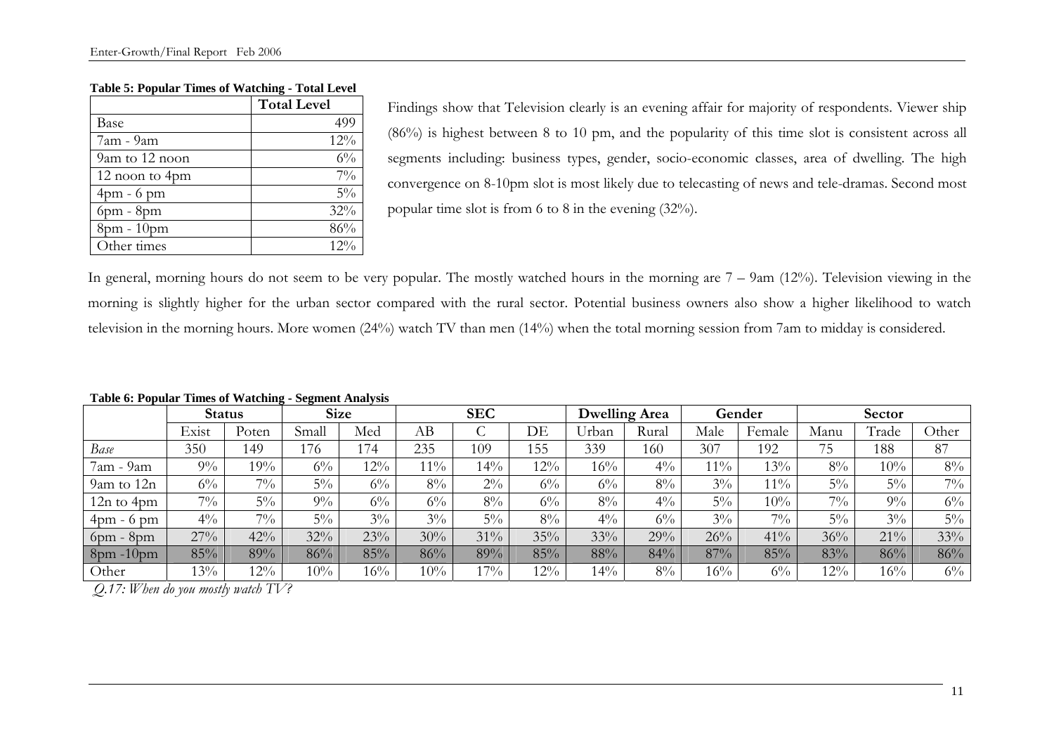**Table 5: Popular Times of Watching - Total Level**

| | Total Level |
|---|---|
| Base | 499 |
| 7am - 9am | 12% |
| 9am to 12 noon | 6% |
| 12 noon to 4pm | 7% |
| 4pm - 6 pm | 5% |
| 6pm - 8pm | 32% |
| 8pm - 10pm | 86% |
| Other times | 12% |

Findings show that Television clearly is an evening affair for majority of respondents. Viewer ship (86%) is highest between 8 to 10 pm, and the popularity of this time slot is consistent across all segments including: business types, gender, socio-economic classes, area of dwelling. The high convergence on 8-10pm slot is most likely due to telecasting of news and tele-dramas. Second most popular time slot is from 6 to 8 in the evening (32%).

In general, morning hours do not seem to be very popular. The mostly watched hours in the morning are 7 – 9am (12%). Television viewing in the morning is slightly higher for the urban sector compared with the rural sector. Potential business owners also show a higher likelihood to watch television in the morning hours. More women (24%) watch TV than men (14%) when the total morning session from 7am to midday is considered.

**Table 6: Popular Times of Watching - Segment Analysis**

| | Status | | Size | | SEC | | | Dwelling Area | | Gender | | Sector | | |
|---|---|---|---|---|---|---|---|---|---|---|---|---|---|---|
| | Exist | Poten | Small | Med | AB | C | DE | Urban | Rural | Male | Female | Manu | Trade | Other |
| *Base* | 350 | 149 | 176 | 174 | 235 | 109 | 155 | 339 | 160 | 307 | 192 | 75 | 188 | 87 |
| 7am - 9am | 9% | 19% | 6% | 12% | 11% | 14% | 12% | 16% | 4% | 11% | 13% | 8% | 10% | 8% |
| 9am to 12n | 6% | 7% | 5% | 6% | 8% | 2% | 6% | 6% | 8% | 3% | 11% | 5% | 5% | 7% |
| 12n to 4pm | 7% | 5% | 9% | 6% | 6% | 8% | 6% | 8% | 4% | 5% | 10% | 7% | 9% | 6% |
| 4pm - 6 pm | 4% | 7% | 5% | 3% | 3% | 5% | 8% | 4% | 6% | 3% | 7% | 5% | 3% | 5% |
| 6pm - 8pm | 27% | 42% | 32% | 23% | 30% | 31% | 35% | 33% | 29% | 26% | 41% | 36% | 21% | 33% |
| 8pm -10pm | 85% | 89% | 86% | 85% | 86% | 89% | 85% | 88% | 84% | 87% | 85% | 83% | 86% | 86% |
| Other | 13% | 12% | 10% | 16% | 10% | 17% | 12% | 14% | 8% | 16% | 6% | 12% | 16% | 6% |

*Q.17: When do you mostly watch TV?*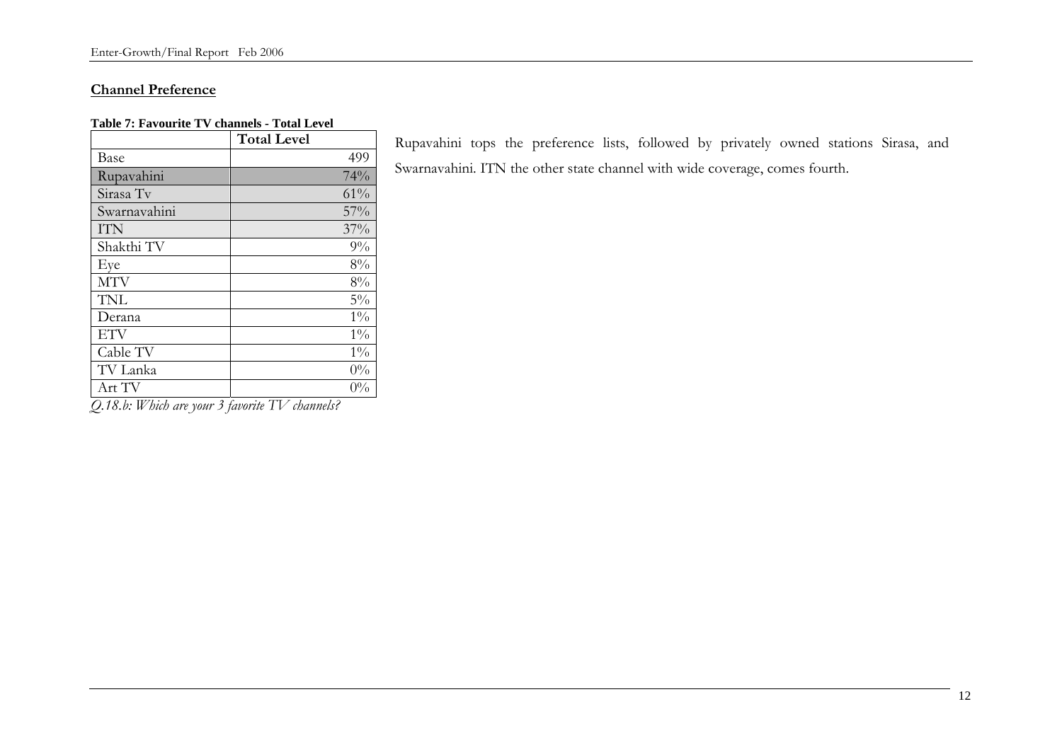## Channel Preference

**Table 7: Favourite TV channels - Total Level**

| | Total Level |
|---|---|
| Base | 499 |
| Rupavahini | 74% |
| Sirasa Tv | 61% |
| Swarnavahini | 57% |
| ITN | 37% |
| Shakthi TV | 9% |
| Eye | 8% |
| MTV | 8% |
| TNL | 5% |
| Derana | 1% |
| ETV | 1% |
| Cable TV | 1% |
| TV Lanka | 0% |
| Art TV | 0% |

*Q.18.b: Which are your 3 favorite TV channels?*

Rupavahini tops the preference lists, followed by privately owned stations Sirasa, and Swarnavahini. ITN the other state channel with wide coverage, comes fourth.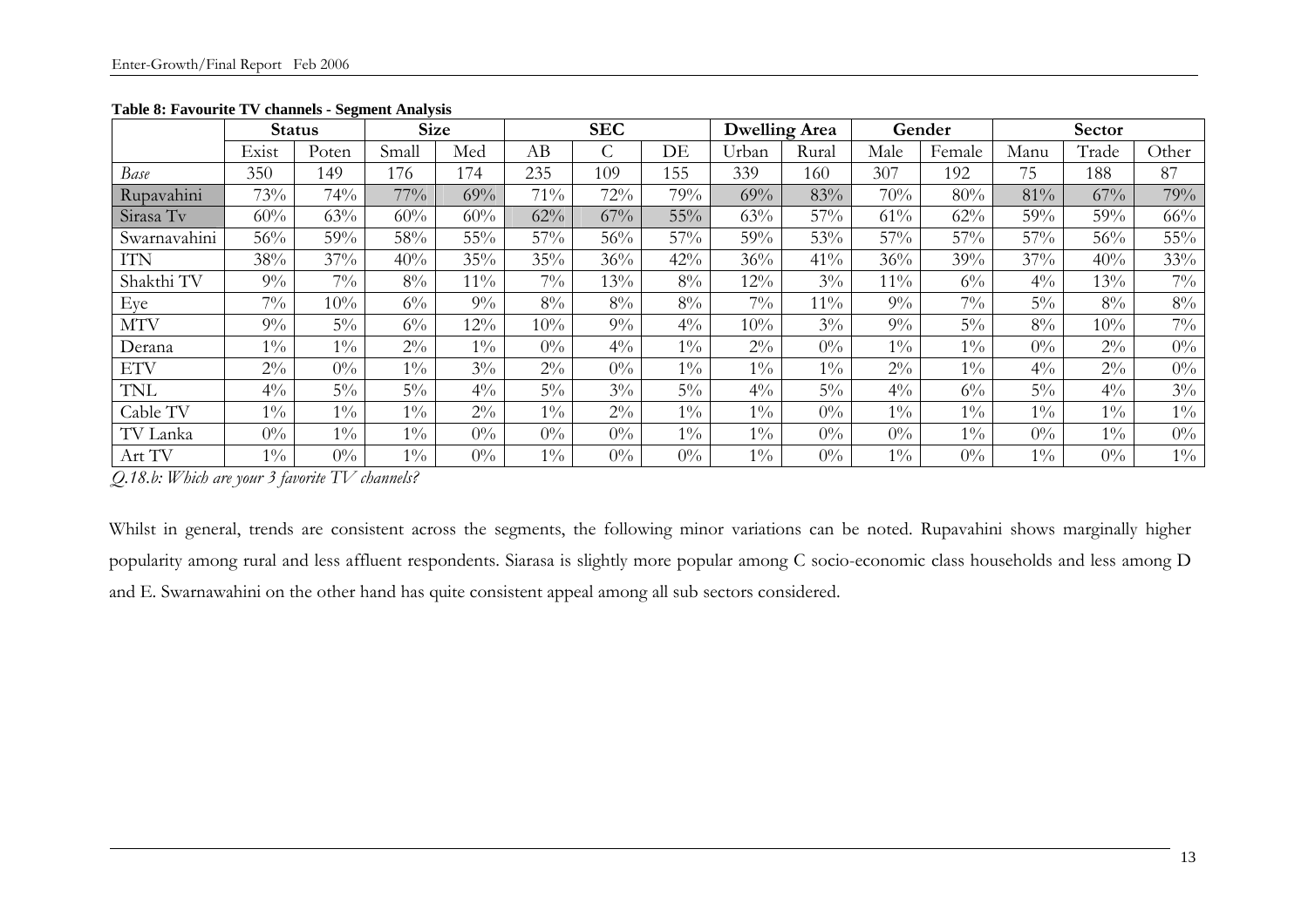**Table 8: Favourite TV channels - Segment Analysis**

| | Status | | Size | | SEC | | | Dwelling Area | | Gender | | Sector | | |
|---|---|---|---|---|---|---|---|---|---|---|---|---|---|---|
| | Exist | Poten | Small | Med | AB | C | DE | Urban | Rural | Male | Female | Manu | Trade | Other |
| *Base* | 350 | 149 | 176 | 174 | 235 | 109 | 155 | 339 | 160 | 307 | 192 | 75 | 188 | 87 |
| Rupavahini | 73% | 74% | 77% | 69% | 71% | 72% | 79% | 69% | 83% | 70% | 80% | 81% | 67% | 79% |
| Sirasa Tv | 60% | 63% | 60% | 60% | 62% | 67% | 55% | 63% | 57% | 61% | 62% | 59% | 59% | 66% |
| Swarnavahini | 56% | 59% | 58% | 55% | 57% | 56% | 57% | 59% | 53% | 57% | 57% | 57% | 56% | 55% |
| ITN | 38% | 37% | 40% | 35% | 35% | 36% | 42% | 36% | 41% | 36% | 39% | 37% | 40% | 33% |
| Shakthi TV | 9% | 7% | 8% | 11% | 7% | 13% | 8% | 12% | 3% | 11% | 6% | 4% | 13% | 7% |
| Eye | 7% | 10% | 6% | 9% | 8% | 8% | 8% | 7% | 11% | 9% | 7% | 5% | 8% | 8% |
| MTV | 9% | 5% | 6% | 12% | 10% | 9% | 4% | 10% | 3% | 9% | 5% | 8% | 10% | 7% |
| Derana | 1% | 1% | 2% | 1% | 0% | 4% | 1% | 2% | 0% | 1% | 1% | 0% | 2% | 0% |
| ETV | 2% | 0% | 1% | 3% | 2% | 0% | 1% | 1% | 1% | 2% | 1% | 4% | 2% | 0% |
| TNL | 4% | 5% | 5% | 4% | 5% | 3% | 5% | 4% | 5% | 4% | 6% | 5% | 4% | 3% |
| Cable TV | 1% | 1% | 1% | 2% | 1% | 2% | 1% | 1% | 0% | 1% | 1% | 1% | 1% | 1% |
| TV Lanka | 0% | 1% | 1% | 0% | 0% | 0% | 1% | 1% | 0% | 0% | 1% | 0% | 1% | 0% |
| Art TV | 1% | 0% | 1% | 0% | 1% | 0% | 0% | 1% | 0% | 1% | 0% | 1% | 0% | 1% |

*Q.18.b: Which are your 3 favorite TV channels?*

Whilst in general, trends are consistent across the segments, the following minor variations can be noted. Rupavahini shows marginally higher popularity among rural and less affluent respondents. Siarasa is slightly more popular among C socio-economic class households and less among D and E. Swarnawahini on the other hand has quite consistent appeal among all sub sectors considered.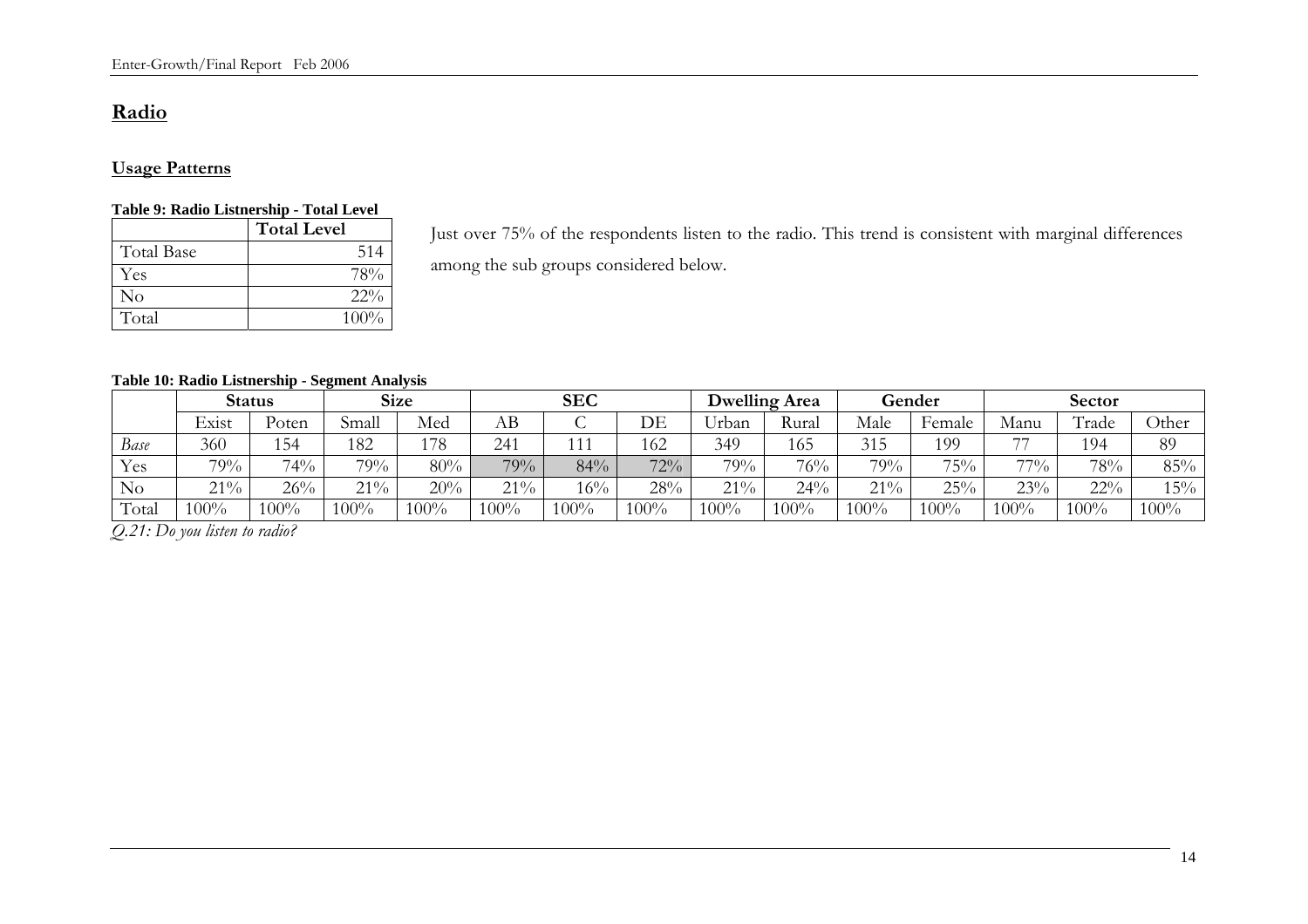## Radio

### Usage Patterns

**Table 9: Radio Listnership - Total Level**

| | Total Level |
|---|---|
| Total Base | 514 |
| Yes | 78% |
| No | 22% |
| Total | 100% |

Just over 75% of the respondents listen to the radio. This trend is consistent with marginal differences among the sub groups considered below.

**Table 10: Radio Listnership - Segment Analysis**

| | Status | | Size | | SEC | | | Dwelling Area | | Gender | | Sector | | |
|---|---|---|---|---|---|---|---|---|---|---|---|---|---|---|
| | Exist | Poten | Small | Med | AB | C | DE | Urban | Rural | Male | Female | Manu | Trade | Other |
| *Base* | 360 | 154 | 182 | 178 | 241 | 111 | 162 | 349 | 165 | 315 | 199 | 77 | 194 | 89 |
| Yes | 79% | 74% | 79% | 80% | 79% | 84% | 72% | 79% | 76% | 79% | 75% | 77% | 78% | 85% |
| No | 21% | 26% | 21% | 20% | 21% | 16% | 28% | 21% | 24% | 21% | 25% | 23% | 22% | 15% |
| Total | 100% | 100% | 100% | 100% | 100% | 100% | 100% | 100% | 100% | 100% | 100% | 100% | 100% | 100% |

*Q.21: Do you listen to radio?*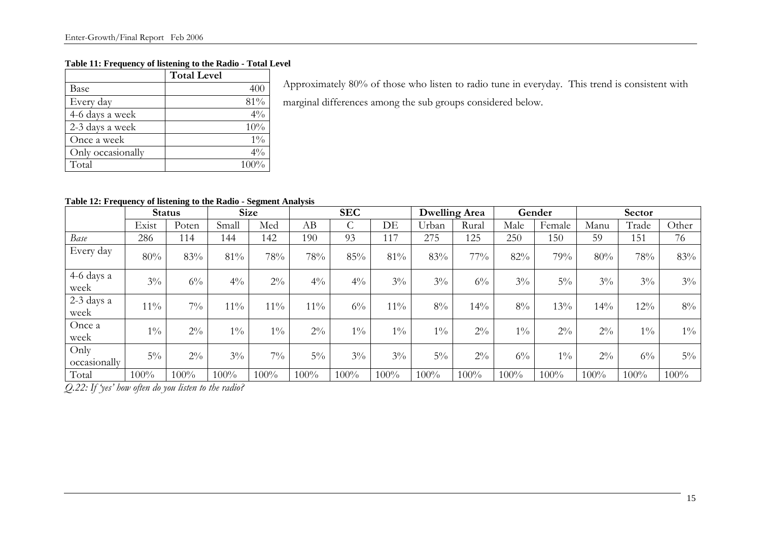**Table 11: Frequency of listening to the Radio - Total Level**

| | Total Level |
|---|---|
| Base | 400 |
| Every day | 81% |
| 4-6 days a week | 4% |
| 2-3 days a week | 10% |
| Once a week | 1% |
| Only occasionally | 4% |
| Total | 100% |

Approximately 80% of those who listen to radio tune in everyday. This trend is consistent with marginal differences among the sub groups considered below.

**Table 12: Frequency of listening to the Radio - Segment Analysis**

| | Status | | Size | | SEC | | | Dwelling Area | | Gender | | Sector | | |
|---|---|---|---|---|---|---|---|---|---|---|---|---|---|---|
| | Exist | Poten | Small | Med | AB | C | DE | Urban | Rural | Male | Female | Manu | Trade | Other |
| *Base* | 286 | 114 | 144 | 142 | 190 | 93 | 117 | 275 | 125 | 250 | 150 | 59 | 151 | 76 |
| Every day | 80% | 83% | 81% | 78% | 78% | 85% | 81% | 83% | 77% | 82% | 79% | 80% | 78% | 83% |
| 4-6 days a week | 3% | 6% | 4% | 2% | 4% | 4% | 3% | 3% | 6% | 3% | 5% | 3% | 3% | 3% |
| 2-3 days a week | 11% | 7% | 11% | 11% | 11% | 6% | 11% | 8% | 14% | 8% | 13% | 14% | 12% | 8% |
| Once a week | 1% | 2% | 1% | 1% | 2% | 1% | 1% | 1% | 2% | 1% | 2% | 2% | 1% | 1% |
| Only occasionally | 5% | 2% | 3% | 7% | 5% | 3% | 3% | 5% | 2% | 6% | 1% | 2% | 6% | 5% |
| Total | 100% | 100% | 100% | 100% | 100% | 100% | 100% | 100% | 100% | 100% | 100% | 100% | 100% | 100% |

*Q.22: If 'yes' how often do you listen to the radio?*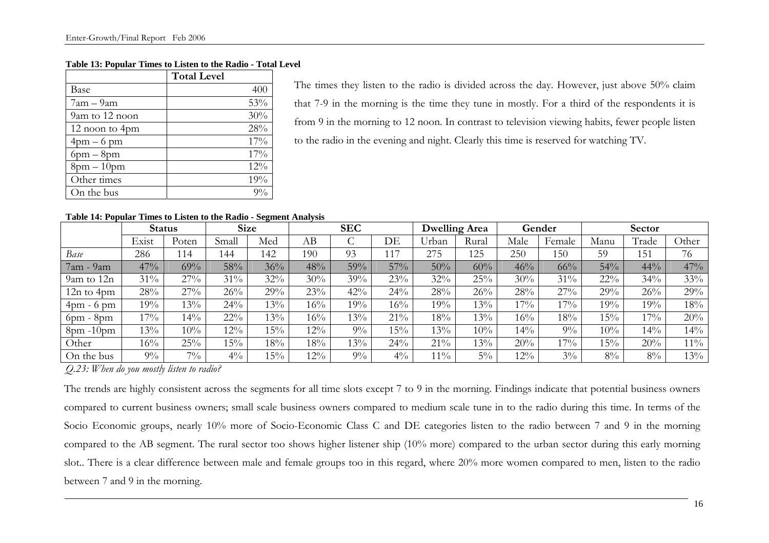**Table 13: Popular Times to Listen to the Radio - Total Level**

| | Total Level |
|---|---|
| Base | 400 |
| 7am – 9am | 53% |
| 9am to 12 noon | 30% |
| 12 noon to 4pm | 28% |
| 4pm – 6 pm | 17% |
| 6pm – 8pm | 17% |
| 8pm – 10pm | 12% |
| Other times | 19% |
| On the bus | 9% |

The times they listen to the radio is divided across the day. However, just above 50% claim that 7-9 in the morning is the time they tune in mostly. For a third of the respondents it is from 9 in the morning to 12 noon. In contrast to television viewing habits, fewer people listen to the radio in the evening and night. Clearly this time is reserved for watching TV.

**Table 14: Popular Times to Listen to the Radio - Segment Analysis**

| | Status | | Size | | SEC | | | Dwelling Area | | Gender | | Sector | | |
|---|---|---|---|---|---|---|---|---|---|---|---|---|---|---|
| | Exist | Poten | Small | Med | AB | C | DE | Urban | Rural | Male | Female | Manu | Trade | Other |
| *Base* | 286 | 114 | 144 | 142 | 190 | 93 | 117 | 275 | 125 | 250 | 150 | 59 | 151 | 76 |
| 7am - 9am | 47% | 69% | 58% | 36% | 48% | 59% | 57% | 50% | 60% | 46% | 66% | 54% | 44% | 47% |
| 9am to 12n | 31% | 27% | 31% | 32% | 30% | 39% | 23% | 32% | 25% | 30% | 31% | 22% | 34% | 33% |
| 12n to 4pm | 28% | 27% | 26% | 29% | 23% | 42% | 24% | 28% | 26% | 28% | 27% | 29% | 26% | 29% |
| 4pm - 6 pm | 19% | 13% | 24% | 13% | 16% | 19% | 16% | 19% | 13% | 17% | 17% | 19% | 19% | 18% |
| 6pm - 8pm | 17% | 14% | 22% | 13% | 16% | 13% | 21% | 18% | 13% | 16% | 18% | 15% | 17% | 20% |
| 8pm -10pm | 13% | 10% | 12% | 15% | 12% | 9% | 15% | 13% | 10% | 14% | 9% | 10% | 14% | 14% |
| Other | 16% | 25% | 15% | 18% | 18% | 13% | 24% | 21% | 13% | 20% | 17% | 15% | 20% | 11% |
| On the bus | 9% | 7% | 4% | 15% | 12% | 9% | 4% | 11% | 5% | 12% | 3% | 8% | 8% | 13% |

*Q.23: When do you mostly listen to radio?*

The trends are highly consistent across the segments for all time slots except 7 to 9 in the morning. Findings indicate that potential business owners compared to current business owners; small scale business owners compared to medium scale tune in to the radio during this time. In terms of the Socio Economic groups, nearly 10% more of Socio-Economic Class C and DE categories listen to the radio between 7 and 9 in the morning compared to the AB segment. The rural sector too shows higher listener ship (10% more) compared to the urban sector during this early morning slot.. There is a clear difference between male and female groups too in this regard, where 20% more women compared to men, listen to the radio between 7 and 9 in the morning.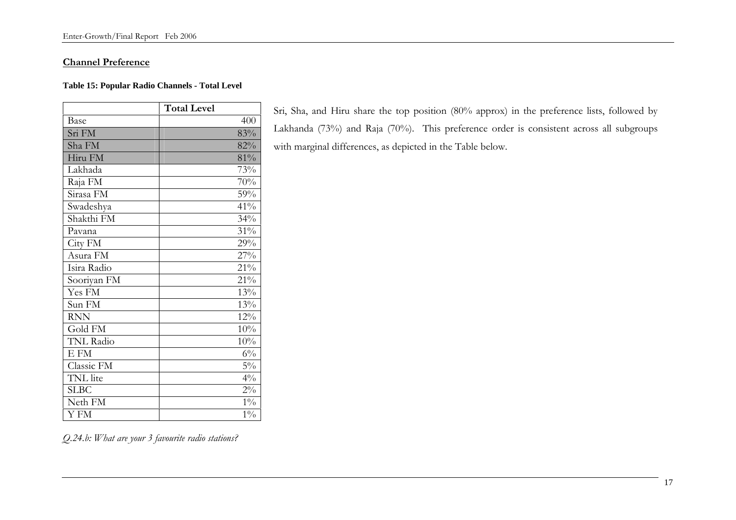## Channel Preference

**Table 15: Popular Radio Channels - Total Level**

| | Total Level |
|---|---|
| Base | 400 |
| Sri FM | 83% |
| Sha FM | 82% |
| Hiru FM | 81% |
| Lakhada | 73% |
| Raja FM | 70% |
| Sirasa FM | 59% |
| Swadeshya | 41% |
| Shakthi FM | 34% |
| Pavana | 31% |
| City FM | 29% |
| Asura FM | 27% |
| Isira Radio | 21% |
| Sooriyan FM | 21% |
| Yes FM | 13% |
| Sun FM | 13% |
| RNN | 12% |
| Gold FM | 10% |
| TNL Radio | 10% |
| E FM | 6% |
| Classic FM | 5% |
| TNL lite | 4% |
| SLBC | 2% |
| Neth FM | 1% |
| Y FM | 1% |

*Q.24.b: What are your 3 favourite radio stations?*

Sri, Sha, and Hiru share the top position (80% approx) in the preference lists, followed by Lakhanda (73%) and Raja (70%). This preference order is consistent across all subgroups with marginal differences, as depicted in the Table below.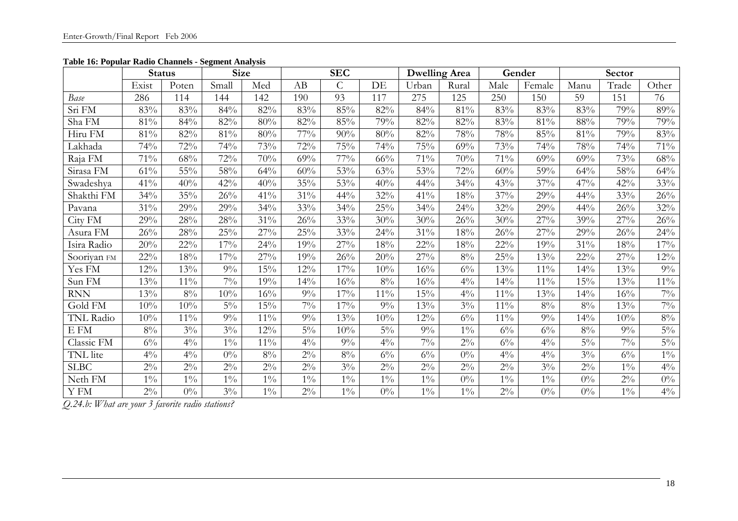**Table 16: Popular Radio Channels - Segment Analysis**

| | Status | | Size | | SEC | | | Dwelling Area | | Gender | | Sector | | |
|---|---|---|---|---|---|---|---|---|---|---|---|---|---|---|
| | Exist | Poten | Small | Med | AB | C | DE | Urban | Rural | Male | Female | Manu | Trade | Other |
| *Base* | 286 | 114 | 144 | 142 | 190 | 93 | 117 | 275 | 125 | 250 | 150 | 59 | 151 | 76 |
| Sri FM | 83% | 83% | 84% | 82% | 83% | 85% | 82% | 84% | 81% | 83% | 83% | 83% | 79% | 89% |
| Sha FM | 81% | 84% | 82% | 80% | 82% | 85% | 79% | 82% | 82% | 83% | 81% | 88% | 79% | 79% |
| Hiru FM | 81% | 82% | 81% | 80% | 77% | 90% | 80% | 82% | 78% | 78% | 85% | 81% | 79% | 83% |
| Lakhada | 74% | 72% | 74% | 73% | 72% | 75% | 74% | 75% | 69% | 73% | 74% | 78% | 74% | 71% |
| Raja FM | 71% | 68% | 72% | 70% | 69% | 77% | 66% | 71% | 70% | 71% | 69% | 69% | 73% | 68% |
| Sirasa FM | 61% | 55% | 58% | 64% | 60% | 53% | 63% | 53% | 72% | 60% | 59% | 64% | 58% | 64% |
| Swadeshya | 41% | 40% | 42% | 40% | 35% | 53% | 40% | 44% | 34% | 43% | 37% | 47% | 42% | 33% |
| Shakthi FM | 34% | 35% | 26% | 41% | 31% | 44% | 32% | 41% | 18% | 37% | 29% | 44% | 33% | 26% |
| Pavana | 31% | 29% | 29% | 34% | 33% | 34% | 25% | 34% | 24% | 32% | 29% | 44% | 26% | 32% |
| City FM | 29% | 28% | 28% | 31% | 26% | 33% | 30% | 30% | 26% | 30% | 27% | 39% | 27% | 26% |
| Asura FM | 26% | 28% | 25% | 27% | 25% | 33% | 24% | 31% | 18% | 26% | 27% | 29% | 26% | 24% |
| Isira Radio | 20% | 22% | 17% | 24% | 19% | 27% | 18% | 22% | 18% | 22% | 19% | 31% | 18% | 17% |
| Sooriyan FM | 22% | 18% | 17% | 27% | 19% | 26% | 20% | 27% | 8% | 25% | 13% | 22% | 27% | 12% |
| Yes FM | 12% | 13% | 9% | 15% | 12% | 17% | 10% | 16% | 6% | 13% | 11% | 14% | 13% | 9% |
| Sun FM | 13% | 11% | 7% | 19% | 14% | 16% | 8% | 16% | 4% | 14% | 11% | 15% | 13% | 11% |
| RNN | 13% | 8% | 10% | 16% | 9% | 17% | 11% | 15% | 4% | 11% | 13% | 14% | 16% | 7% |
| Gold FM | 10% | 10% | 5% | 15% | 7% | 17% | 9% | 13% | 3% | 11% | 8% | 8% | 13% | 7% |
| TNL Radio | 10% | 11% | 9% | 11% | 9% | 13% | 10% | 12% | 6% | 11% | 9% | 14% | 10% | 8% |
| E FM | 8% | 3% | 3% | 12% | 5% | 10% | 5% | 9% | 1% | 6% | 6% | 8% | 9% | 5% |
| Classic FM | 6% | 4% | 1% | 11% | 4% | 9% | 4% | 7% | 2% | 6% | 4% | 5% | 7% | 5% |
| TNL lite | 4% | 4% | 0% | 8% | 2% | 8% | 6% | 6% | 0% | 4% | 4% | 3% | 6% | 1% |
| SLBC | 2% | 2% | 2% | 2% | 2% | 3% | 2% | 2% | 2% | 2% | 3% | 2% | 1% | 4% |
| Neth FM | 1% | 1% | 1% | 1% | 1% | 1% | 1% | 1% | 0% | 1% | 1% | 0% | 2% | 0% |
| Y FM | 2% | 0% | 3% | 1% | 2% | 1% | 0% | 1% | 1% | 2% | 0% | 0% | 1% | 4% |

*Q.24.b: What are your 3 favorite radio stations?*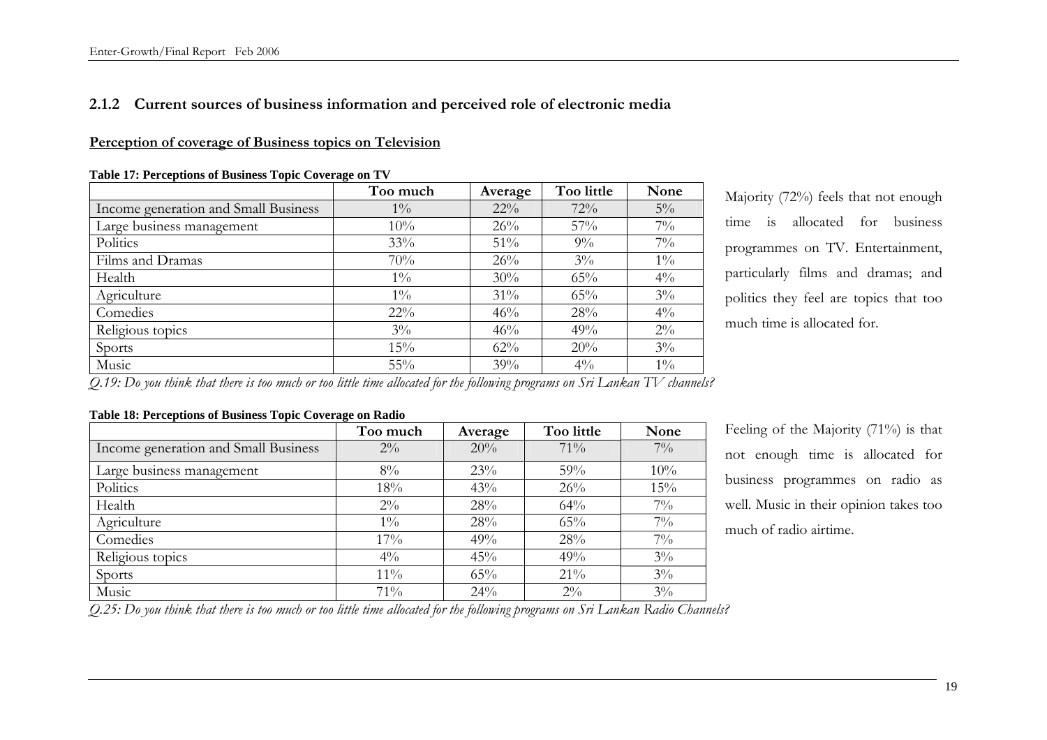### 2.1.2 Current sources of business information and perceived role of electronic media

**Perception of coverage of Business topics on Television**

**Table 17: Perceptions of Business Topic Coverage on TV**

| | Too much | Average | Too little | None |
|---|---|---|---|---|
| Income generation and Small Business | 1% | 22% | 72% | 5% |
| Large business management | 10% | 26% | 57% | 7% |
| Politics | 33% | 51% | 9% | 7% |
| Films and Dramas | 70% | 26% | 3% | 1% |
| Health | 1% | 30% | 65% | 4% |
| Agriculture | 1% | 31% | 65% | 3% |
| Comedies | 22% | 46% | 28% | 4% |
| Religious topics | 3% | 46% | 49% | 2% |
| Sports | 15% | 62% | 20% | 3% |
| Music | 55% | 39% | 4% | 1% |

*Q.19: Do you think that there is too much or too little time allocated for the following programs on Sri Lankan TV channels?*

Majority (72%) feels that not enough time is allocated for business programmes on TV. Entertainment, particularly films and dramas; and politics they feel are topics that too much time is allocated for.

**Table 18: Perceptions of Business Topic Coverage on Radio**

| | Too much | Average | Too little | None |
|---|---|---|---|---|
| Income generation and Small Business | 2% | 20% | 71% | 7% |
| Large business management | 8% | 23% | 59% | 10% |
| Politics | 18% | 43% | 26% | 15% |
| Health | 2% | 28% | 64% | 7% |
| Agriculture | 1% | 28% | 65% | 7% |
| Comedies | 17% | 49% | 28% | 7% |
| Religious topics | 4% | 45% | 49% | 3% |
| Sports | 11% | 65% | 21% | 3% |
| Music | 71% | 24% | 2% | 3% |

*Q.25: Do you think that there is too much or too little time allocated for the following programs on Sri Lankan Radio Channels?*

Feeling of the Majority (71%) is that not enough time is allocated for business programmes on radio as well. Music in their opinion takes too much of radio airtime.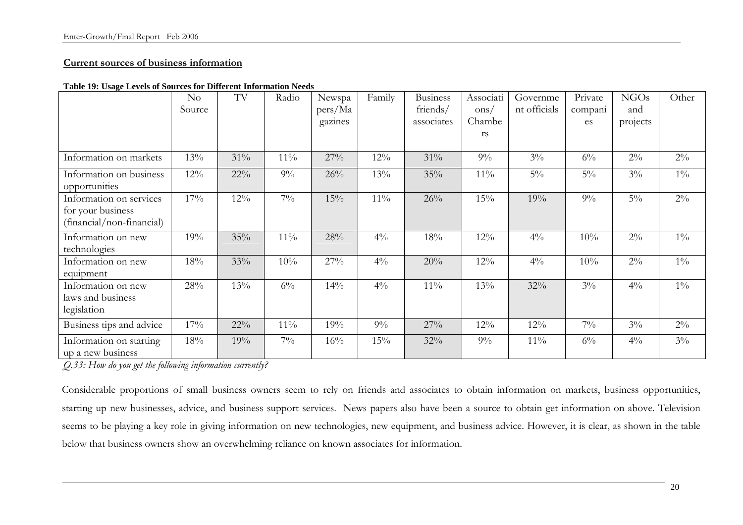**Current sources of business information**

**Table 19: Usage Levels of Sources for Different Information Needs**

| | No Source | TV | Radio | Newspapers/Magazines | Family | Business friends/ associates | Associations/ Chambers | Government officials | Private companies | NGOs and projects | Other |
|---|---|---|---|---|---|---|---|---|---|---|---|
| Information on markets | 13% | 31% | 11% | 27% | 12% | 31% | 9% | 3% | 6% | 2% | 2% |
| Information on business opportunities | 12% | 22% | 9% | 26% | 13% | 35% | 11% | 5% | 5% | 3% | 1% |
| Information on services for your business (financial/non-financial) | 17% | 12% | 7% | 15% | 11% | 26% | 15% | 19% | 9% | 5% | 2% |
| Information on new technologies | 19% | 35% | 11% | 28% | 4% | 18% | 12% | 4% | 10% | 2% | 1% |
| Information on new equipment | 18% | 33% | 10% | 27% | 4% | 20% | 12% | 4% | 10% | 2% | 1% |
| Information on new laws and business legislation | 28% | 13% | 6% | 14% | 4% | 11% | 13% | 32% | 3% | 4% | 1% |
| Business tips and advice | 17% | 22% | 11% | 19% | 9% | 27% | 12% | 12% | 7% | 3% | 2% |
| Information on starting up a new business | 18% | 19% | 7% | 16% | 15% | 32% | 9% | 11% | 6% | 4% | 3% |

*Q.33: How do you get the following information currently?*

Considerable proportions of small business owners seem to rely on friends and associates to obtain information on markets, business opportunities, starting up new businesses, advice, and business support services. News papers also have been a source to obtain get information on above. Television seems to be playing a key role in giving information on new technologies, new equipment, and business advice. However, it is clear, as shown in the table below that business owners show an overwhelming reliance on known associates for information.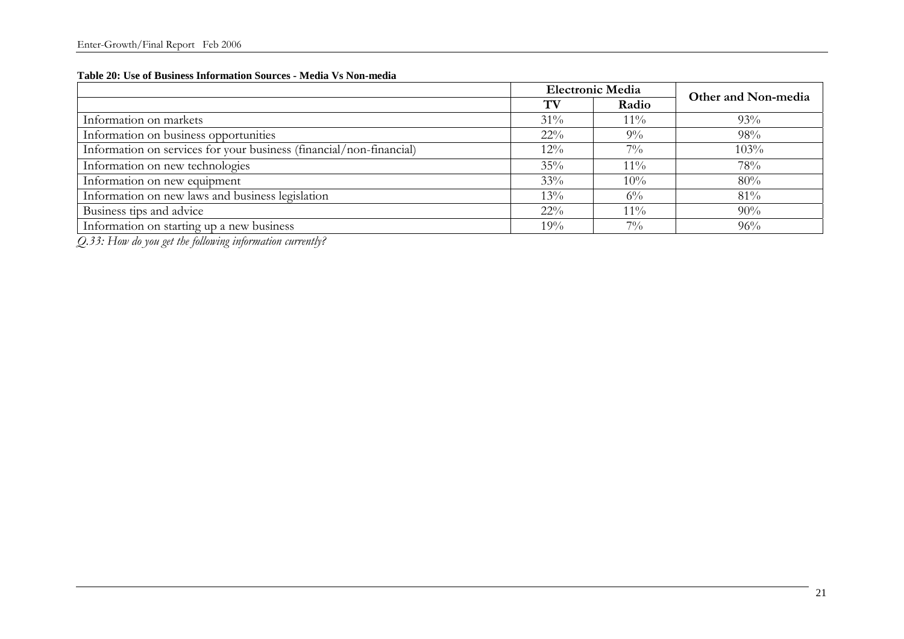**Table 20: Use of Business Information Sources - Media Vs Non-media**

| | Electronic Media | | Other and Non-media |
|---|---|---|---|
| | TV | Radio | |
| Information on markets | 31% | 11% | 93% |
| Information on business opportunities | 22% | 9% | 98% |
| Information on services for your business (financial/non-financial) | 12% | 7% | 103% |
| Information on new technologies | 35% | 11% | 78% |
| Information on new equipment | 33% | 10% | 80% |
| Information on new laws and business legislation | 13% | 6% | 81% |
| Business tips and advice | 22% | 11% | 90% |
| Information on starting up a new business | 19% | 7% | 96% |

*Q.33: How do you get the following information currently?*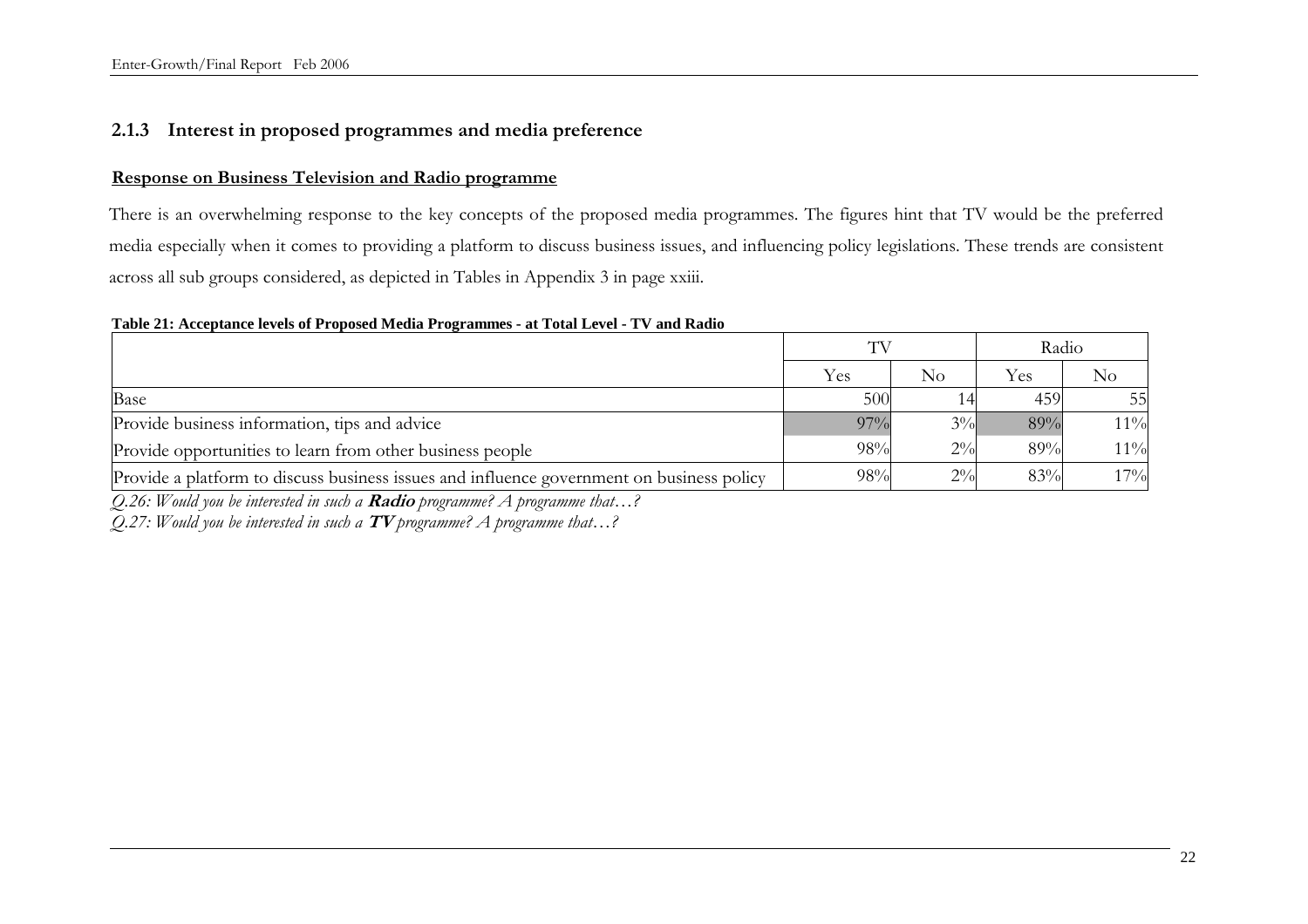## 2.1.3 Interest in proposed programmes and media preference

**Response on Business Television and Radio programme**

There is an overwhelming response to the key concepts of the proposed media programmes. The figures hint that TV would be the preferred media especially when it comes to providing a platform to discuss business issues, and influencing policy legislations. These trends are consistent across all sub groups considered, as depicted in Tables in Appendix 3 in page xxiii.

**Table 21: Acceptance levels of Proposed Media Programmes - at Total Level - TV and Radio**

| | TV | | Radio | |
|---|---|---|---|---|
| | Yes | No | Yes | No |
| Base | 500 | 14 | 459 | 55 |
| Provide business information, tips and advice | 97% | 3% | 89% | 11% |
| Provide opportunities to learn from other business people | 98% | 2% | 89% | 11% |
| Provide a platform to discuss business issues and influence government on business policy | 98% | 2% | 83% | 17% |

*Q.26: Would you be interested in such a* ***Radio*** *programme? A programme that…?*

*Q.27: Would you be interested in such a* ***TV*** *programme? A programme that…?*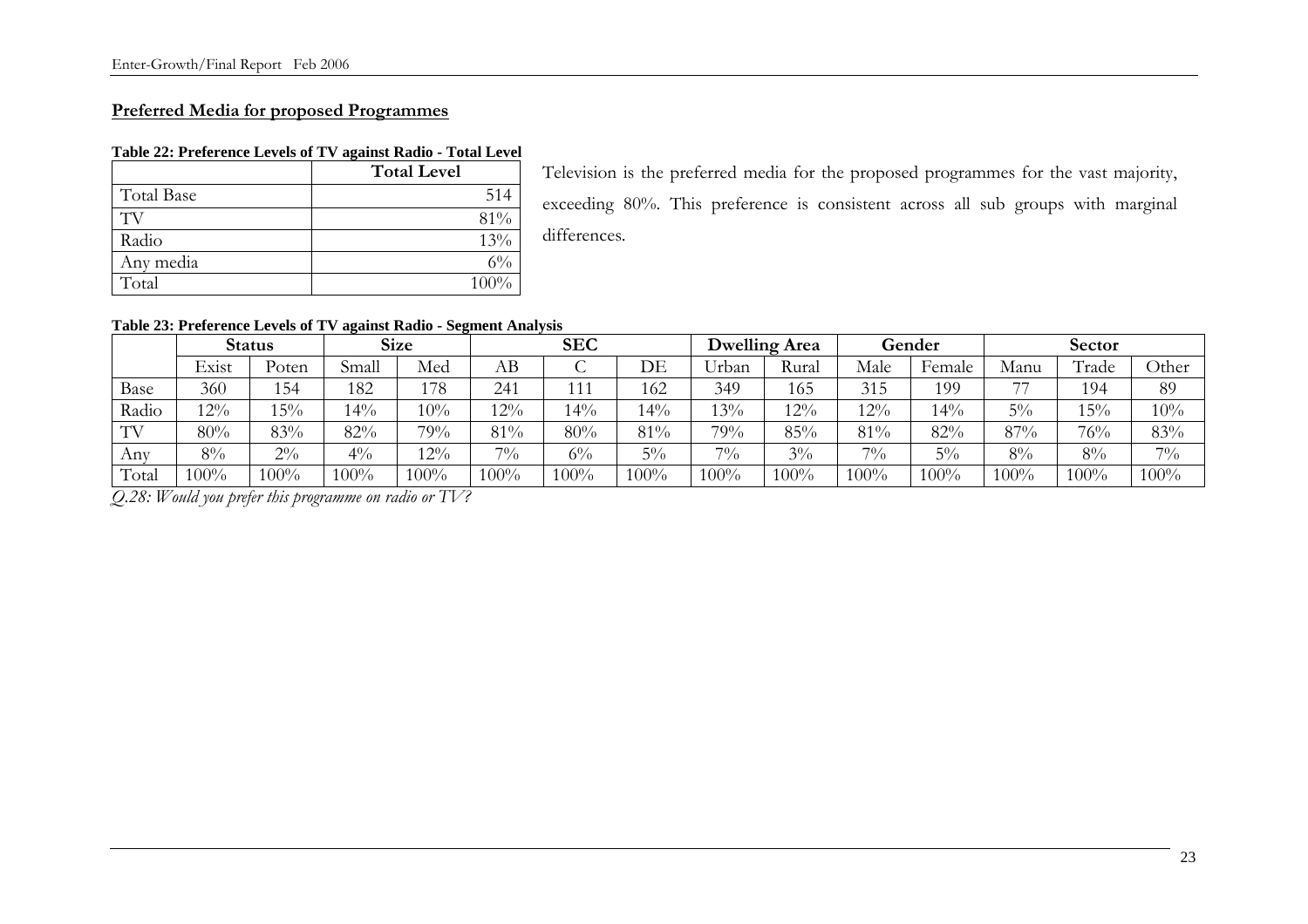## Preferred Media for proposed Programmes

**Table 22: Preference Levels of TV against Radio - Total Level**

| | Total Level |
|---|---|
| Total Base | 514 |
| TV | 81% |
| Radio | 13% |
| Any media | 6% |
| Total | 100% |

Television is the preferred media for the proposed programmes for the vast majority, exceeding 80%. This preference is consistent across all sub groups with marginal differences.

**Table 23: Preference Levels of TV against Radio - Segment Analysis**

| | Status | | Size | | SEC | | | Dwelling Area | | Gender | | Sector | | |
|---|---|---|---|---|---|---|---|---|---|---|---|---|---|---|
| | Exist | Poten | Small | Med | AB | C | DE | Urban | Rural | Male | Female | Manu | Trade | Other |
| Base | 360 | 154 | 182 | 178 | 241 | 111 | 162 | 349 | 165 | 315 | 199 | 77 | 194 | 89 |
| Radio | 12% | 15% | 14% | 10% | 12% | 14% | 14% | 13% | 12% | 12% | 14% | 5% | 15% | 10% |
| TV | 80% | 83% | 82% | 79% | 81% | 80% | 81% | 79% | 85% | 81% | 82% | 87% | 76% | 83% |
| Any | 8% | 2% | 4% | 12% | 7% | 6% | 5% | 7% | 3% | 7% | 5% | 8% | 8% | 7% |
| Total | 100% | 100% | 100% | 100% | 100% | 100% | 100% | 100% | 100% | 100% | 100% | 100% | 100% | 100% |

*Q.28: Would you prefer this programme on radio or TV?*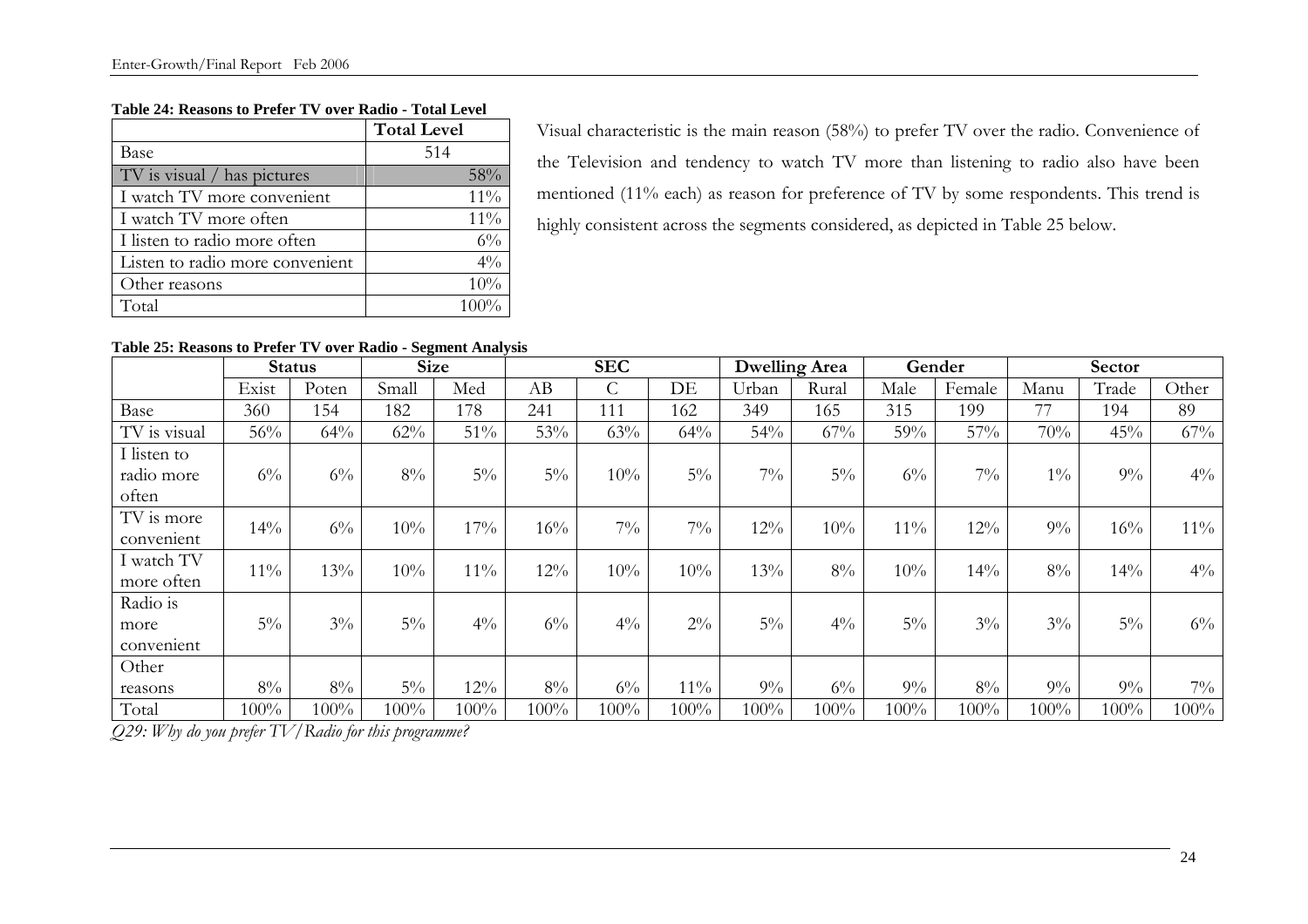**Table 24: Reasons to Prefer TV over Radio - Total Level**

| | Total Level |
|---|---|
| Base | 514 |
| TV is visual / has pictures | 58% |
| I watch TV more convenient | 11% |
| I watch TV more often | 11% |
| I listen to radio more often | 6% |
| Listen to radio more convenient | 4% |
| Other reasons | 10% |
| Total | 100% |

Visual characteristic is the main reason (58%) to prefer TV over the radio. Convenience of the Television and tendency to watch TV more than listening to radio also have been mentioned (11% each) as reason for preference of TV by some respondents. This trend is highly consistent across the segments considered, as depicted in Table 25 below.

**Table 25: Reasons to Prefer TV over Radio - Segment Analysis**

| | Status | | Size | | SEC | | | Dwelling Area | | Gender | | Sector | | |
|---|---|---|---|---|---|---|---|---|---|---|---|---|---|---|
| | Exist | Poten | Small | Med | AB | C | DE | Urban | Rural | Male | Female | Manu | Trade | Other |
| Base | 360 | 154 | 182 | 178 | 241 | 111 | 162 | 349 | 165 | 315 | 199 | 77 | 194 | 89 |
| TV is visual | 56% | 64% | 62% | 51% | 53% | 63% | 64% | 54% | 67% | 59% | 57% | 70% | 45% | 67% |
| I listen to radio more often | 6% | 6% | 8% | 5% | 5% | 10% | 5% | 7% | 5% | 6% | 7% | 1% | 9% | 4% |
| TV is more convenient | 14% | 6% | 10% | 17% | 16% | 7% | 7% | 12% | 10% | 11% | 12% | 9% | 16% | 11% |
| I watch TV more often | 11% | 13% | 10% | 11% | 12% | 10% | 10% | 13% | 8% | 10% | 14% | 8% | 14% | 4% |
| Radio is more convenient | 5% | 3% | 5% | 4% | 6% | 4% | 2% | 5% | 4% | 5% | 3% | 3% | 5% | 6% |
| Other reasons | 8% | 8% | 5% | 12% | 8% | 6% | 11% | 9% | 6% | 9% | 8% | 9% | 9% | 7% |
| Total | 100% | 100% | 100% | 100% | 100% | 100% | 100% | 100% | 100% | 100% | 100% | 100% | 100% | 100% |

*Q29: Why do you prefer TV/Radio for this programme?*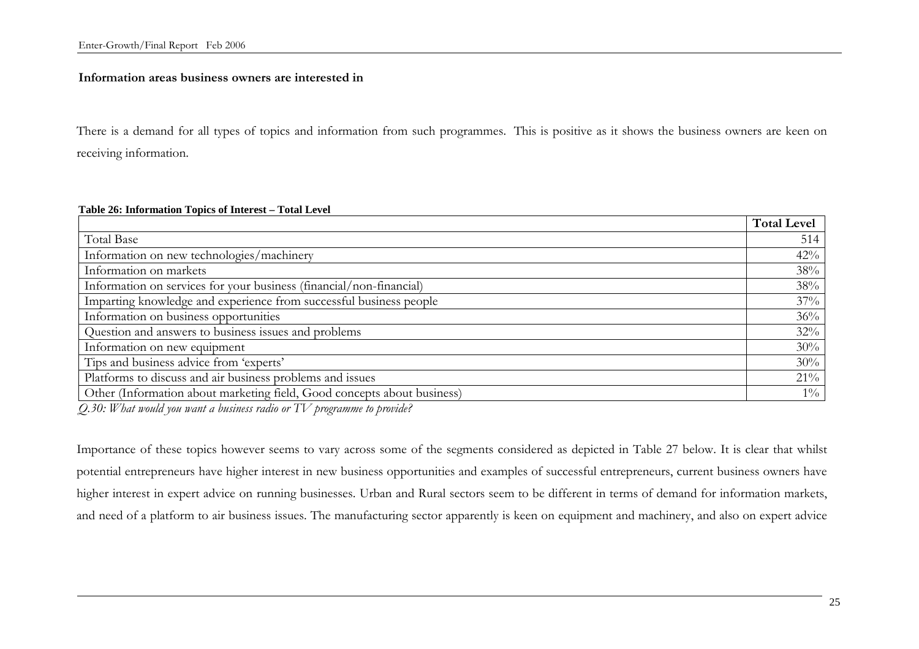**Information areas business owners are interested in**

There is a demand for all types of topics and information from such programmes. This is positive as it shows the business owners are keen on receiving information.

**Table 26: Information Topics of Interest – Total Level**

| | Total Level |
|---|---|
| Total Base | 514 |
| Information on new technologies/machinery | 42% |
| Information on markets | 38% |
| Information on services for your business (financial/non-financial) | 38% |
| Imparting knowledge and experience from successful business people | 37% |
| Information on business opportunities | 36% |
| Question and answers to business issues and problems | 32% |
| Information on new equipment | 30% |
| Tips and business advice from 'experts' | 30% |
| Platforms to discuss and air business problems and issues | 21% |
| Other (Information about marketing field, Good concepts about business) | 1% |

*Q.30: What would you want a business radio or TV programme to provide?*

Importance of these topics however seems to vary across some of the segments considered as depicted in Table 27 below. It is clear that whilst potential entrepreneurs have higher interest in new business opportunities and examples of successful entrepreneurs, current business owners have higher interest in expert advice on running businesses. Urban and Rural sectors seem to be different in terms of demand for information markets, and need of a platform to air business issues. The manufacturing sector apparently is keen on equipment and machinery, and also on expert advice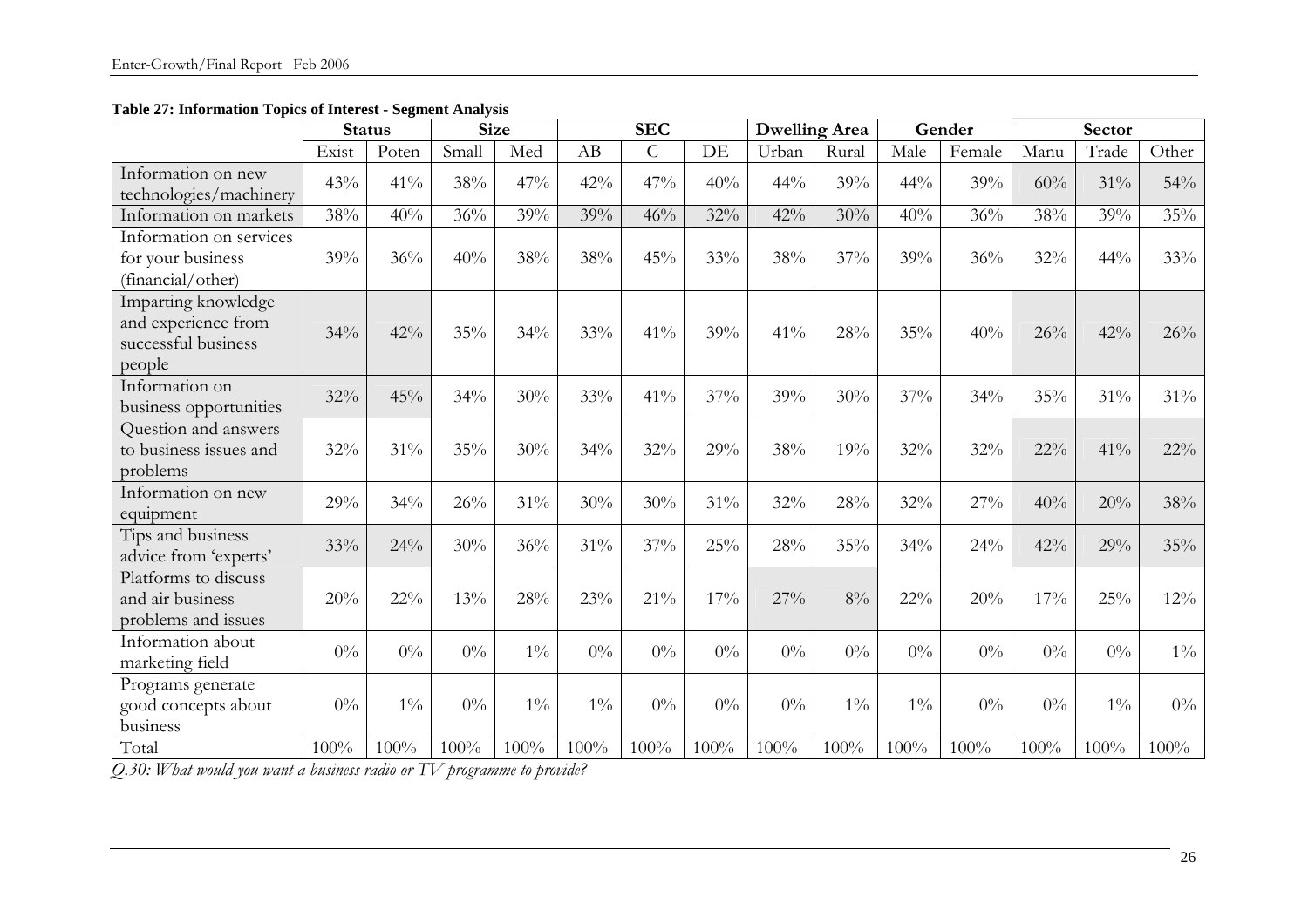**Table 27: Information Topics of Interest - Segment Analysis**

| | Status | | Size | | SEC | | | Dwelling Area | | Gender | | Sector | | |
|---|---|---|---|---|---|---|---|---|---|---|---|---|---|---|
| | Exist | Poten | Small | Med | AB | C | DE | Urban | Rural | Male | Female | Manu | Trade | Other |
| Information on new technologies/machinery | 43% | 41% | 38% | 47% | 42% | 47% | 40% | 44% | 39% | 44% | 39% | 60% | 31% | 54% |
| Information on markets | 38% | 40% | 36% | 39% | 39% | 46% | 32% | 42% | 30% | 40% | 36% | 38% | 39% | 35% |
| Information on services for your business (financial/other) | 39% | 36% | 40% | 38% | 38% | 45% | 33% | 38% | 37% | 39% | 36% | 32% | 44% | 33% |
| Imparting knowledge and experience from successful business people | 34% | 42% | 35% | 34% | 33% | 41% | 39% | 41% | 28% | 35% | 40% | 26% | 42% | 26% |
| Information on business opportunities | 32% | 45% | 34% | 30% | 33% | 41% | 37% | 39% | 30% | 37% | 34% | 35% | 31% | 31% |
| Question and answers to business issues and problems | 32% | 31% | 35% | 30% | 34% | 32% | 29% | 38% | 19% | 32% | 32% | 22% | 41% | 22% |
| Information on new equipment | 29% | 34% | 26% | 31% | 30% | 30% | 31% | 32% | 28% | 32% | 27% | 40% | 20% | 38% |
| Tips and business advice from 'experts' | 33% | 24% | 30% | 36% | 31% | 37% | 25% | 28% | 35% | 34% | 24% | 42% | 29% | 35% |
| Platforms to discuss and air business problems and issues | 20% | 22% | 13% | 28% | 23% | 21% | 17% | 27% | 8% | 22% | 20% | 17% | 25% | 12% |
| Information about marketing field | 0% | 0% | 0% | 1% | 0% | 0% | 0% | 0% | 0% | 0% | 0% | 0% | 0% | 1% |
| Programs generate good concepts about business | 0% | 1% | 0% | 1% | 1% | 0% | 0% | 0% | 1% | 1% | 0% | 0% | 1% | 0% |
| Total | 100% | 100% | 100% | 100% | 100% | 100% | 100% | 100% | 100% | 100% | 100% | 100% | 100% | 100% |

*Q.30: What would you want a business radio or TV programme to provide?*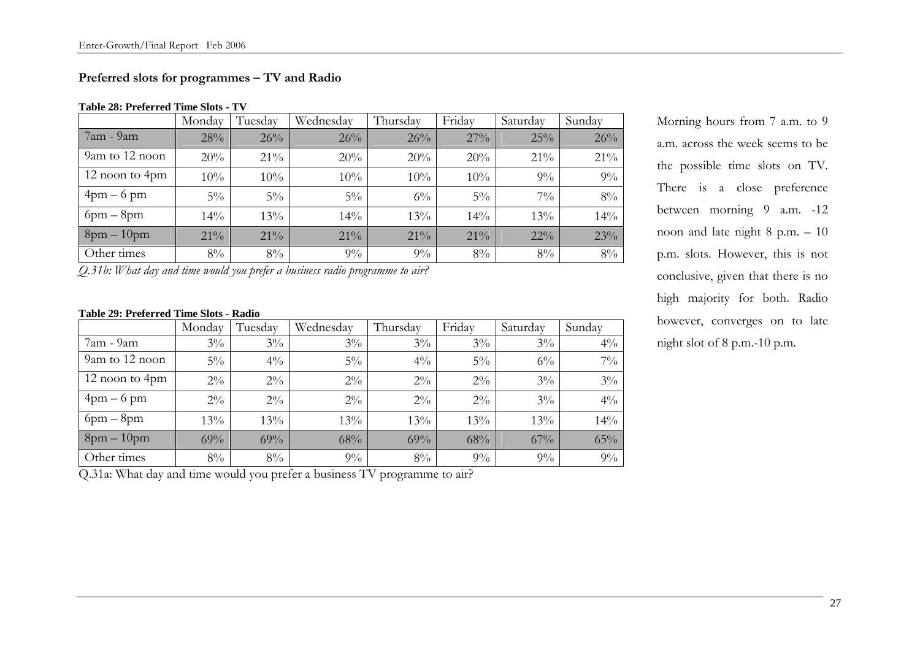## Preferred slots for programmes – TV and Radio

**Table 28: Preferred Time Slots - TV**

| | Monday | Tuesday | Wednesday | Thursday | Friday | Saturday | Sunday |
|---|---|---|---|---|---|---|---|
| 7am - 9am | 28% | 26% | 26% | 26% | 27% | 25% | 26% |
| 9am to 12 noon | 20% | 21% | 20% | 20% | 20% | 21% | 21% |
| 12 noon to 4pm | 10% | 10% | 10% | 10% | 10% | 9% | 9% |
| 4pm – 6 pm | 5% | 5% | 5% | 6% | 5% | 7% | 8% |
| 6pm – 8pm | 14% | 13% | 14% | 13% | 14% | 13% | 14% |
| 8pm – 10pm | 21% | 21% | 21% | 21% | 21% | 22% | 23% |
| Other times | 8% | 8% | 9% | 9% | 8% | 8% | 8% |

*Q.31b: What day and time would you prefer a business radio programme to air?*

**Table 29: Preferred Time Slots - Radio**

| | Monday | Tuesday | Wednesday | Thursday | Friday | Saturday | Sunday |
|---|---|---|---|---|---|---|---|
| 7am - 9am | 3% | 3% | 3% | 3% | 3% | 3% | 4% |
| 9am to 12 noon | 5% | 4% | 5% | 4% | 5% | 6% | 7% |
| 12 noon to 4pm | 2% | 2% | 2% | 2% | 2% | 3% | 3% |
| 4pm – 6 pm | 2% | 2% | 2% | 2% | 2% | 3% | 4% |
| 6pm – 8pm | 13% | 13% | 13% | 13% | 13% | 13% | 14% |
| 8pm – 10pm | 69% | 69% | 68% | 69% | 68% | 67% | 65% |
| Other times | 8% | 8% | 9% | 8% | 9% | 9% | 9% |

Q.31a: What day and time would you prefer a business TV programme to air?

Morning hours from 7 a.m. to 9 a.m. across the week seems to be the possible time slots on TV. There is a close preference between morning 9 a.m. -12 noon and late night 8 p.m. – 10 p.m. slots. However, this is not conclusive, given that there is no high majority for both. Radio however, converges on to late night slot of 8 p.m.-10 p.m.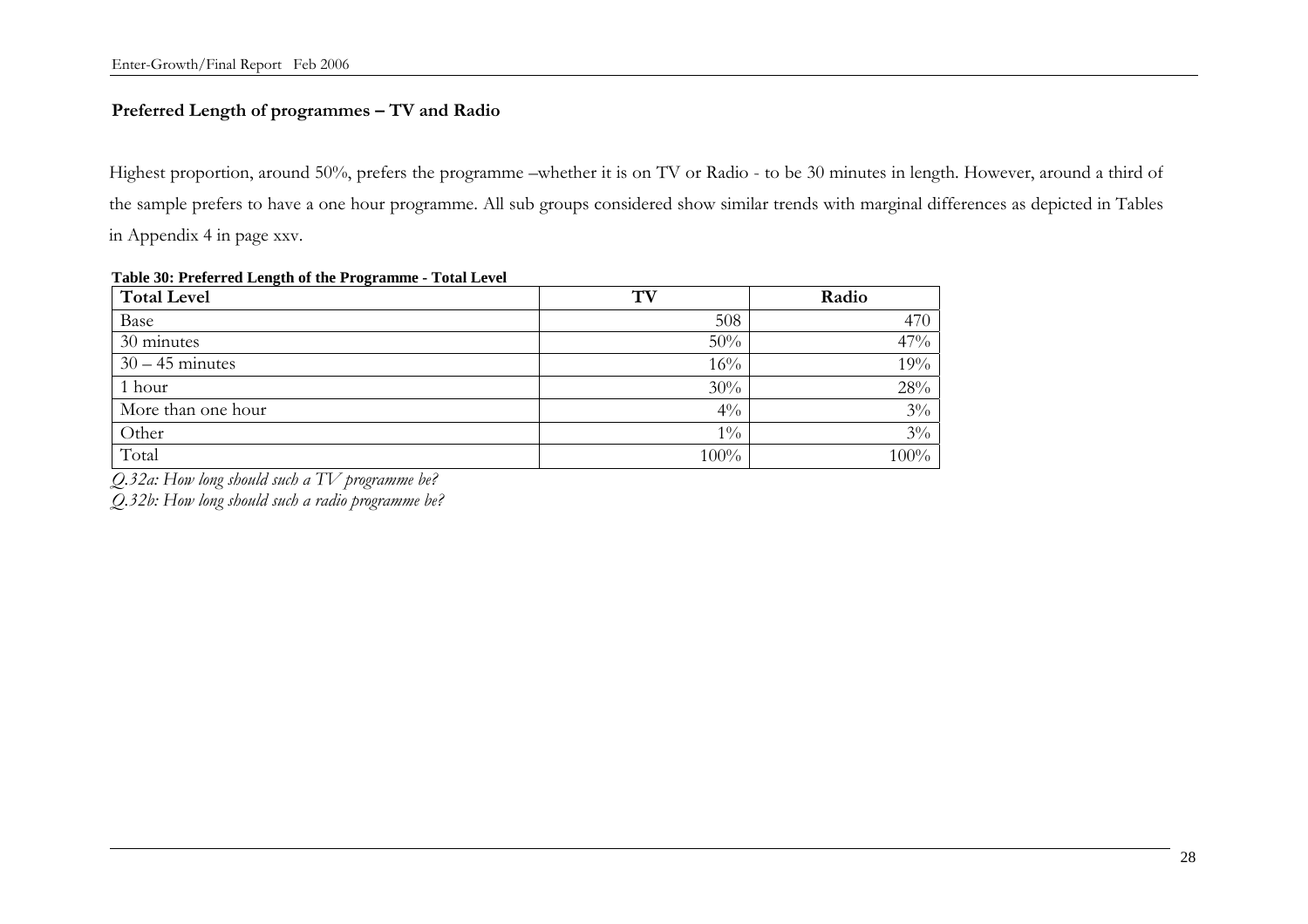## Preferred Length of programmes – TV and Radio

Highest proportion, around 50%, prefers the programme –whether it is on TV or Radio - to be 30 minutes in length. However, around a third of the sample prefers to have a one hour programme. All sub groups considered show similar trends with marginal differences as depicted in Tables in Appendix 4 in page xxv.

**Table 30: Preferred Length of the Programme - Total Level**

| Total Level | TV | Radio |
|---|---|---|
| Base | 508 | 470 |
| 30 minutes | 50% | 47% |
| 30 – 45 minutes | 16% | 19% |
| 1 hour | 30% | 28% |
| More than one hour | 4% | 3% |
| Other | 1% | 3% |
| Total | 100% | 100% |

*Q.32a: How long should such a TV programme be?*
*Q.32b: How long should such a radio programme be?*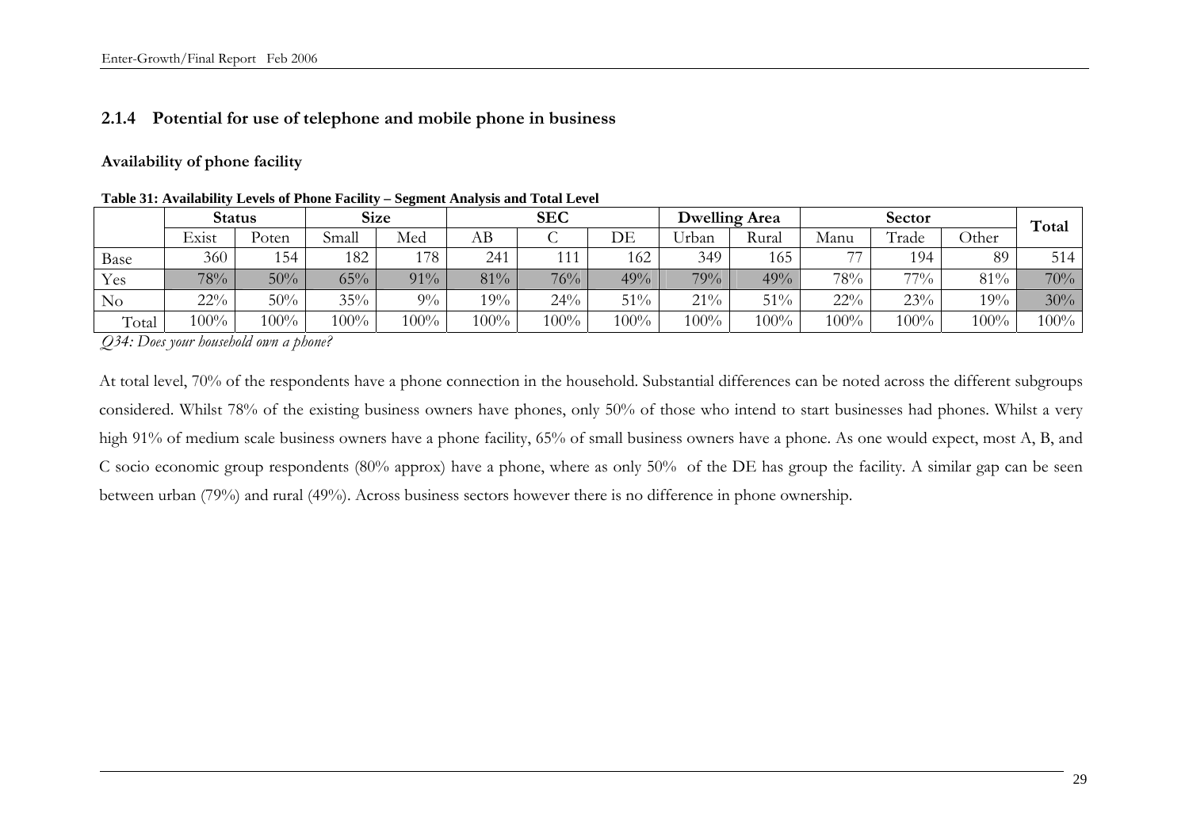### 2.1.4 Potential for use of telephone and mobile phone in business

**Availability of phone facility**

**Table 31: Availability Levels of Phone Facility – Segment Analysis and Total Level**

| | Status | | Size | | SEC | | | Dwelling Area | | Sector | | | Total |
|---|---|---|---|---|---|---|---|---|---|---|---|---|---|
| | Exist | Poten | Small | Med | AB | C | DE | Urban | Rural | Manu | Trade | Other | |
| Base | 360 | 154 | 182 | 178 | 241 | 111 | 162 | 349 | 165 | 77 | 194 | 89 | 514 |
| Yes | 78% | 50% | 65% | 91% | 81% | 76% | 49% | 79% | 49% | 78% | 77% | 81% | 70% |
| No | 22% | 50% | 35% | 9% | 19% | 24% | 51% | 21% | 51% | 22% | 23% | 19% | 30% |
| Total | 100% | 100% | 100% | 100% | 100% | 100% | 100% | 100% | 100% | 100% | 100% | 100% | 100% |

*Q34: Does your household own a phone?*

At total level, 70% of the respondents have a phone connection in the household. Substantial differences can be noted across the different subgroups considered. Whilst 78% of the existing business owners have phones, only 50% of those who intend to start businesses had phones. Whilst a very high 91% of medium scale business owners have a phone facility, 65% of small business owners have a phone. As one would expect, most A, B, and C socio economic group respondents (80% approx) have a phone, where as only 50% of the DE has group the facility. A similar gap can be seen between urban (79%) and rural (49%). Across business sectors however there is no difference in phone ownership.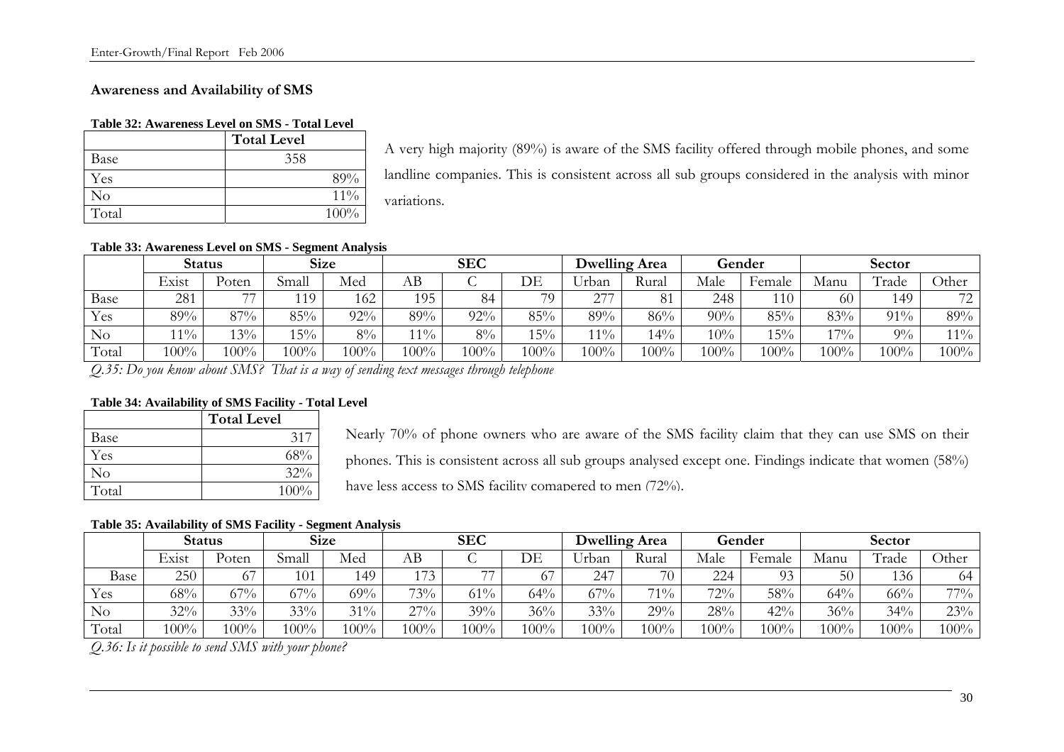### Awareness and Availability of SMS

**Table 32: Awareness Level on SMS - Total Level**

| | Total Level |
|---|---|
| Base | 358 |
| Yes | 89% |
| No | 11% |
| Total | 100% |

A very high majority (89%) is aware of the SMS facility offered through mobile phones, and some landline companies. This is consistent across all sub groups considered in the analysis with minor variations.

**Table 33: Awareness Level on SMS - Segment Analysis**

| | Status | | Size | | SEC | | | Dwelling Area | | Gender | | Sector | | |
|---|---|---|---|---|---|---|---|---|---|---|---|---|---|---|
| | Exist | Poten | Small | Med | AB | C | DE | Urban | Rural | Male | Female | Manu | Trade | Other |
| Base | 281 | 77 | 119 | 162 | 195 | 84 | 79 | 277 | 81 | 248 | 110 | 60 | 149 | 72 |
| Yes | 89% | 87% | 85% | 92% | 89% | 92% | 85% | 89% | 86% | 90% | 85% | 83% | 91% | 89% |
| No | 11% | 13% | 15% | 8% | 11% | 8% | 15% | 11% | 14% | 10% | 15% | 17% | 9% | 11% |
| Total | 100% | 100% | 100% | 100% | 100% | 100% | 100% | 100% | 100% | 100% | 100% | 100% | 100% | 100% |

*Q.35: Do you know about SMS? That is a way of sending text messages through telephone*

**Table 34: Availability of SMS Facility - Total Level**

| | Total Level |
|---|---|
| Base | 317 |
| Yes | 68% |
| No | 32% |
| Total | 100% |

Nearly 70% of phone owners who are aware of the SMS facility claim that they can use SMS on their phones. This is consistent across all sub groups analysed except one. Findings indicate that women (58%) have less access to SMS facility comapered to men (72%).

**Table 35: Availability of SMS Facility - Segment Analysis**

| | Status | | Size | | SEC | | | Dwelling Area | | Gender | | Sector | | |
|---|---|---|---|---|---|---|---|---|---|---|---|---|---|---|
| | Exist | Poten | Small | Med | AB | C | DE | Urban | Rural | Male | Female | Manu | Trade | Other |
| Base | 250 | 67 | 101 | 149 | 173 | 77 | 67 | 247 | 70 | 224 | 93 | 50 | 136 | 64 |
| Yes | 68% | 67% | 67% | 69% | 73% | 61% | 64% | 67% | 71% | 72% | 58% | 64% | 66% | 77% |
| No | 32% | 33% | 33% | 31% | 27% | 39% | 36% | 33% | 29% | 28% | 42% | 36% | 34% | 23% |
| Total | 100% | 100% | 100% | 100% | 100% | 100% | 100% | 100% | 100% | 100% | 100% | 100% | 100% | 100% |

*Q.36: Is it possible to send SMS with your phone?*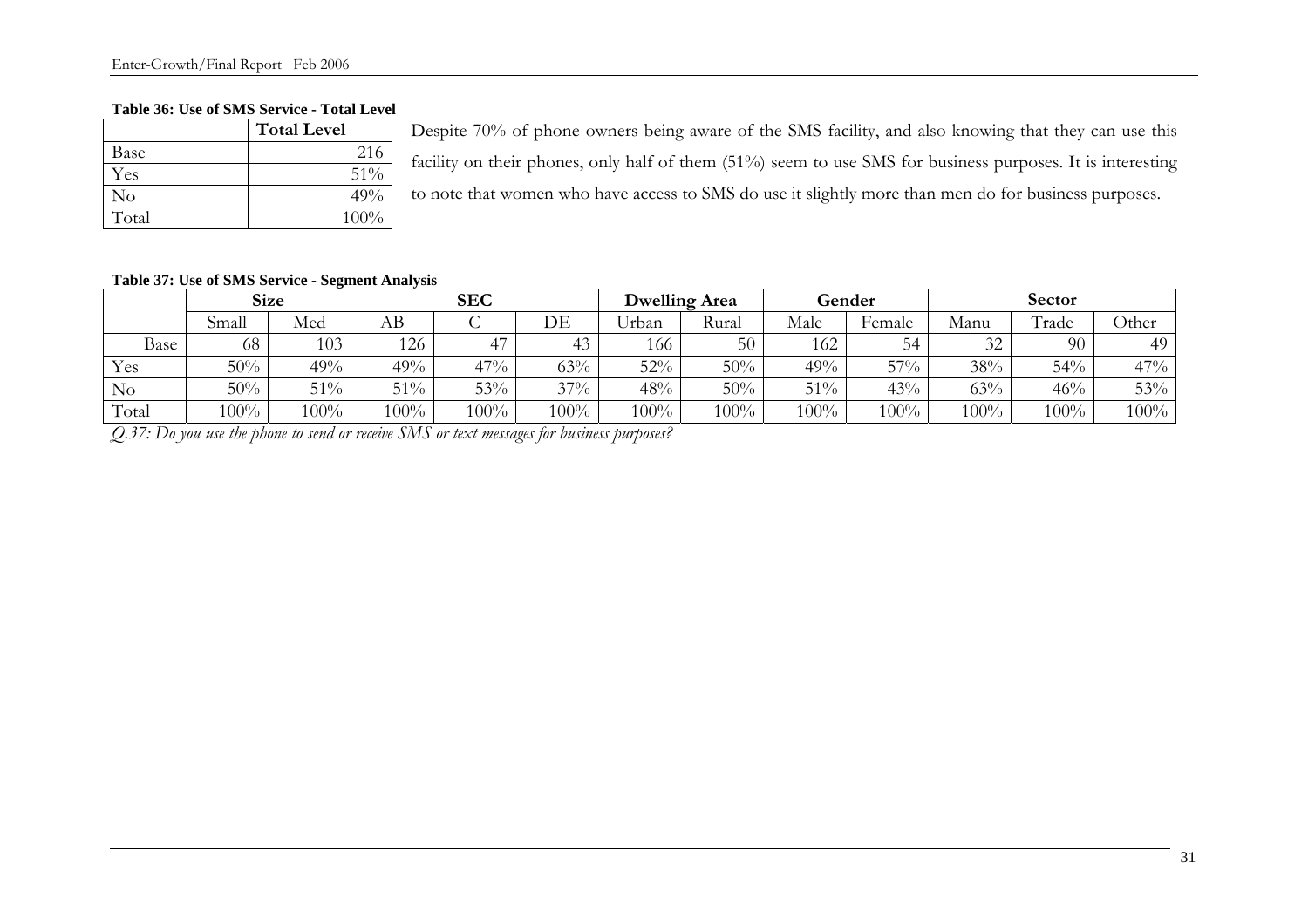**Table 36: Use of SMS Service - Total Level**

| | Total Level |
|---|---|
| Base | 216 |
| Yes | 51% |
| No | 49% |
| Total | 100% |

Despite 70% of phone owners being aware of the SMS facility, and also knowing that they can use this facility on their phones, only half of them (51%) seem to use SMS for business purposes. It is interesting to note that women who have access to SMS do use it slightly more than men do for business purposes.

**Table 37: Use of SMS Service - Segment Analysis**

| | Size | | SEC | | | Dwelling Area | | Gender | | Sector | | |
|---|---|---|---|---|---|---|---|---|---|---|---|---|
| | Small | Med | AB | C | DE | Urban | Rural | Male | Female | Manu | Trade | Other |
| Base | 68 | 103 | 126 | 47 | 43 | 166 | 50 | 162 | 54 | 32 | 90 | 49 |
| Yes | 50% | 49% | 49% | 47% | 63% | 52% | 50% | 49% | 57% | 38% | 54% | 47% |
| No | 50% | 51% | 51% | 53% | 37% | 48% | 50% | 51% | 43% | 63% | 46% | 53% |
| Total | 100% | 100% | 100% | 100% | 100% | 100% | 100% | 100% | 100% | 100% | 100% | 100% |

*Q.37: Do you use the phone to send or receive SMS or text messages for business purposes?*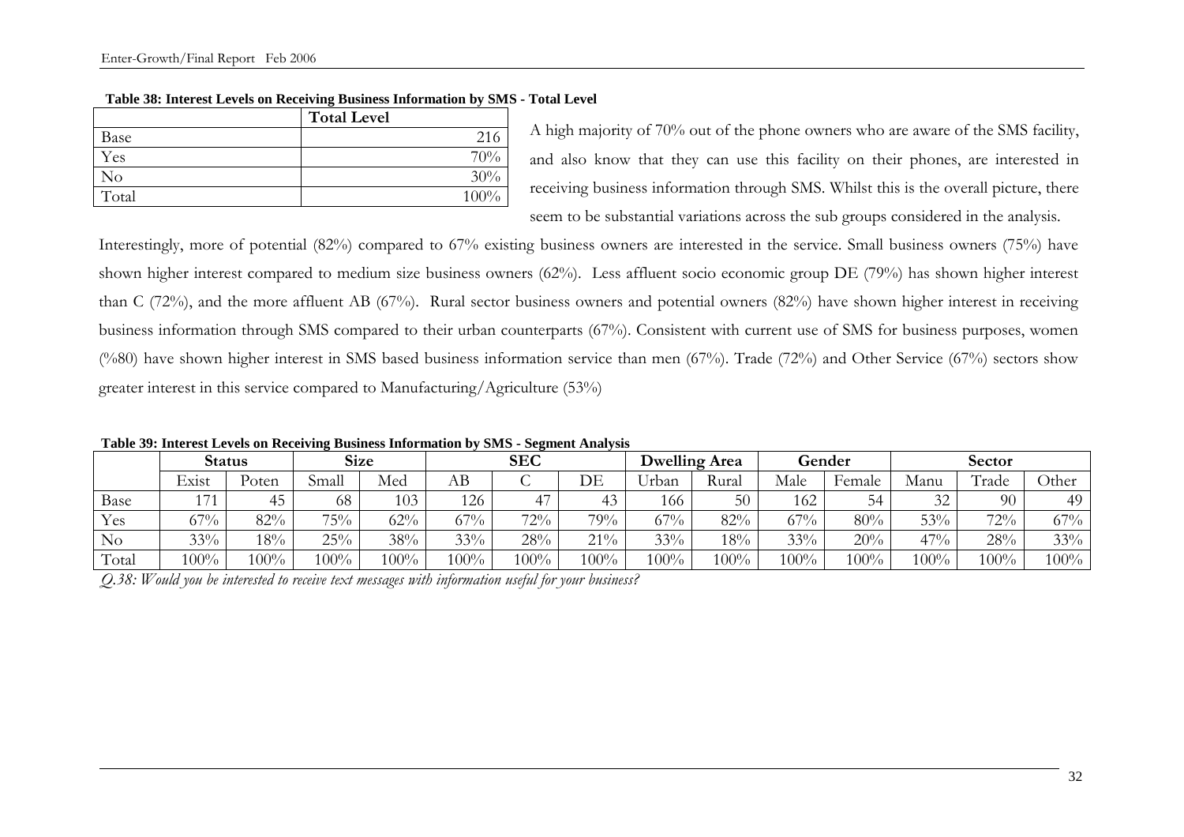**Table 38: Interest Levels on Receiving Business Information by SMS - Total Level**

| | Total Level |
|---|---|
| Base | 216 |
| Yes | 70% |
| No | 30% |
| Total | 100% |

A high majority of 70% out of the phone owners who are aware of the SMS facility, and also know that they can use this facility on their phones, are interested in receiving business information through SMS. Whilst this is the overall picture, there seem to be substantial variations across the sub groups considered in the analysis.

Interestingly, more of potential (82%) compared to 67% existing business owners are interested in the service. Small business owners (75%) have shown higher interest compared to medium size business owners (62%). Less affluent socio economic group DE (79%) has shown higher interest than C (72%), and the more affluent AB (67%). Rural sector business owners and potential owners (82%) have shown higher interest in receiving business information through SMS compared to their urban counterparts (67%). Consistent with current use of SMS for business purposes, women (%80) have shown higher interest in SMS based business information service than men (67%). Trade (72%) and Other Service (67%) sectors show greater interest in this service compared to Manufacturing/Agriculture (53%)

**Table 39: Interest Levels on Receiving Business Information by SMS - Segment Analysis**

| | Status | | Size | | SEC | | | Dwelling Area | | Gender | | Sector | | |
|---|---|---|---|---|---|---|---|---|---|---|---|---|---|---|
| | Exist | Poten | Small | Med | AB | C | DE | Urban | Rural | Male | Female | Manu | Trade | Other |
| Base | 171 | 45 | 68 | 103 | 126 | 47 | 43 | 166 | 50 | 162 | 54 | 32 | 90 | 49 |
| Yes | 67% | 82% | 75% | 62% | 67% | 72% | 79% | 67% | 82% | 67% | 80% | 53% | 72% | 67% |
| No | 33% | 18% | 25% | 38% | 33% | 28% | 21% | 33% | 18% | 33% | 20% | 47% | 28% | 33% |
| Total | 100% | 100% | 100% | 100% | 100% | 100% | 100% | 100% | 100% | 100% | 100% | 100% | 100% | 100% |

*Q.38: Would you be interested to receive text messages with information useful for your business?*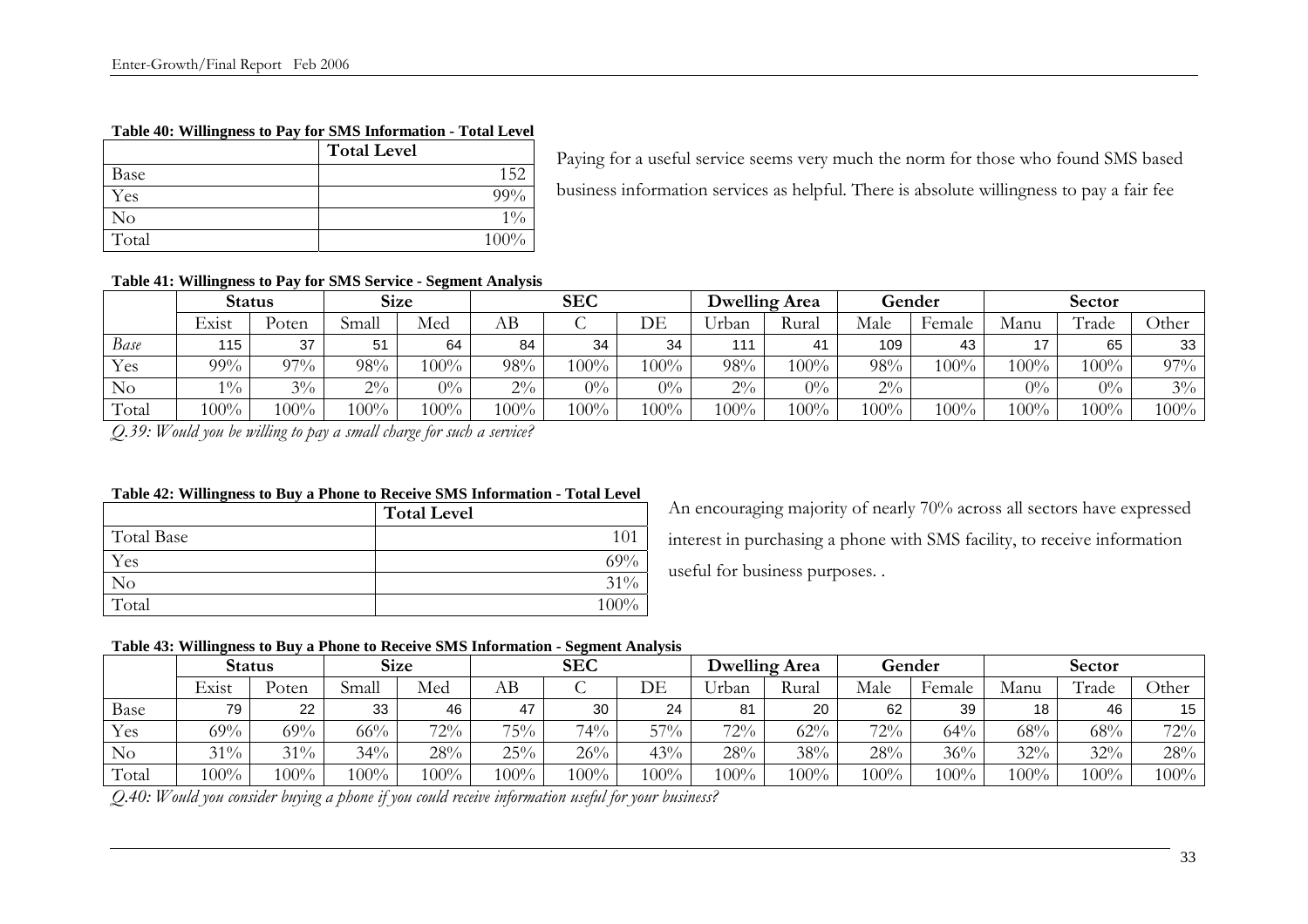**Table 40: Willingness to Pay for SMS Information - Total Level**

| | Total Level |
|---|---|
| Base | 152 |
| Yes | 99% |
| No | 1% |
| Total | 100% |

Paying for a useful service seems very much the norm for those who found SMS based business information services as helpful. There is absolute willingness to pay a fair fee

**Table 41: Willingness to Pay for SMS Service - Segment Analysis**

| | Status | | Size | | SEC | | | Dwelling Area | | Gender | | Sector | | |
|---|---|---|---|---|---|---|---|---|---|---|---|---|---|---|
| | Exist | Poten | Small | Med | AB | C | DE | Urban | Rural | Male | Female | Manu | Trade | Other |
| *Base* | 115 | 37 | 51 | 64 | 84 | 34 | 34 | 111 | 41 | 109 | 43 | 17 | 65 | 33 |
| Yes | 99% | 97% | 98% | 100% | 98% | 100% | 100% | 98% | 100% | 98% | 100% | 100% | 100% | 97% |
| No | 1% | 3% | 2% | 0% | 2% | 0% | 0% | 2% | 0% | 2% | | 0% | 0% | 3% |
| Total | 100% | 100% | 100% | 100% | 100% | 100% | 100% | 100% | 100% | 100% | 100% | 100% | 100% | 100% |

*Q.39: Would you be willing to pay a small charge for such a service?*

**Table 42: Willingness to Buy a Phone to Receive SMS Information - Total Level**

| | Total Level |
|---|---|
| Total Base | 101 |
| Yes | 69% |
| No | 31% |
| Total | 100% |

An encouraging majority of nearly 70% across all sectors have expressed interest in purchasing a phone with SMS facility, to receive information useful for business purposes. .

**Table 43: Willingness to Buy a Phone to Receive SMS Information - Segment Analysis**

| | Status | | Size | | SEC | | | Dwelling Area | | Gender | | Sector | | |
|---|---|---|---|---|---|---|---|---|---|---|---|---|---|---|
| | Exist | Poten | Small | Med | AB | C | DE | Urban | Rural | Male | Female | Manu | Trade | Other |
| Base | 79 | 22 | 33 | 46 | 47 | 30 | 24 | 81 | 20 | 62 | 39 | 18 | 46 | 15 |
| Yes | 69% | 69% | 66% | 72% | 75% | 74% | 57% | 72% | 62% | 72% | 64% | 68% | 68% | 72% |
| No | 31% | 31% | 34% | 28% | 25% | 26% | 43% | 28% | 38% | 28% | 36% | 32% | 32% | 28% |
| Total | 100% | 100% | 100% | 100% | 100% | 100% | 100% | 100% | 100% | 100% | 100% | 100% | 100% | 100% |

*Q.40: Would you consider buying a phone if you could receive information useful for your business?*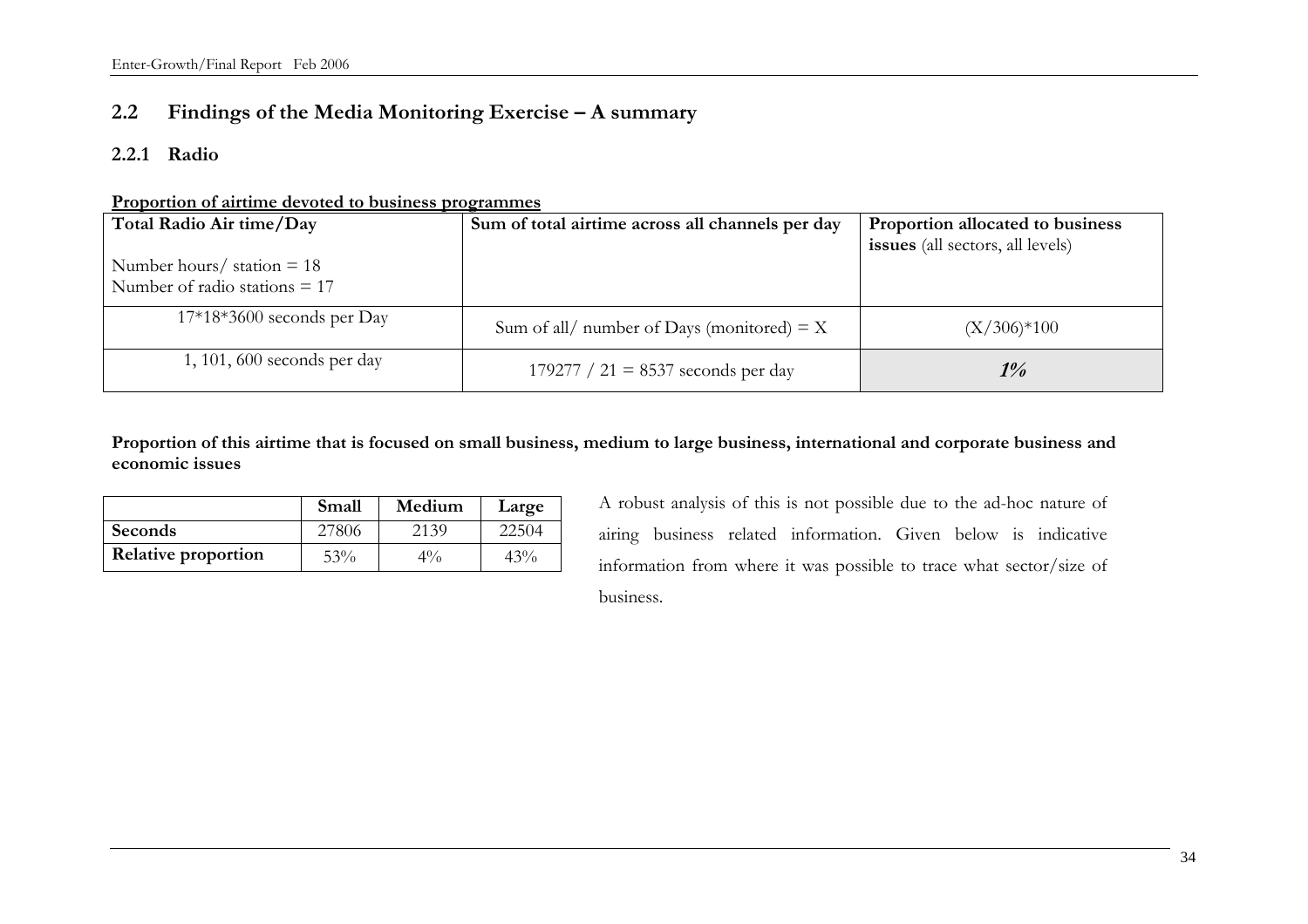## 2.2 Findings of the Media Monitoring Exercise – A summary

### 2.2.1 Radio

**Proportion of airtime devoted to business programmes**

| **Total Radio Air time/Day**<br><br>Number hours/ station = 18<br>Number of radio stations = 17 | **Sum of total airtime across all channels per day** | **Proportion allocated to business issues** (all sectors, all levels) |
|---|---|---|
| 17*18*3600 seconds per Day | Sum of all/ number of Days (monitored) = X | (X/306)*100 |
| 1, 101, 600 seconds per day | 179277 / 21 = 8537 seconds per day | ***1%*** |

**Proportion of this airtime that is focused on small business, medium to large business, international and corporate business and economic issues**

| | **Small** | **Medium** | **Large** |
|---|---|---|---|
| **Seconds** | 27806 | 2139 | 22504 |
| **Relative proportion** | 53% | 4% | 43% |

A robust analysis of this is not possible due to the ad-hoc nature of airing business related information. Given below is indicative information from where it was possible to trace what sector/size of business.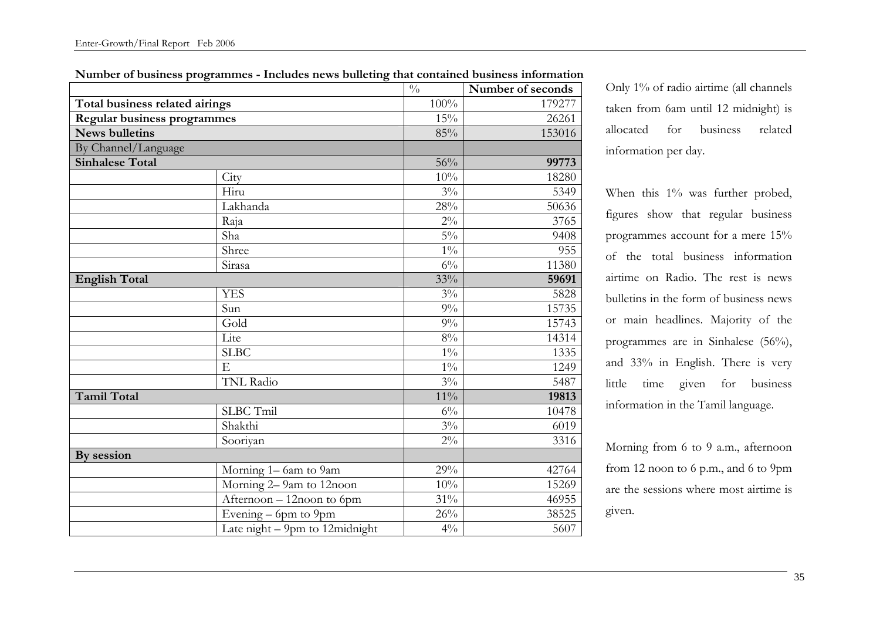**Number of business programmes - Includes news bulleting that contained business information**

| | | % | Number of seconds |
|---|---|---|---|
| **Total business related airings** | | 100% | 179277 |
| **Regular business programmes** | | 15% | 26261 |
| **News bulletins** | | 85% | 153016 |
| By Channel/Language | | | |
| **Sinhalese Total** | | 56% | **99773** |
| | City | 10% | 18280 |
| | Hiru | 3% | 5349 |
| | Lakhanda | 28% | 50636 |
| | Raja | 2% | 3765 |
| | Sha | 5% | 9408 |
| | Shree | 1% | 955 |
| | Sirasa | 6% | 11380 |
| **English Total** | | 33% | **59691** |
| | YES | 3% | 5828 |
| | Sun | 9% | 15735 |
| | Gold | 9% | 15743 |
| | Lite | 8% | 14314 |
| | SLBC | 1% | 1335 |
| | E | 1% | 1249 |
| | TNL Radio | 3% | 5487 |
| **Tamil Total** | | 11% | **19813** |
| | SLBC Tmil | 6% | 10478 |
| | Shakthi | 3% | 6019 |
| | Sooriyan | 2% | 3316 |
| **By session** | | | |
| | Morning 1– 6am to 9am | 29% | 42764 |
| | Morning 2– 9am to 12noon | 10% | 15269 |
| | Afternoon – 12noon to 6pm | 31% | 46955 |
| | Evening – 6pm to 9pm | 26% | 38525 |
| | Late night – 9pm to 12midnight | 4% | 5607 |

Only 1% of radio airtime (all channels taken from 6am until 12 midnight) is allocated for business related information per day.

When this 1% was further probed, figures show that regular business programmes account for a mere 15% of the total business information airtime on Radio. The rest is news bulletins in the form of business news or main headlines. Majority of the programmes are in Sinhalese (56%), and 33% in English. There is very little time given for business information in the Tamil language.

Morning from 6 to 9 a.m., afternoon from 12 noon to 6 p.m., and 6 to 9pm are the sessions where most airtime is given.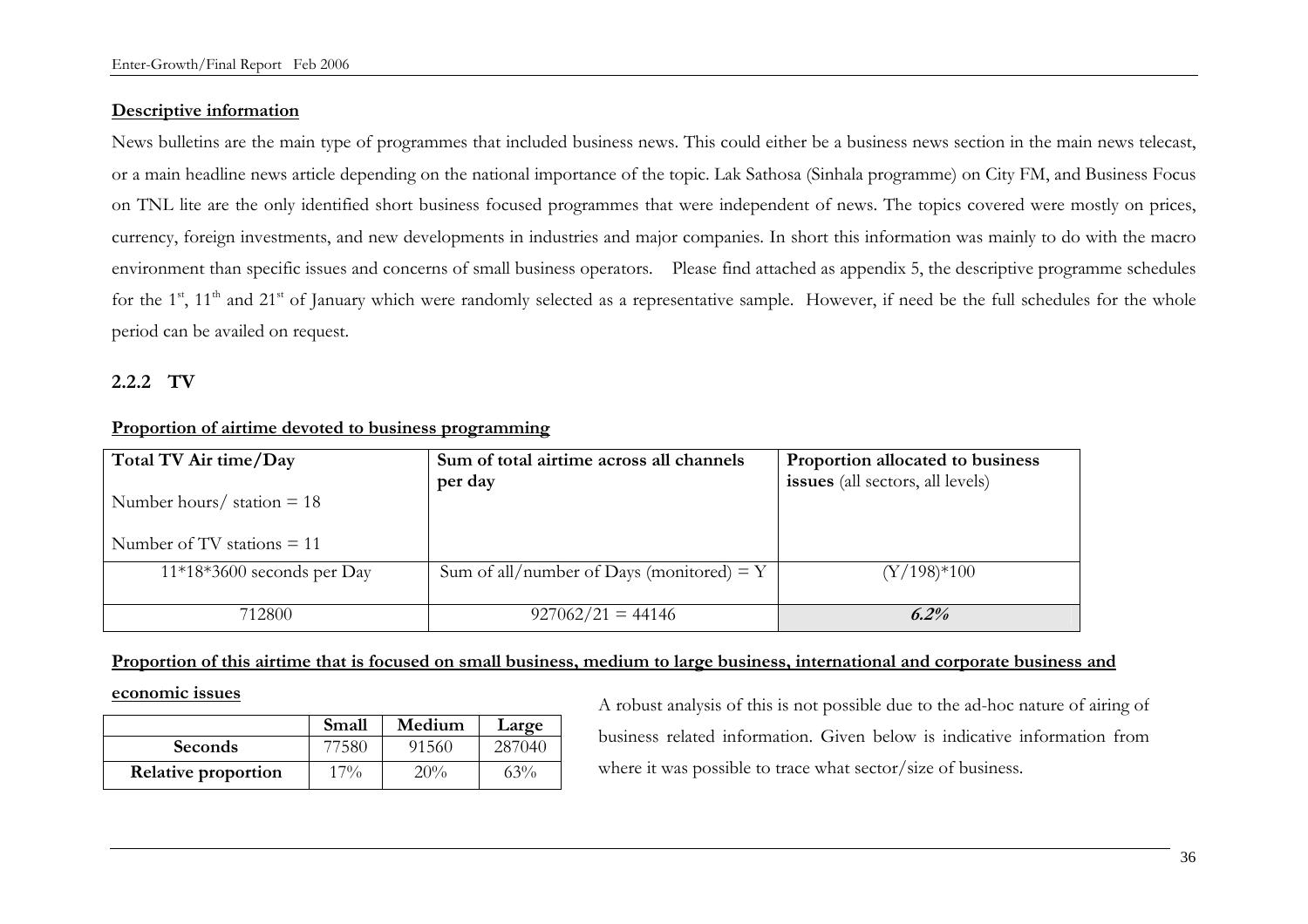**Descriptive information**

News bulletins are the main type of programmes that included business news. This could either be a business news section in the main news telecast, or a main headline news article depending on the national importance of the topic. Lak Sathosa (Sinhala programme) on City FM, and Business Focus on TNL lite are the only identified short business focused programmes that were independent of news. The topics covered were mostly on prices, currency, foreign investments, and new developments in industries and major companies. In short this information was mainly to do with the macro environment than specific issues and concerns of small business operators. Please find attached as appendix 5, the descriptive programme schedules for the 1st, 11th and 21st of January which were randomly selected as a representative sample. However, if need be the full schedules for the whole period can be availed on request.

### 2.2.2 TV

**Proportion of airtime devoted to business programming**

| **Total TV Air time/Day**<br><br>Number hours/ station = 18<br><br>Number of TV stations = 11 | **Sum of total airtime across all channels per day** | **Proportion allocated to business issues** (all sectors, all levels) |
|---|---|---|
| 11*18*3600 seconds per Day | Sum of all/number of Days (monitored) = Y | (Y/198)*100 |
| 712800 | 927062/21 = 44146 | ***6.2%*** |

**Proportion of this airtime that is focused on small business, medium to large business, international and corporate business and economic issues**

A robust analysis of this is not possible due to the ad-hoc nature of airing of business related information. Given below is indicative information from where it was possible to trace what sector/size of business.

| | **Small** | **Medium** | **Large** |
|---|---|---|---|
| **Seconds** | 77580 | 91560 | 287040 |
| **Relative proportion** | 17% | 20% | 63% |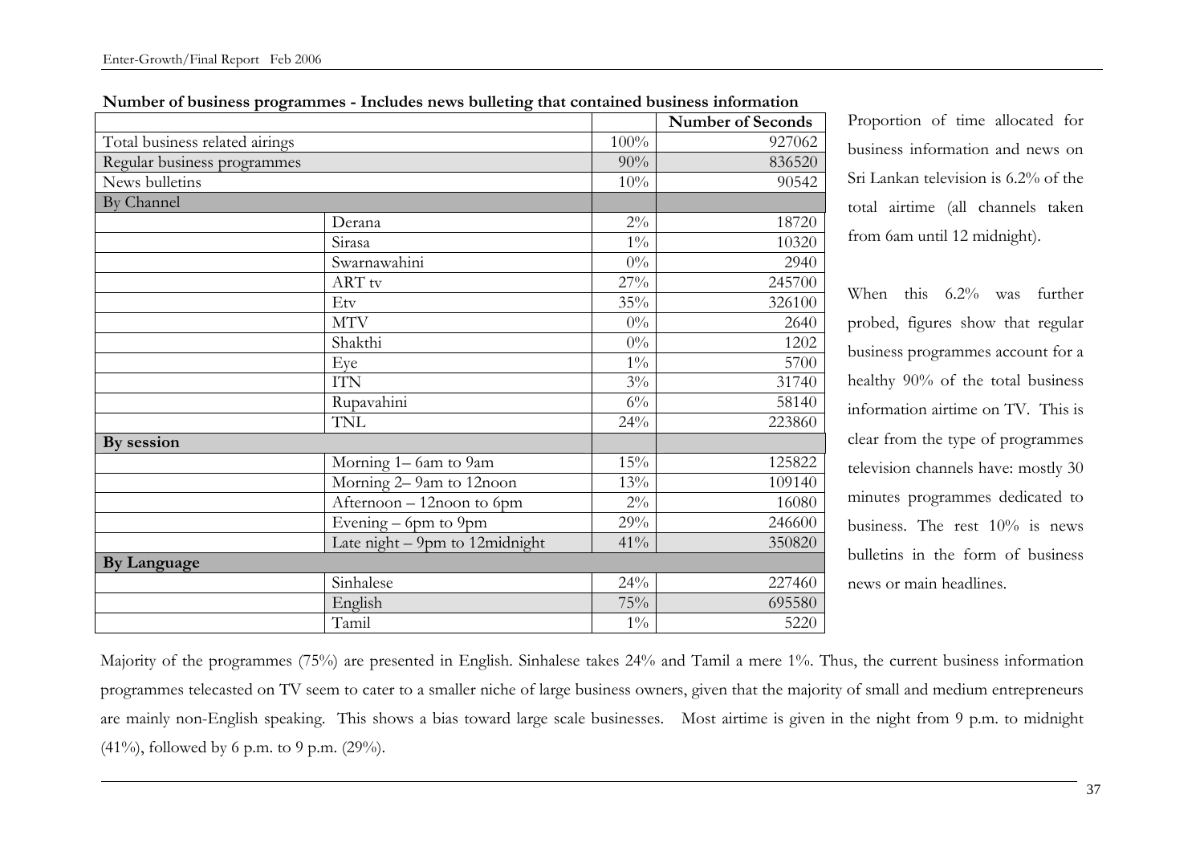**Number of business programmes - Includes news bulleting that contained business information**

| | | | Number of Seconds |
|---|---|---|---|
| Total business related airings | | 100% | 927062 |
| Regular business programmes | | 90% | 836520 |
| News bulletins | | 10% | 90542 |
| By Channel | | | |
| | Derana | 2% | 18720 |
| | Sirasa | 1% | 10320 |
| | Swarnawahini | 0% | 2940 |
| | ART tv | 27% | 245700 |
| | Etv | 35% | 326100 |
| | MTV | 0% | 2640 |
| | Shakthi | 0% | 1202 |
| | Eye | 1% | 5700 |
| | ITN | 3% | 31740 |
| | Rupavahini | 6% | 58140 |
| | TNL | 24% | 223860 |
| **By session** | | | |
| | Morning 1– 6am to 9am | 15% | 125822 |
| | Morning 2– 9am to 12noon | 13% | 109140 |
| | Afternoon – 12noon to 6pm | 2% | 16080 |
| | Evening – 6pm to 9pm | 29% | 246600 |
| | Late night – 9pm to 12midnight | 41% | 350820 |
| **By Language** | | | |
| | Sinhalese | 24% | 227460 |
| | English | 75% | 695580 |
| | Tamil | 1% | 5220 |

Proportion of time allocated for business information and news on Sri Lankan television is 6.2% of the total airtime (all channels taken from 6am until 12 midnight).

When this 6.2% was further probed, figures show that regular business programmes account for a healthy 90% of the total business information airtime on TV. This is clear from the type of programmes television channels have: mostly 30 minutes programmes dedicated to business. The rest 10% is news bulletins in the form of business news or main headlines.

Majority of the programmes (75%) are presented in English. Sinhalese takes 24% and Tamil a mere 1%. Thus, the current business information programmes telecasted on TV seem to cater to a smaller niche of large business owners, given that the majority of small and medium entrepreneurs are mainly non-English speaking. This shows a bias toward large scale businesses. Most airtime is given in the night from 9 p.m. to midnight (41%), followed by 6 p.m. to 9 p.m. (29%).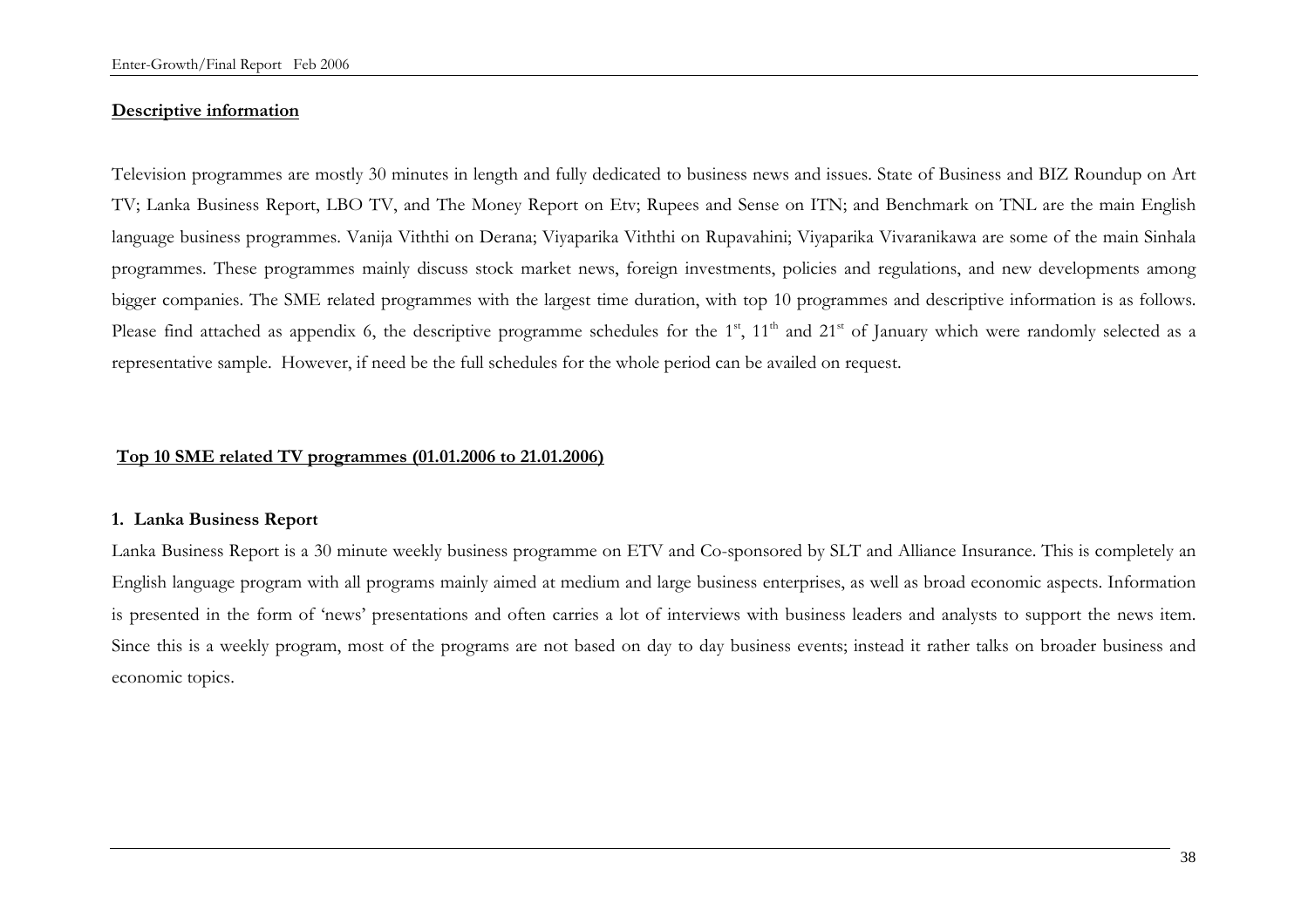**Descriptive information**

Television programmes are mostly 30 minutes in length and fully dedicated to business news and issues. State of Business and BIZ Roundup on Art TV; Lanka Business Report, LBO TV, and The Money Report on Etv; Rupees and Sense on ITN; and Benchmark on TNL are the main English language business programmes. Vanija Viththi on Derana; Viyaparika Viththi on Rupavahini; Viyaparika Vivaranikawa are some of the main Sinhala programmes. These programmes mainly discuss stock market news, foreign investments, policies and regulations, and new developments among bigger companies. The SME related programmes with the largest time duration, with top 10 programmes and descriptive information is as follows. Please find attached as appendix 6, the descriptive programme schedules for the 1st, 11th and 21st of January which were randomly selected as a representative sample. However, if need be the full schedules for the whole period can be availed on request.

**Top 10 SME related TV programmes (01.01.2006 to 21.01.2006)**

**1. Lanka Business Report**

Lanka Business Report is a 30 minute weekly business programme on ETV and Co-sponsored by SLT and Alliance Insurance. This is completely an English language program with all programs mainly aimed at medium and large business enterprises, as well as broad economic aspects. Information is presented in the form of 'news' presentations and often carries a lot of interviews with business leaders and analysts to support the news item. Since this is a weekly program, most of the programs are not based on day to day business events; instead it rather talks on broader business and economic topics.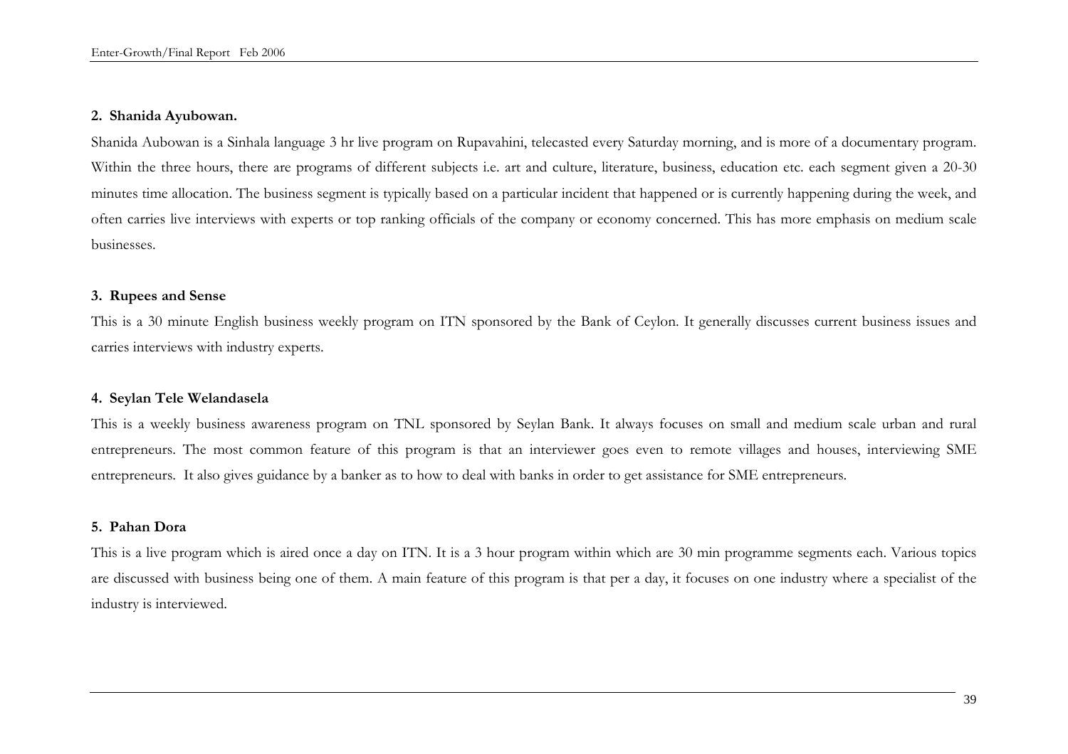**2. Shanida Ayubowan.**

Shanida Aubowan is a Sinhala language 3 hr live program on Rupavahini, telecasted every Saturday morning, and is more of a documentary program. Within the three hours, there are programs of different subjects i.e. art and culture, literature, business, education etc. each segment given a 20-30 minutes time allocation. The business segment is typically based on a particular incident that happened or is currently happening during the week, and often carries live interviews with experts or top ranking officials of the company or economy concerned. This has more emphasis on medium scale businesses.

**3. Rupees and Sense**

This is a 30 minute English business weekly program on ITN sponsored by the Bank of Ceylon. It generally discusses current business issues and carries interviews with industry experts.

**4. Seylan Tele Welandasela**

This is a weekly business awareness program on TNL sponsored by Seylan Bank. It always focuses on small and medium scale urban and rural entrepreneurs. The most common feature of this program is that an interviewer goes even to remote villages and houses, interviewing SME entrepreneurs. It also gives guidance by a banker as to how to deal with banks in order to get assistance for SME entrepreneurs.

**5. Pahan Dora**

This is a live program which is aired once a day on ITN. It is a 3 hour program within which are 30 min programme segments each. Various topics are discussed with business being one of them. A main feature of this program is that per a day, it focuses on one industry where a specialist of the industry is interviewed.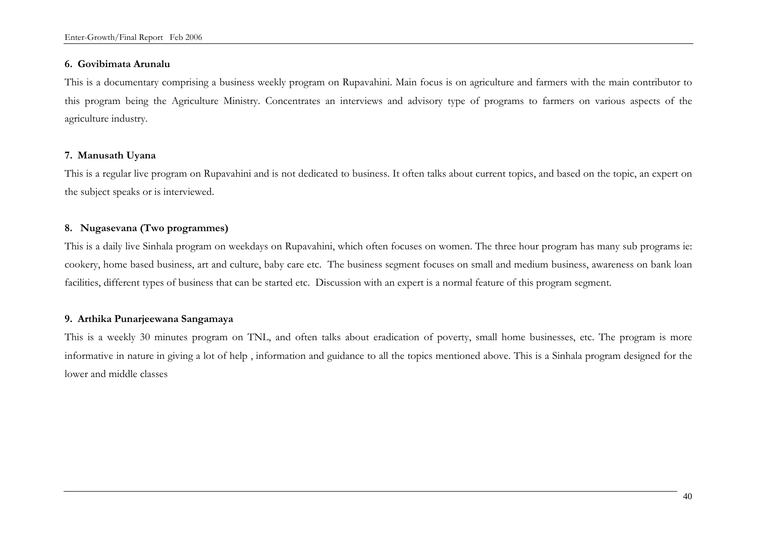**6. Govibimata Arunalu**

This is a documentary comprising a business weekly program on Rupavahini. Main focus is on agriculture and farmers with the main contributor to this program being the Agriculture Ministry. Concentrates an interviews and advisory type of programs to farmers on various aspects of the agriculture industry.

**7. Manusath Uyana**

This is a regular live program on Rupavahini and is not dedicated to business. It often talks about current topics, and based on the topic, an expert on the subject speaks or is interviewed.

**8. Nugasevana (Two programmes)**

This is a daily live Sinhala program on weekdays on Rupavahini, which often focuses on women. The three hour program has many sub programs ie: cookery, home based business, art and culture, baby care etc. The business segment focuses on small and medium business, awareness on bank loan facilities, different types of business that can be started etc. Discussion with an expert is a normal feature of this program segment.

**9. Arthika Punarjeewana Sangamaya**

This is a weekly 30 minutes program on TNL, and often talks about eradication of poverty, small home businesses, etc. The program is more informative in nature in giving a lot of help , information and guidance to all the topics mentioned above. This is a Sinhala program designed for the lower and middle classes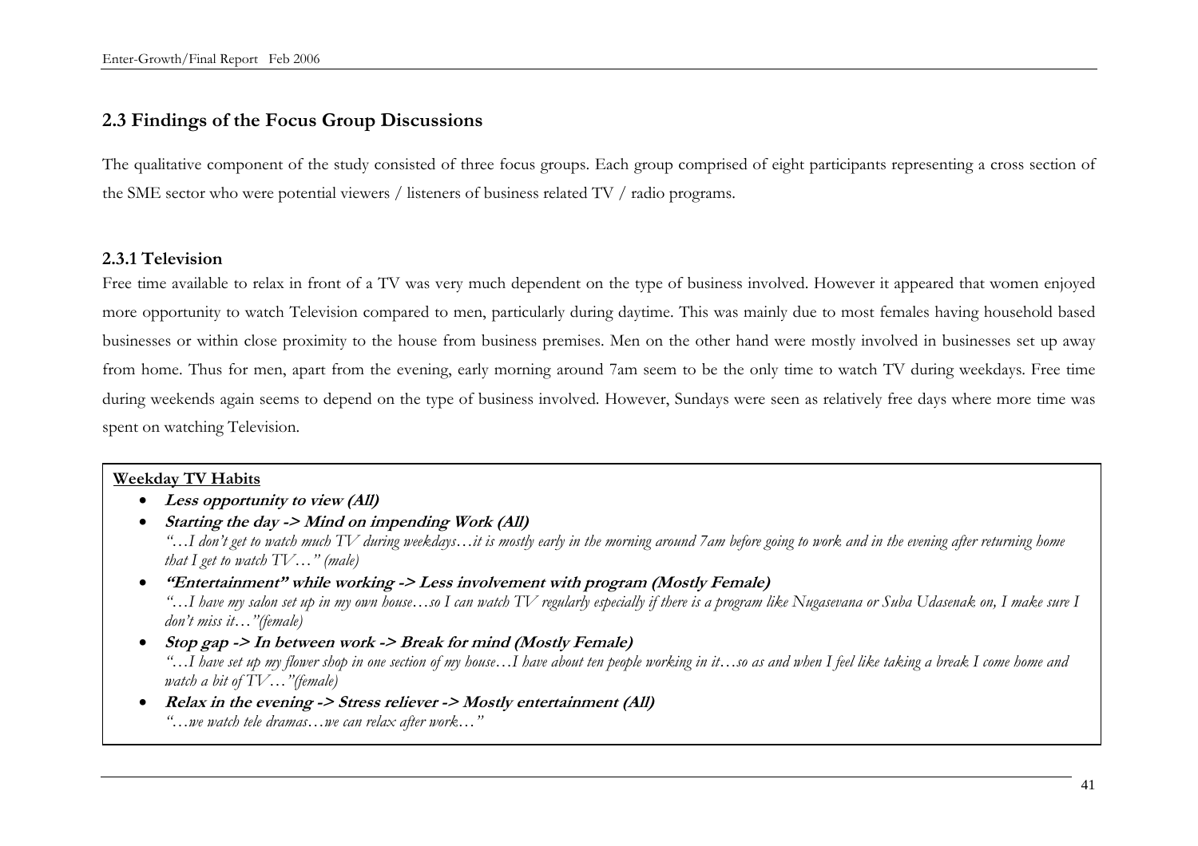## 2.3 Findings of the Focus Group Discussions

The qualitative component of the study consisted of three focus groups. Each group comprised of eight participants representing a cross section of the SME sector who were potential viewers / listeners of business related TV / radio programs.

### 2.3.1 Television

Free time available to relax in front of a TV was very much dependent on the type of business involved. However it appeared that women enjoyed more opportunity to watch Television compared to men, particularly during daytime. This was mainly due to most females having household based businesses or within close proximity to the house from business premises. Men on the other hand were mostly involved in businesses set up away from home. Thus for men, apart from the evening, early morning around 7am seem to be the only time to watch TV during weekdays. Free time during weekends again seems to depend on the type of business involved. However, Sundays were seen as relatively free days where more time was spent on watching Television.

**Weekday TV Habits**

- ***Less opportunity to view (All)***
- ***Starting the day -> Mind on impending Work (All)***
  *"…I don't get to watch much TV during weekdays…it is mostly early in the morning around 7am before going to work and in the evening after returning home that I get to watch TV…" (male)*
- ***"Entertainment" while working -> Less involvement with program (Mostly Female)***
  *"…I have my salon set up in my own house…so I can watch TV regularly especially if there is a program like Nugasevana or Suba Udasenak on, I make sure I don't miss it…"(female)*
- ***Stop gap -> In between work -> Break for mind (Mostly Female)***
  *"…I have set up my flower shop in one section of my house…I have about ten people working in it…so as and when I feel like taking a break I come home and watch a bit of TV…"(female)*
- ***Relax in the evening -> Stress reliever -> Mostly entertainment (All)***
  *"…we watch tele dramas…we can relax after work…"*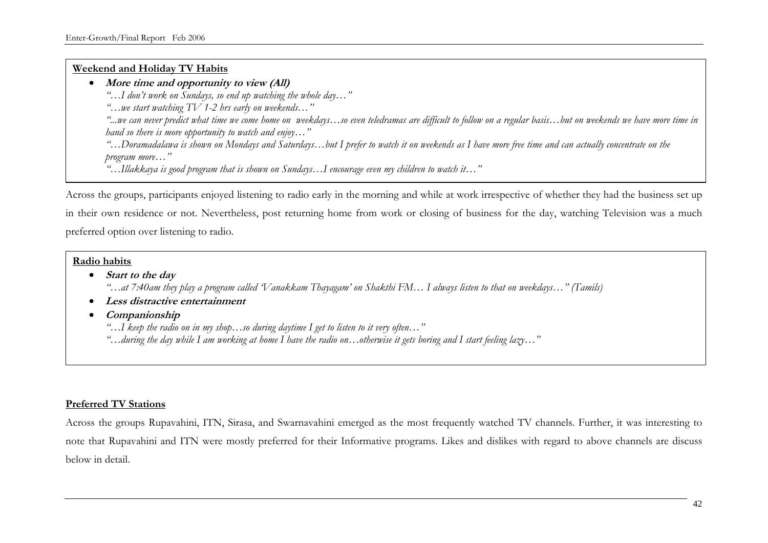**Weekend and Holiday TV Habits**

- ***More time and opportunity to view (All)***

  *"…I don't work on Sundays, so end up watching the whole day…"*

  *"…we start watching TV 1-2 hrs early on weekends…"*

  *"...we can never predict what time we come home on weekdays…so even teledramas are difficult to follow on a regular basis…but on weekends we have more time in hand so there is more opportunity to watch and enjoy…"*

  *"…Doramadalawa is shown on Mondays and Saturdays…but I prefer to watch it on weekends as I have more free time and can actually concentrate on the program more…"*

  *"…Illakkaya is good program that is shown on Sundays…I encourage even my children to watch it…"*

Across the groups, participants enjoyed listening to radio early in the morning and while at work irrespective of whether they had the business set up in their own residence or not. Nevertheless, post returning home from work or closing of business for the day, watching Television was a much preferred option over listening to radio.

**Radio habits**

- ***Start to the day***

  *"…at 7:40am they play a program called 'Vanakkam Thayagam' on Shakthi FM… I always listen to that on weekdays…" (Tamils)*

- ***Less distractive entertainment***
- ***Companionship***

  *"…I keep the radio on in my shop…so during daytime I get to listen to it very often…"*

  *"…during the day while I am working at home I have the radio on…otherwise it gets boring and I start feeling lazy…"*

**Preferred TV Stations**

Across the groups Rupavahini, ITN, Sirasa, and Swarnavahini emerged as the most frequently watched TV channels. Further, it was interesting to note that Rupavahini and ITN were mostly preferred for their Informative programs. Likes and dislikes with regard to above channels are discuss below in detail.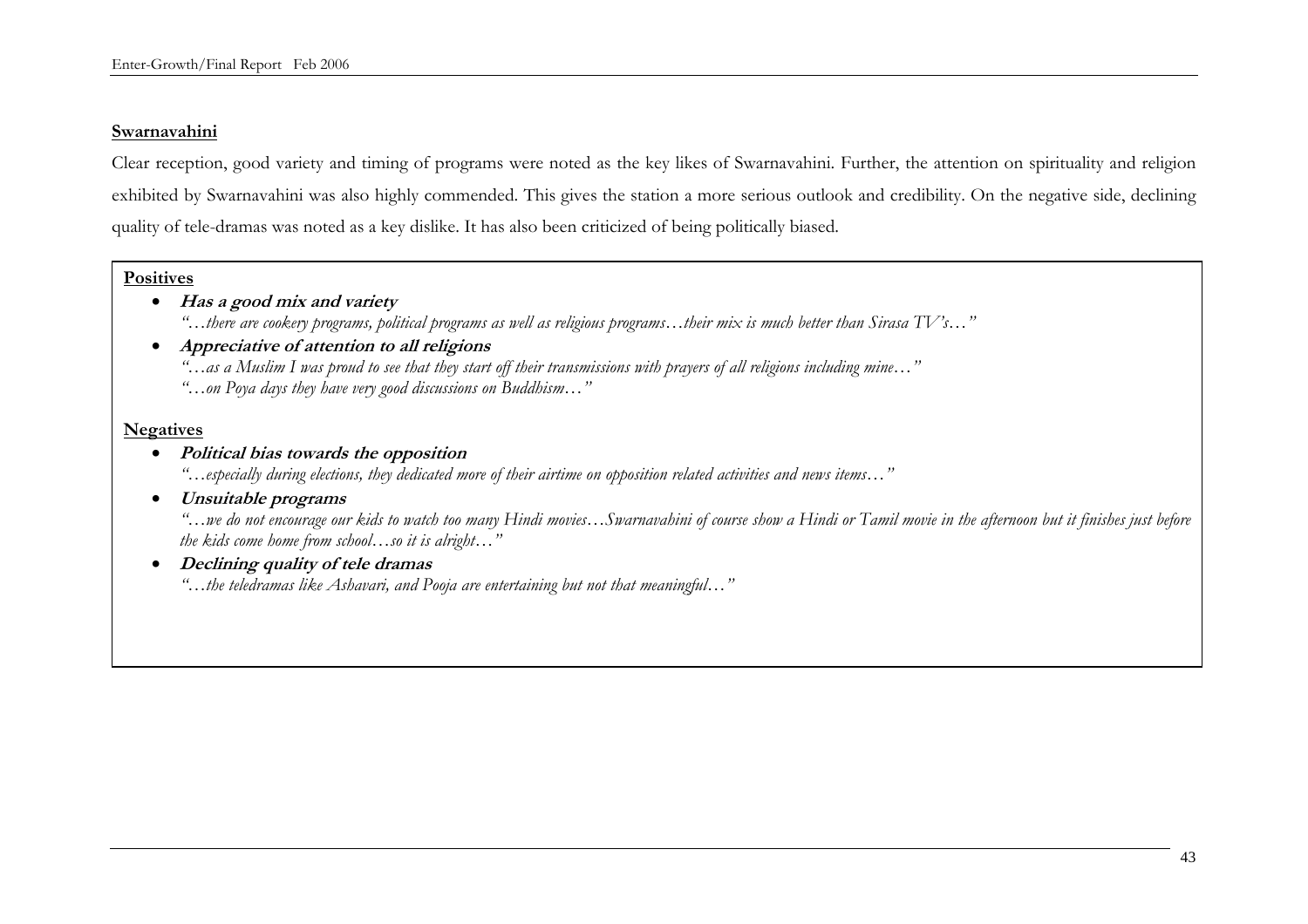**Swarnavahini**

Clear reception, good variety and timing of programs were noted as the key likes of Swarnavahini. Further, the attention on spirituality and religion exhibited by Swarnavahini was also highly commended. This gives the station a more serious outlook and credibility. On the negative side, declining quality of tele-dramas was noted as a key dislike. It has also been criticized of being politically biased.

**Positives**

- ***Has a good mix and variety***
  *"…there are cookery programs, political programs as well as religious programs…their mix is much better than Sirasa TV's…"*
- ***Appreciative of attention to all religions***
  *"…as a Muslim I was proud to see that they start off their transmissions with prayers of all religions including mine…"*
  *"…on Poya days they have very good discussions on Buddhism…"*

**Negatives**

- ***Political bias towards the opposition***
  *"…especially during elections, they dedicated more of their airtime on opposition related activities and news items…"*
- ***Unsuitable programs***
  *"…we do not encourage our kids to watch too many Hindi movies…Swarnavahini of course show a Hindi or Tamil movie in the afternoon but it finishes just before the kids come home from school…so it is alright…"*
- ***Declining quality of tele dramas***
  *"…the teledramas like Ashavari, and Pooja are entertaining but not that meaningful…"*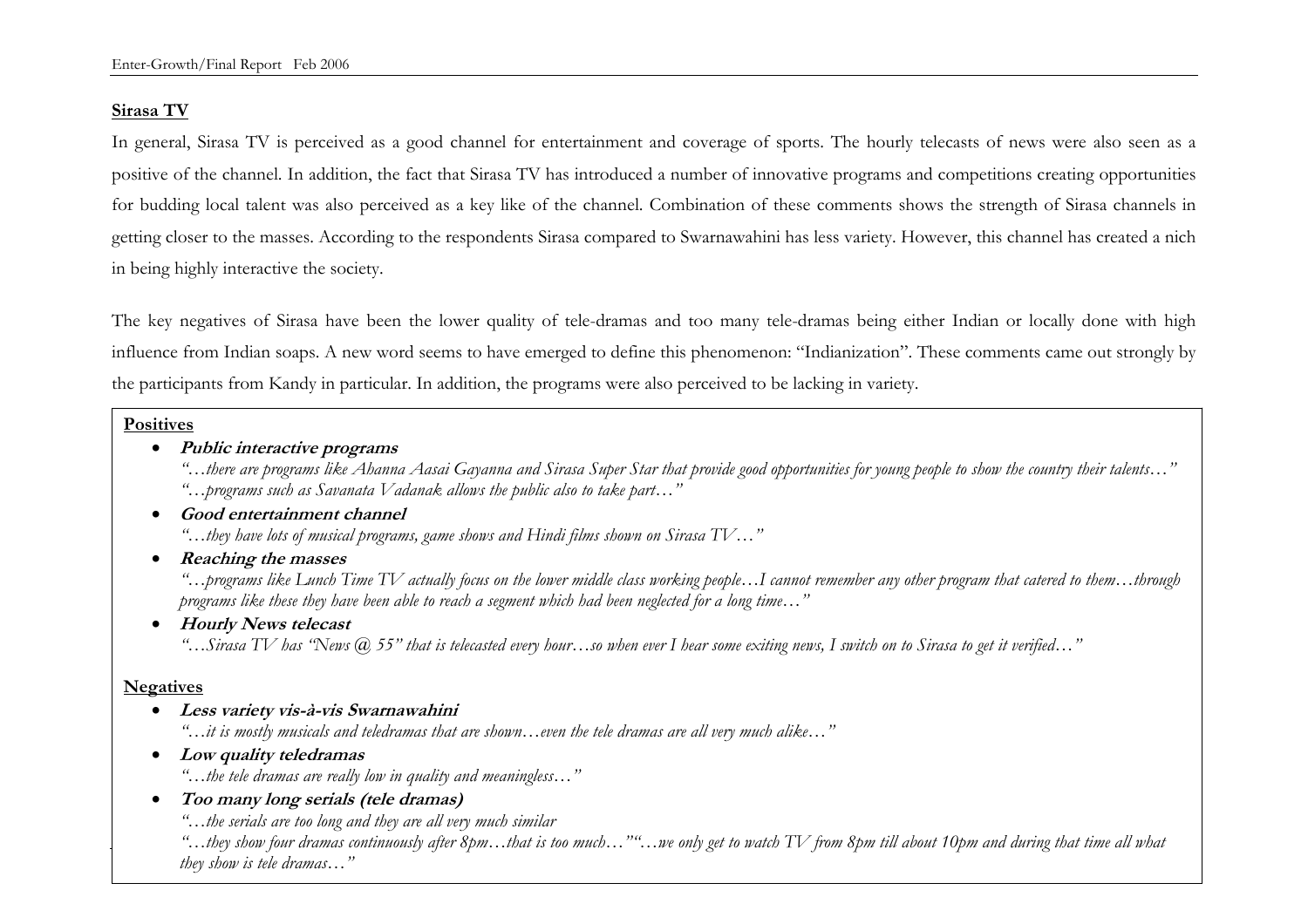**Sirasa TV**

In general, Sirasa TV is perceived as a good channel for entertainment and coverage of sports. The hourly telecasts of news were also seen as a positive of the channel. In addition, the fact that Sirasa TV has introduced a number of innovative programs and competitions creating opportunities for budding local talent was also perceived as a key like of the channel. Combination of these comments shows the strength of Sirasa channels in getting closer to the masses. According to the respondents Sirasa compared to Swarnawahini has less variety. However, this channel has created a nich in being highly interactive the society.

The key negatives of Sirasa have been the lower quality of tele-dramas and too many tele-dramas being either Indian or locally done with high influence from Indian soaps. A new word seems to have emerged to define this phenomenon: "Indianization". These comments came out strongly by the participants from Kandy in particular. In addition, the programs were also perceived to be lacking in variety.

**Positives**

- ***Public interactive programs***
  *"…there are programs like Abanna Aasai Gayanna and Sirasa Super Star that provide good opportunities for young people to show the country their talents…"*
  *"…programs such as Savanata Vadanak allows the public also to take part…"*
- ***Good entertainment channel***
  *"…they have lots of musical programs, game shows and Hindi films shown on Sirasa TV…"*
- ***Reaching the masses***
  *"…programs like Lunch Time TV actually focus on the lower middle class working people…I cannot remember any other program that catered to them…through programs like these they have been able to reach a segment which had been neglected for a long time…"*
- ***Hourly News telecast***
  *"…Sirasa TV has "News @ 55" that is telecasted every hour…so when ever I hear some exiting news, I switch on to Sirasa to get it verified…"*

**Negatives**

- ***Less variety vis-à-vis Swarnawahini***
  *"…it is mostly musicals and teledramas that are shown…even the tele dramas are all very much alike…"*
- ***Low quality teledramas***
  *"…the tele dramas are really low in quality and meaningless…"*
- ***Too many long serials (tele dramas)***
  *"…the serials are too long and they are all very much similar*
  *"…they show four dramas continuously after 8pm…that is too much…""…we only get to watch TV from 8pm till about 10pm and during that time all what they show is tele dramas…"*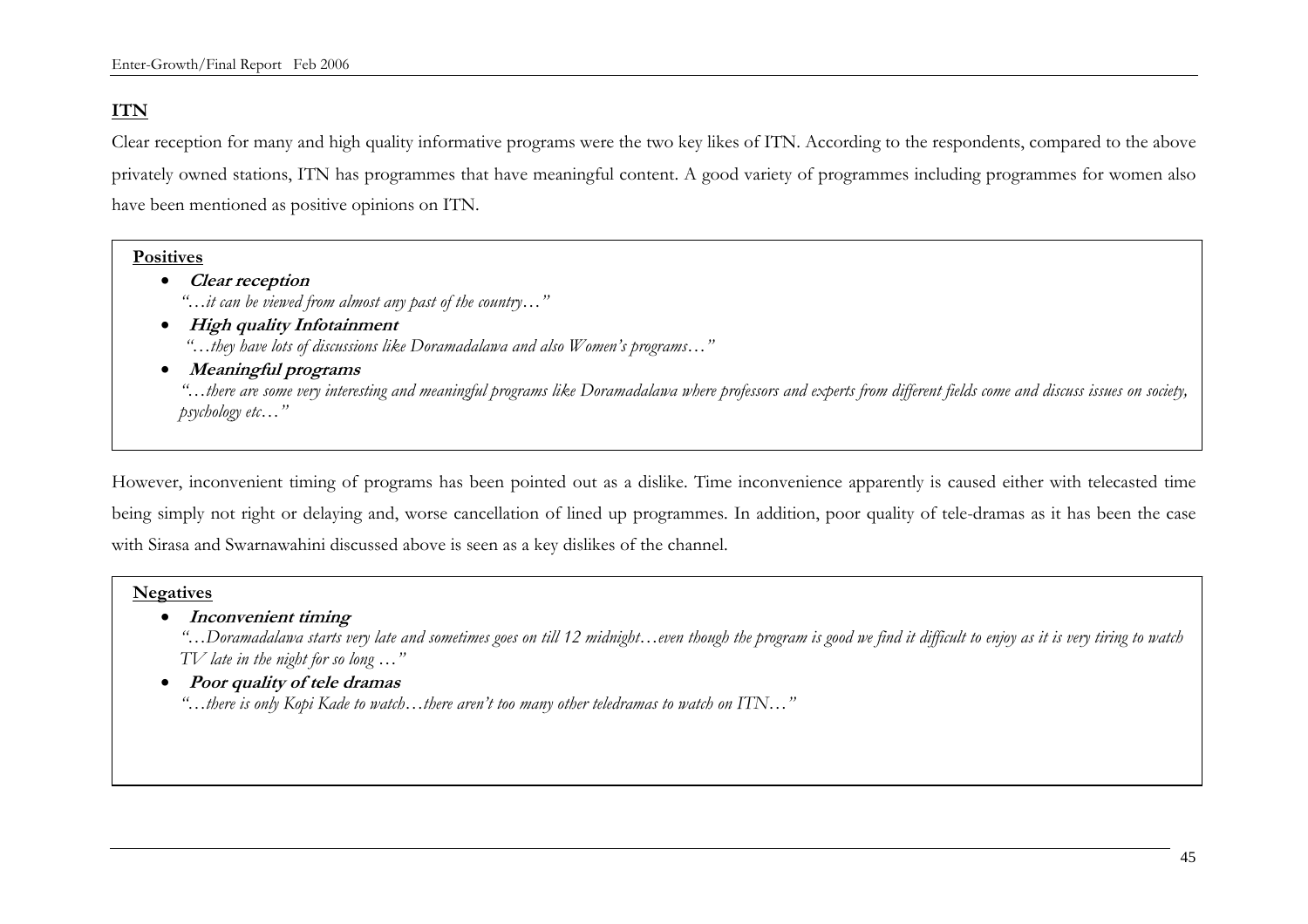## ITN

Clear reception for many and high quality informative programs were the two key likes of ITN. According to the respondents, compared to the above privately owned stations, ITN has programmes that have meaningful content. A good variety of programmes including programmes for women also have been mentioned as positive opinions on ITN.

**Positives**

- ***Clear reception***
  *"…it can be viewed from almost any past of the country…"*
- ***High quality Infotainment***
  *"…they have lots of discussions like Doramadalawa and also Women's programs…"*
- ***Meaningful programs***
  *"…there are some very interesting and meaningful programs like Doramadalawa where professors and experts from different fields come and discuss issues on society, psychology etc…"*

However, inconvenient timing of programs has been pointed out as a dislike. Time inconvenience apparently is caused either with telecasted time being simply not right or delaying and, worse cancellation of lined up programmes. In addition, poor quality of tele-dramas as it has been the case with Sirasa and Swarnawahini discussed above is seen as a key dislikes of the channel.

**Negatives**

- ***Inconvenient timing***
  *"…Doramadalawa starts very late and sometimes goes on till 12 midnight…even though the program is good we find it difficult to enjoy as it is very tiring to watch TV late in the night for so long …"*
- ***Poor quality of tele dramas***
  *"…there is only Kopi Kade to watch…there aren't too many other teledramas to watch on ITN…"*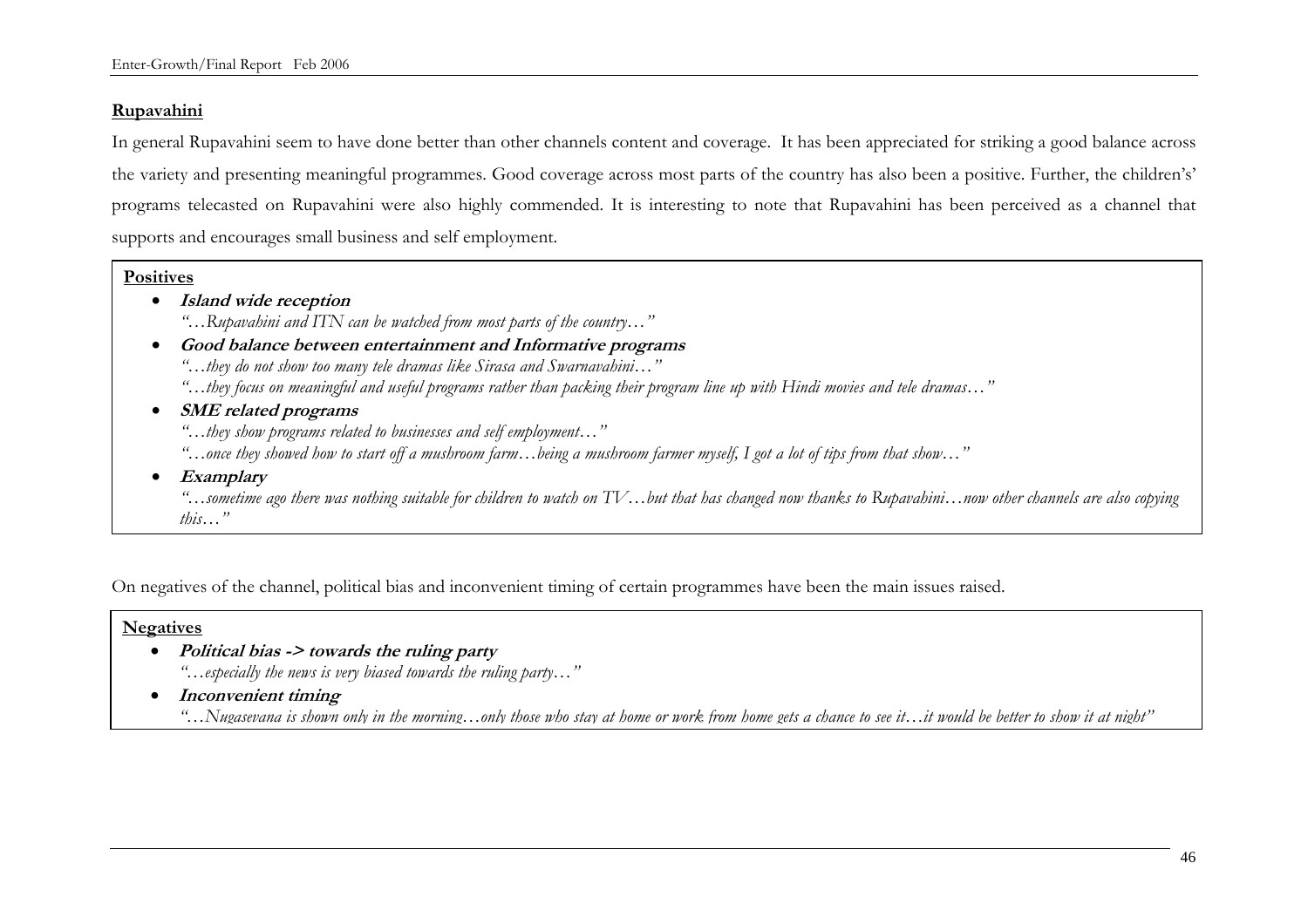**Rupavahini**

In general Rupavahini seem to have done better than other channels content and coverage. It has been appreciated for striking a good balance across the variety and presenting meaningful programmes. Good coverage across most parts of the country has also been a positive. Further, the children's' programs telecasted on Rupavahini were also highly commended. It is interesting to note that Rupavahini has been perceived as a channel that supports and encourages small business and self employment.

**Positives**

- ***Island wide reception***
  *"…Rupavahini and ITN can be watched from most parts of the country…"*
- ***Good balance between entertainment and Informative programs***
  *"…they do not show too many tele dramas like Sirasa and Swarnavahini…"*
  *"…they focus on meaningful and useful programs rather than packing their program line up with Hindi movies and tele dramas…"*
- ***SME related programs***
  *"…they show programs related to businesses and self employment…"*
  *"…once they showed how to start off a mushroom farm…being a mushroom farmer myself, I got a lot of tips from that show…"*
- ***Examplary***
  *"…sometime ago there was nothing suitable for children to watch on TV…but that has changed now thanks to Rupavahini…now other channels are also copying this…"*

On negatives of the channel, political bias and inconvenient timing of certain programmes have been the main issues raised.

**Negatives**

- ***Political bias -> towards the ruling party***
  *"…especially the news is very biased towards the ruling party…"*
- ***Inconvenient timing***
  *"…Nugasevana is shown only in the morning…only those who stay at home or work from home gets a chance to see it…it would be better to show it at night"*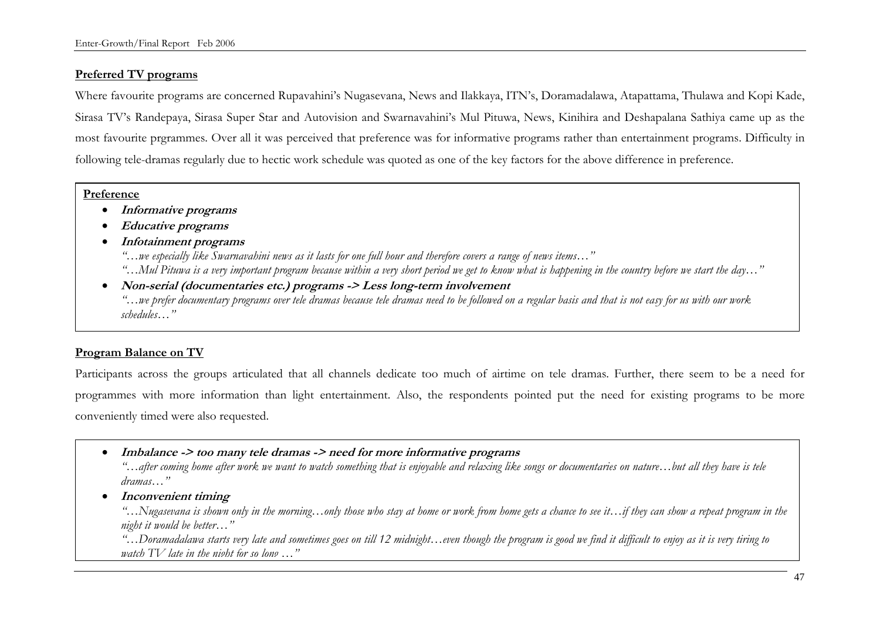**Preferred TV programs**

Where favourite programs are concerned Rupavahini's Nugasevana, News and Ilakkaya, ITN's, Doramadalawa, Atapattama, Thulawa and Kopi Kade, Sirasa TV's Randepaya, Sirasa Super Star and Autovision and Swarnavahini's Mul Pituwa, News, Kinihira and Deshapalana Sathiya came up as the most favourite prgrammes. Over all it was perceived that preference was for informative programs rather than entertainment programs. Difficulty in following tele-dramas regularly due to hectic work schedule was quoted as one of the key factors for the above difference in preference.

**Preference**

- ***Informative programs***
- ***Educative programs***
- ***Infotainment programs***

  *"…we especially like Swarnavahini news as it lasts for one full hour and therefore covers a range of news items…"*

  *"…Mul Pituwa is a very important program because within a very short period we get to know what is happening in the country before we start the day…"*
- ***Non-serial (documentaries etc.) programs -> Less long-term involvement***

  *"…we prefer documentary programs over tele dramas because tele dramas need to be followed on a regular basis and that is not easy for us with our work schedules…"*

**Program Balance on TV**

Participants across the groups articulated that all channels dedicate too much of airtime on tele dramas. Further, there seem to be a need for programmes with more information than light entertainment. Also, the respondents pointed put the need for existing programs to be more conveniently timed were also requested.

- ***Imbalance -> too many tele dramas -> need for more informative programs***

  *"…after coming home after work we want to watch something that is enjoyable and relaxing like songs or documentaries on nature…but all they have is tele dramas…"*
- ***Inconvenient timing***

  *"…Nugasevana is shown only in the morning…only those who stay at home or work from home gets a chance to see it…if they can show a repeat program in the night it would be better…"*

  *"…Doramadalawa starts very late and sometimes goes on till 12 midnight…even though the program is good we find it difficult to enjoy as it is very tiring to watch TV late in the night for so long …"*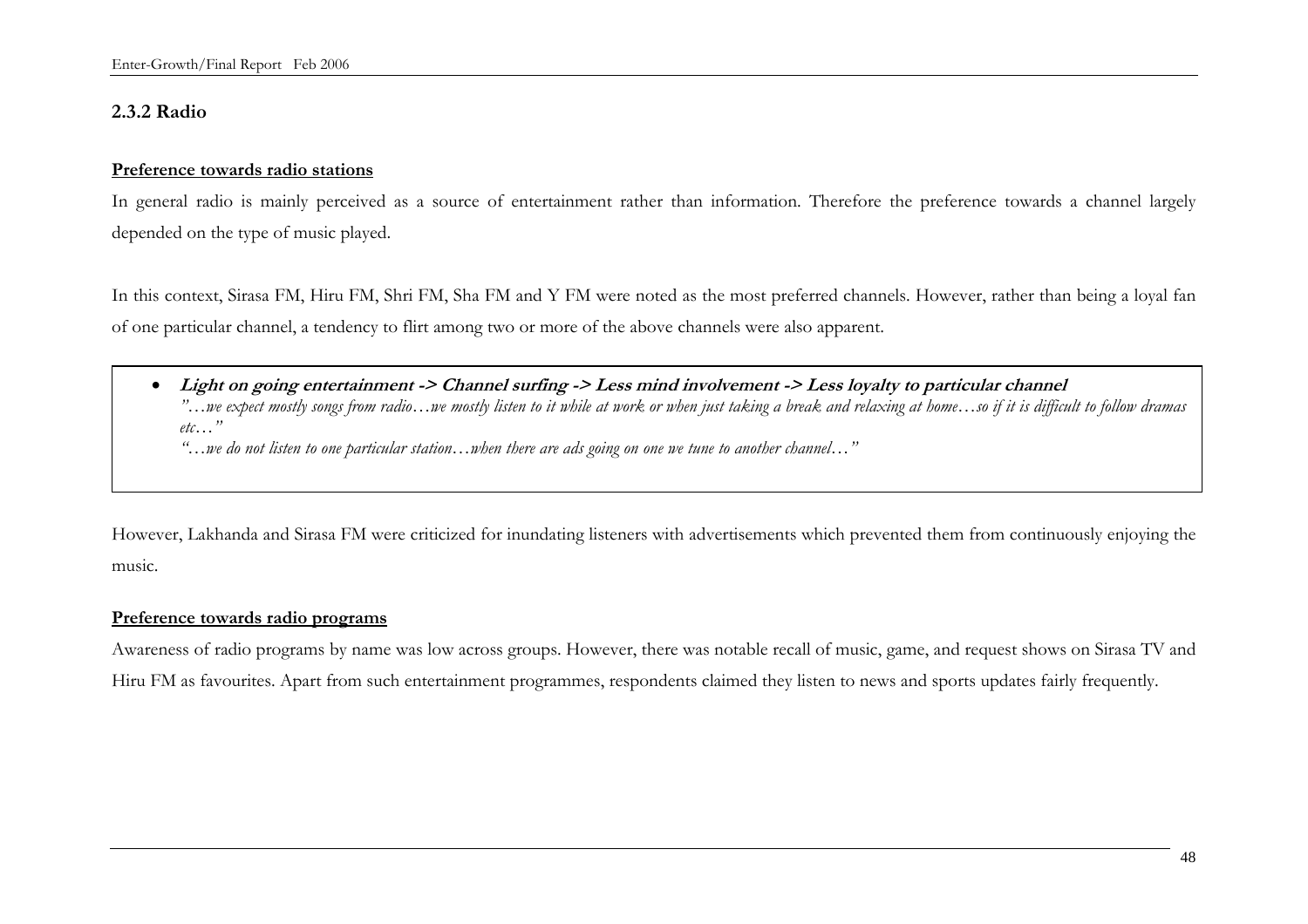### 2.3.2 Radio

**Preference towards radio stations**

In general radio is mainly perceived as a source of entertainment rather than information. Therefore the preference towards a channel largely depended on the type of music played.

In this context, Sirasa FM, Hiru FM, Shri FM, Sha FM and Y FM were noted as the most preferred channels. However, rather than being a loyal fan of one particular channel, a tendency to flirt among two or more of the above channels were also apparent.

- ***Light on going entertainment -> Channel surfing -> Less mind involvement -> Less loyalty to particular channel***
  *"…we expect mostly songs from radio…we mostly listen to it while at work or when just taking a break and relaxing at home…so if it is difficult to follow dramas etc…"*
  *"…we do not listen to one particular station…when there are ads going on one we tune to another channel…"*

However, Lakhanda and Sirasa FM were criticized for inundating listeners with advertisements which prevented them from continuously enjoying the music.

**Preference towards radio programs**

Awareness of radio programs by name was low across groups. However, there was notable recall of music, game, and request shows on Sirasa TV and Hiru FM as favourites. Apart from such entertainment programmes, respondents claimed they listen to news and sports updates fairly frequently.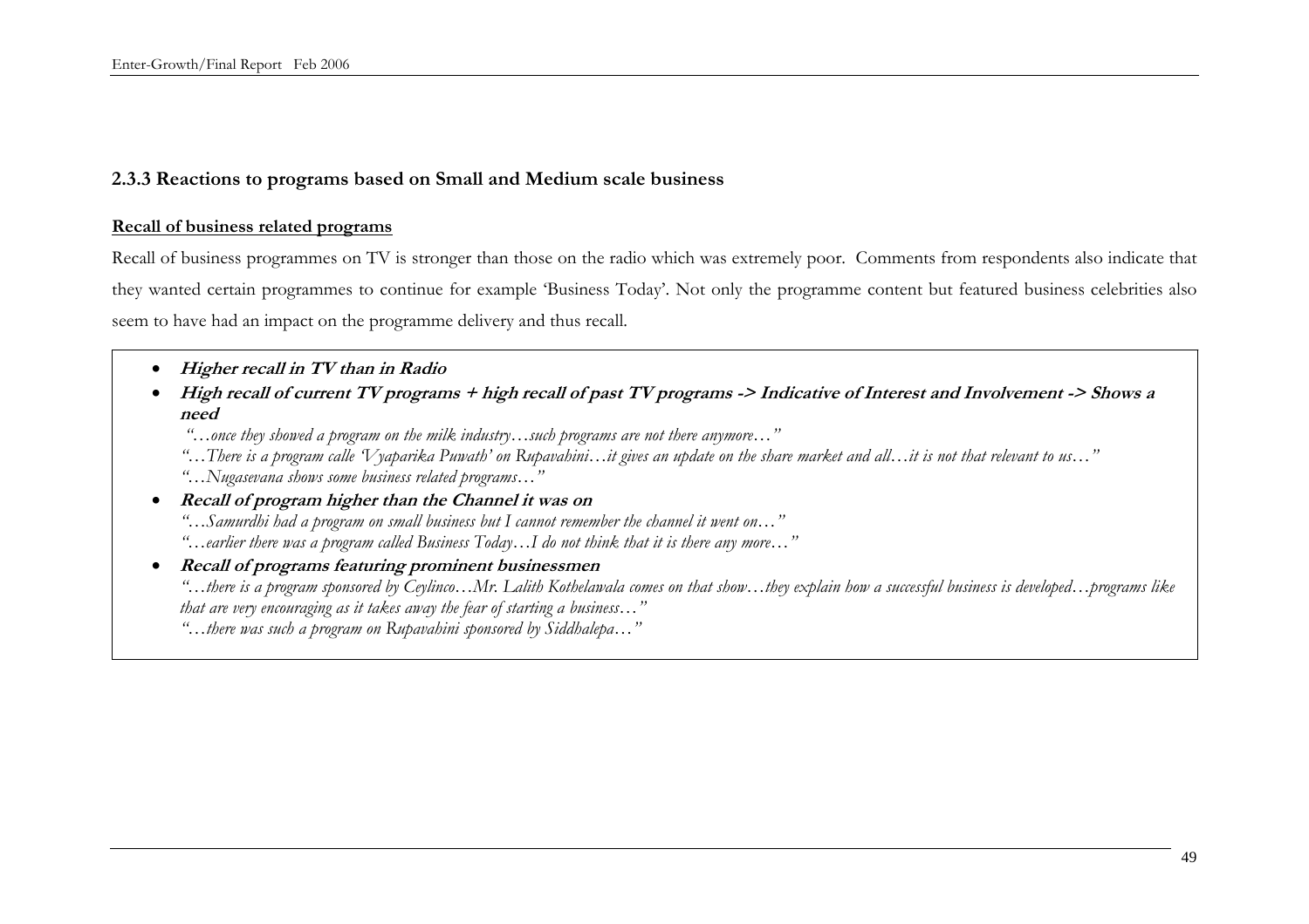### 2.3.3 Reactions to programs based on Small and Medium scale business

**Recall of business related programs**

Recall of business programmes on TV is stronger than those on the radio which was extremely poor. Comments from respondents also indicate that they wanted certain programmes to continue for example 'Business Today'. Not only the programme content but featured business celebrities also seem to have had an impact on the programme delivery and thus recall.

- ***Higher recall in TV than in Radio***
- ***High recall of current TV programs + high recall of past TV programs -> Indicative of Interest and Involvement -> Shows a need***

  *"…once they showed a program on the milk industry…such programs are not there anymore…"*
  *"…There is a program calle 'Vyaparika Puwath' on Rupavahini…it gives an update on the share market and all…it is not that relevant to us…"*
  *"…Nugasevana shows some business related programs…"*
- ***Recall of program higher than the Channel it was on***

  *"…Samurdhi had a program on small business but I cannot remember the channel it went on…"*
  *"…earlier there was a program called Business Today…I do not think that it is there any more…"*
- ***Recall of programs featuring prominent businessmen***

  *"…there is a program sponsored by Ceylinco…Mr. Lalith Kothelawala comes on that show…they explain how a successful business is developed…programs like that are very encouraging as it takes away the fear of starting a business…"*
  *"…there was such a program on Rupavahini sponsored by Siddhalepa…"*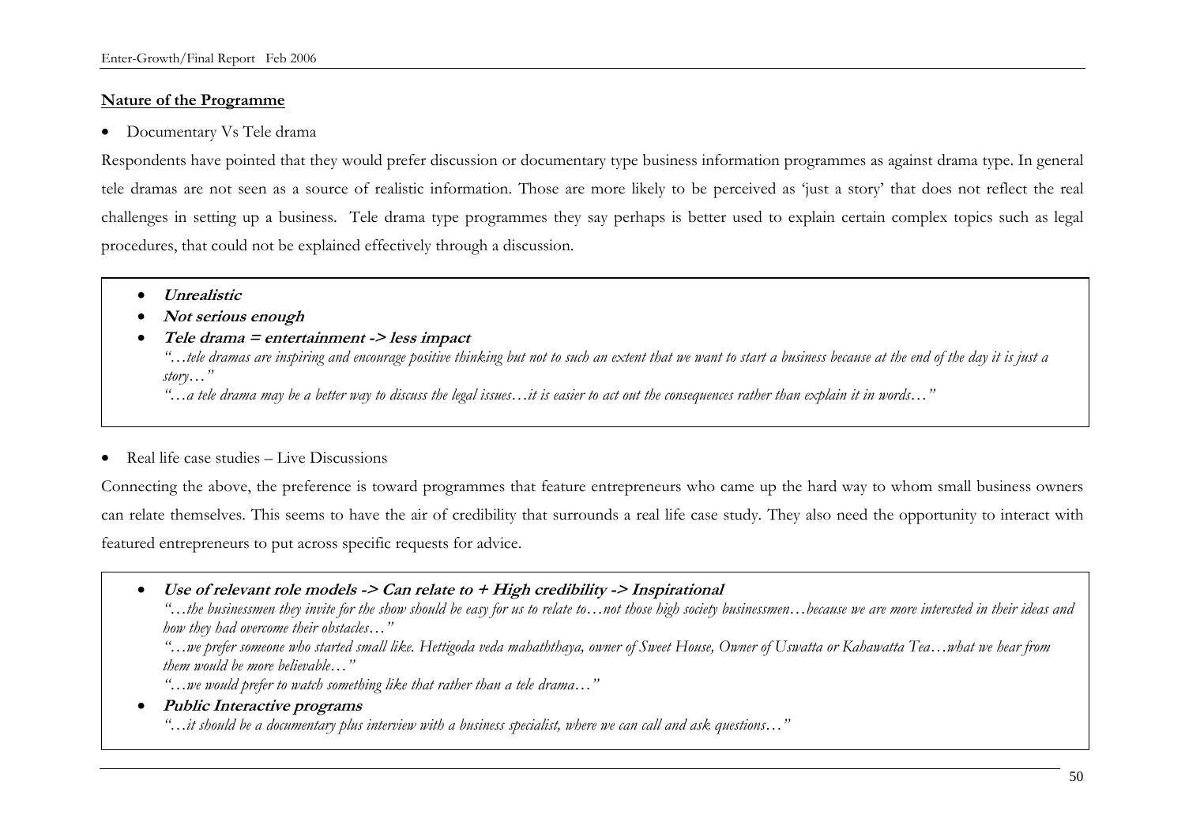**Nature of the Programme**

- Documentary Vs Tele drama

Respondents have pointed that they would prefer discussion or documentary type business information programmes as against drama type. In general tele dramas are not seen as a source of realistic information. Those are more likely to be perceived as 'just a story' that does not reflect the real challenges in setting up a business. Tele drama type programmes they say perhaps is better used to explain certain complex topics such as legal procedures, that could not be explained effectively through a discussion.

> - ***Unrealistic***
> - ***Not serious enough***
> - ***Tele drama = entertainment -> less impact***
>
> *"…tele dramas are inspiring and encourage positive thinking but not to such an extent that we want to start a business because at the end of the day it is just a story…"*
>
> *"…a tele drama may be a better way to discuss the legal issues…it is easier to act out the consequences rather than explain it in words…"*

- Real life case studies – Live Discussions

Connecting the above, the preference is toward programmes that feature entrepreneurs who came up the hard way to whom small business owners can relate themselves. This seems to have the air of credibility that surrounds a real life case study. They also need the opportunity to interact with featured entrepreneurs to put across specific requests for advice.

> - ***Use of relevant role models -> Can relate to + High credibility -> Inspirational***
>
> *"…the businessmen they invite for the show should be easy for us to relate to…not those high society businessmen…because we are more interested in their ideas and how they had overcome their obstacles…"*
>
> *"…we prefer someone who started small like. Hettigoda veda mahaththaya, owner of Sweet House, Owner of Uswatta or Kahawatta Tea…what we hear from them would be more believable…"*
>
> *"…we would prefer to watch something like that rather than a tele drama…"*
>
> - ***Public Interactive programs***
>
> *"…it should be a documentary plus interview with a business specialist, where we can call and ask questions…"*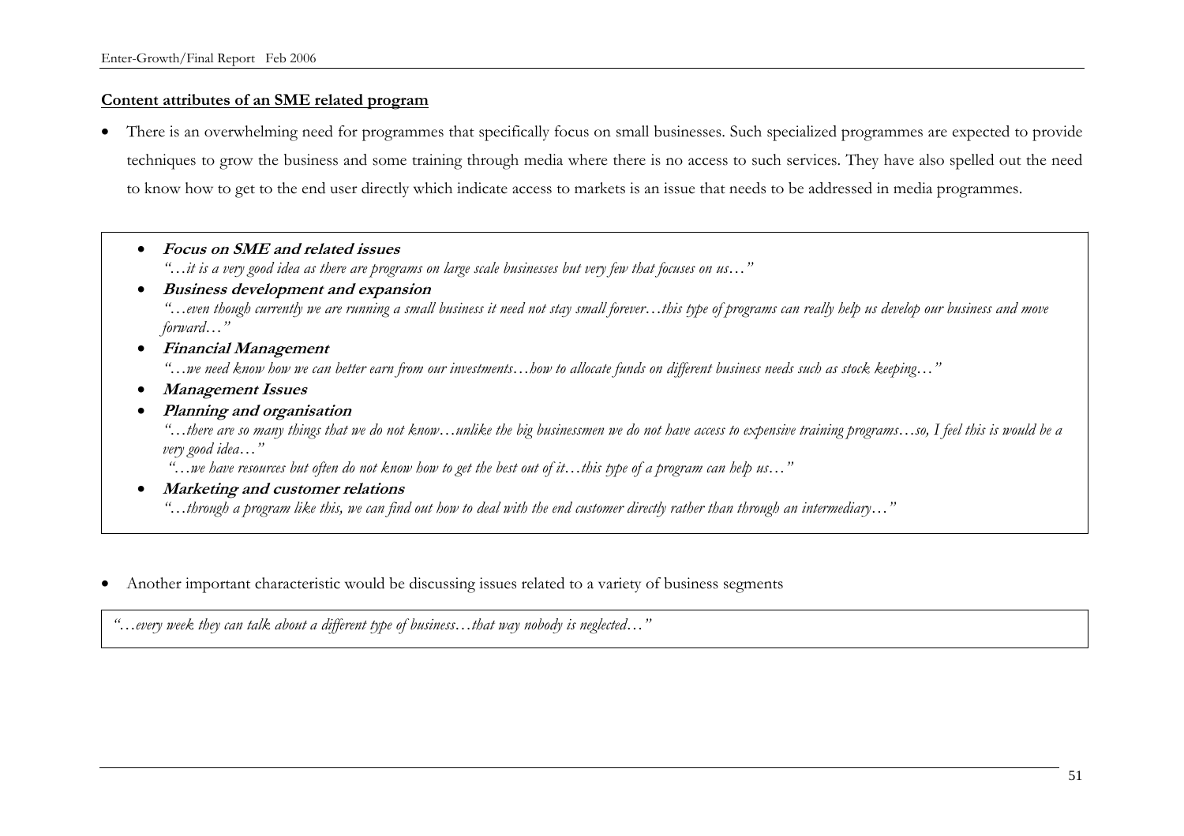**Content attributes of an SME related program**

- There is an overwhelming need for programmes that specifically focus on small businesses. Such specialized programmes are expected to provide techniques to grow the business and some training through media where there is no access to such services. They have also spelled out the need to know how to get to the end user directly which indicate access to markets is an issue that needs to be addressed in media programmes.

> - ***Focus on SME and related issues***
>   *"…it is a very good idea as there are programs on large scale businesses but very few that focuses on us…"*
> - ***Business development and expansion***
>   *"…even though currently we are running a small business it need not stay small forever…this type of programs can really help us develop our business and move forward…"*
> - ***Financial Management***
>   *"…we need know how we can better earn from our investments…how to allocate funds on different business needs such as stock keeping…"*
> - ***Management Issues***
> - ***Planning and organisation***
>   *"…there are so many things that we do not know…unlike the big businessmen we do not have access to expensive training programs…so, I feel this is would be a very good idea…"*
>   *"…we have resources but often do not know how to get the best out of it…this type of a program can help us…"*
> - ***Marketing and customer relations***
>   *"…through a program like this, we can find out how to deal with the end customer directly rather than through an intermediary…"*

- Another important characteristic would be discussing issues related to a variety of business segments

> *"…every week they can talk about a different type of business…that way nobody is neglected…"*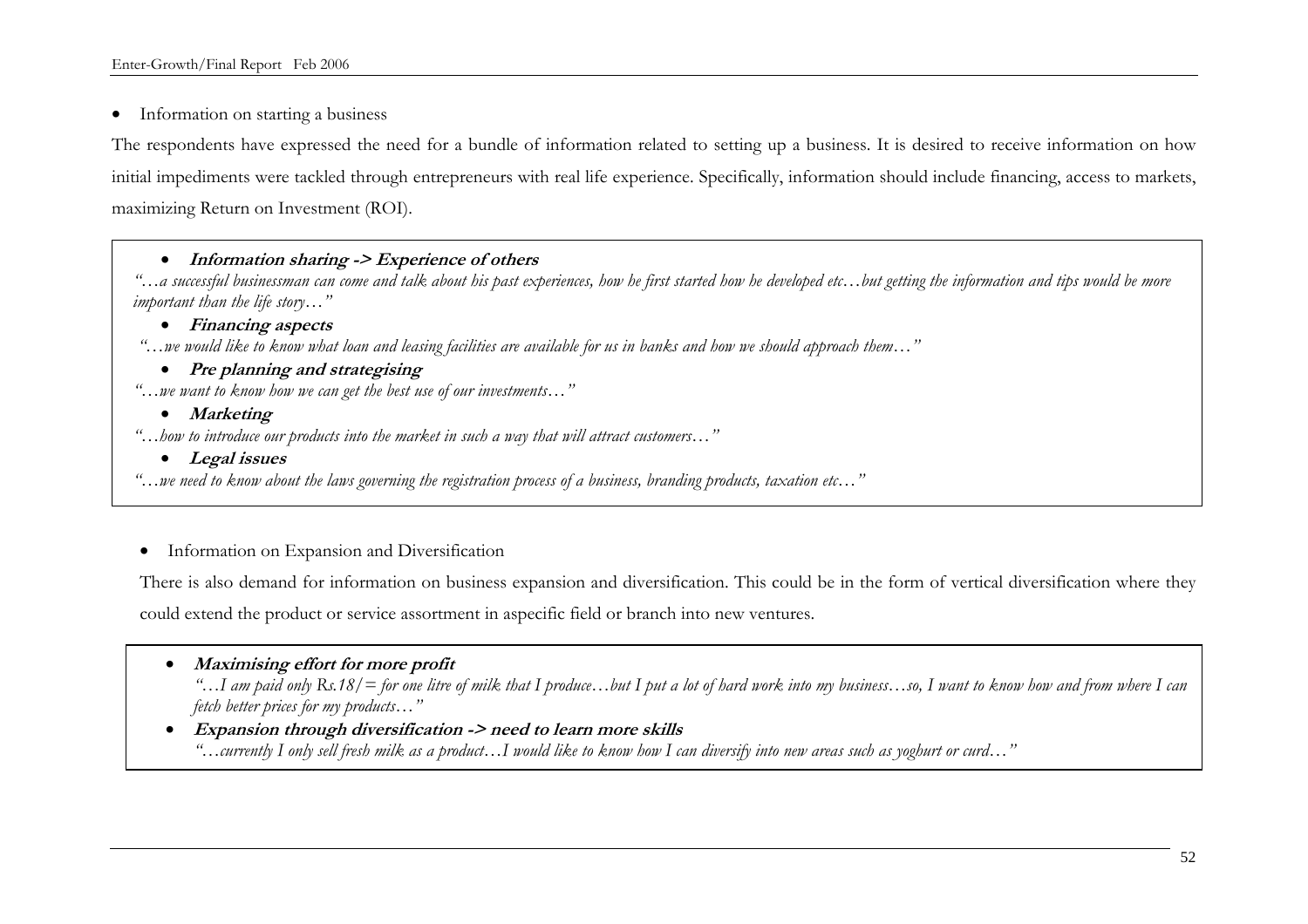- Information on starting a business

The respondents have expressed the need for a bundle of information related to setting up a business. It is desired to receive information on how initial impediments were tackled through entrepreneurs with real life experience. Specifically, information should include financing, access to markets, maximizing Return on Investment (ROI).

> - ***Information sharing -> Experience of others***
>
> *"…a successful businessman can come and talk about his past experiences, how he first started how he developed etc…but getting the information and tips would be more important than the life story…"*
>
> - ***Financing aspects***
>
> *"…we would like to know what loan and leasing facilities are available for us in banks and how we should approach them…"*
>
> - ***Pre planning and strategising***
>
> *"…we want to know how we can get the best use of our investments…"*
>
> - ***Marketing***
>
> *"…how to introduce our products into the market in such a way that will attract customers…"*
>
> - ***Legal issues***
>
> *"…we need to know about the laws governing the registration process of a business, branding products, taxation etc…"*

- Information on Expansion and Diversification

There is also demand for information on business expansion and diversification. This could be in the form of vertical diversification where they could extend the product or service assortment in aspecific field or branch into new ventures.

> - ***Maximising effort for more profit***
>
>   *"…I am paid only Rs.18/= for one litre of milk that I produce…but I put a lot of hard work into my business…so, I want to know how and from where I can fetch better prices for my products…"*
>
> - ***Expansion through diversification -> need to learn more skills***
>
>   *"…currently I only sell fresh milk as a product…I would like to know how I can diversify into new areas such as yoghurt or curd…"*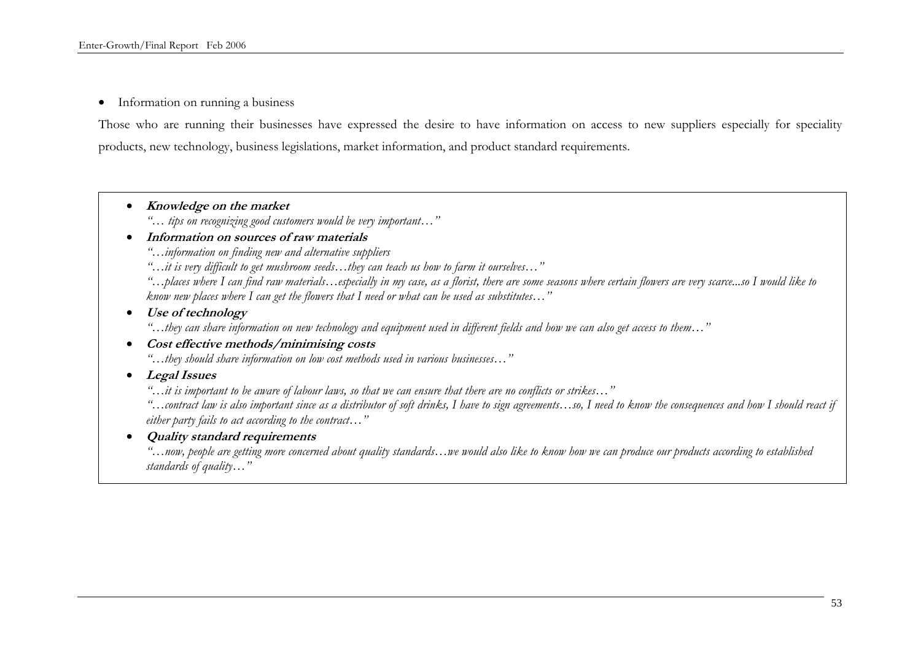- Information on running a business

Those who are running their businesses have expressed the desire to have information on access to new suppliers especially for speciality products, new technology, business legislations, market information, and product standard requirements.

- ***Knowledge on the market***

  *"… tips on recognizing good customers would be very important…"*

- ***Information on sources of raw materials***

  *"…information on finding new and alternative suppliers*

  *"…it is very difficult to get mushroom seeds…they can teach us how to farm it ourselves…"*

  *"…places where I can find raw materials…especially in my case, as a florist, there are some seasons where certain flowers are very scarce...so I would like to know new places where I can get the flowers that I need or what can be used as substitutes…"*

- ***Use of technology***

  *"…they can share information on new technology and equipment used in different fields and how we can also get access to them…"*

- ***Cost effective methods/minimising costs***

  *"…they should share information on low cost methods used in various businesses…"*

- ***Legal Issues***

  *"…it is important to be aware of labour laws, so that we can ensure that there are no conflicts or strikes…"*

  *"…contract law is also important since as a distributor of soft drinks, I have to sign agreements…so, I need to know the consequences and how I should react if either party fails to act according to the contract…"*

- ***Quality standard requirements***

  *"…now, people are getting more concerned about quality standards…we would also like to know how we can produce our products according to established standards of quality…"*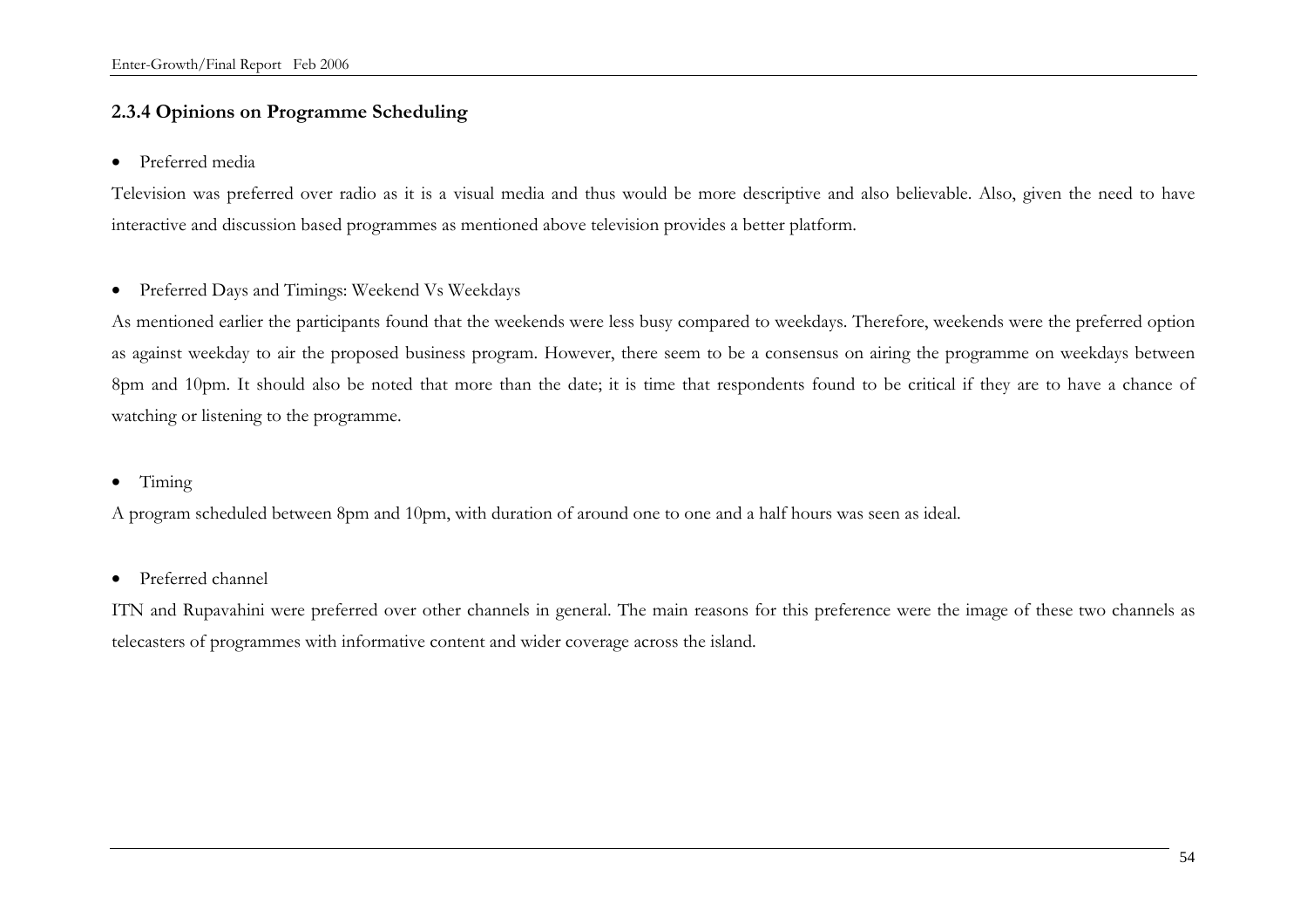### 2.3.4 Opinions on Programme Scheduling

- Preferred media

Television was preferred over radio as it is a visual media and thus would be more descriptive and also believable. Also, given the need to have interactive and discussion based programmes as mentioned above television provides a better platform.

- Preferred Days and Timings: Weekend Vs Weekdays

As mentioned earlier the participants found that the weekends were less busy compared to weekdays. Therefore, weekends were the preferred option as against weekday to air the proposed business program. However, there seem to be a consensus on airing the programme on weekdays between 8pm and 10pm. It should also be noted that more than the date; it is time that respondents found to be critical if they are to have a chance of watching or listening to the programme.

- Timing

A program scheduled between 8pm and 10pm, with duration of around one to one and a half hours was seen as ideal.

- Preferred channel

ITN and Rupavahini were preferred over other channels in general. The main reasons for this preference were the image of these two channels as telecasters of programmes with informative content and wider coverage across the island.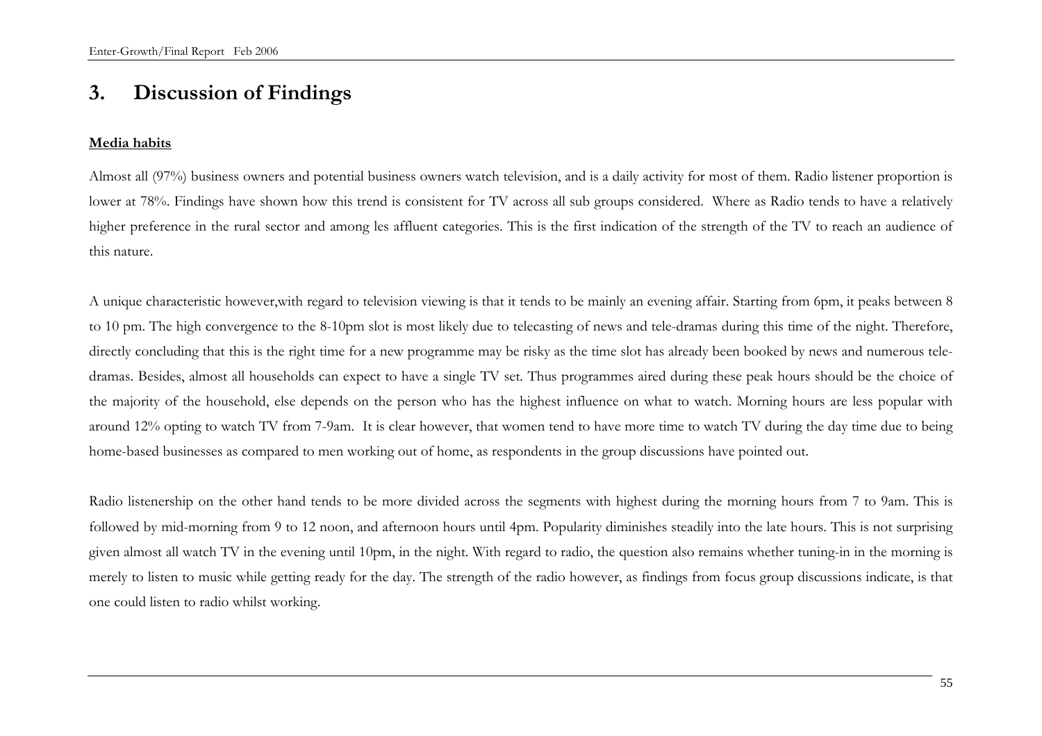# 3. Discussion of Findings

**Media habits**

Almost all (97%) business owners and potential business owners watch television, and is a daily activity for most of them. Radio listener proportion is lower at 78%. Findings have shown how this trend is consistent for TV across all sub groups considered. Where as Radio tends to have a relatively higher preference in the rural sector and among les affluent categories. This is the first indication of the strength of the TV to reach an audience of this nature.

A unique characteristic however,with regard to television viewing is that it tends to be mainly an evening affair. Starting from 6pm, it peaks between 8 to 10 pm. The high convergence to the 8-10pm slot is most likely due to telecasting of news and tele-dramas during this time of the night. Therefore, directly concluding that this is the right time for a new programme may be risky as the time slot has already been booked by news and numerous tele-dramas. Besides, almost all households can expect to have a single TV set. Thus programmes aired during these peak hours should be the choice of the majority of the household, else depends on the person who has the highest influence on what to watch. Morning hours are less popular with around 12% opting to watch TV from 7-9am. It is clear however, that women tend to have more time to watch TV during the day time due to being home-based businesses as compared to men working out of home, as respondents in the group discussions have pointed out.

Radio listenership on the other hand tends to be more divided across the segments with highest during the morning hours from 7 to 9am. This is followed by mid-morning from 9 to 12 noon, and afternoon hours until 4pm. Popularity diminishes steadily into the late hours. This is not surprising given almost all watch TV in the evening until 10pm, in the night. With regard to radio, the question also remains whether tuning-in in the morning is merely to listen to music while getting ready for the day. The strength of the radio however, as findings from focus group discussions indicate, is that one could listen to radio whilst working.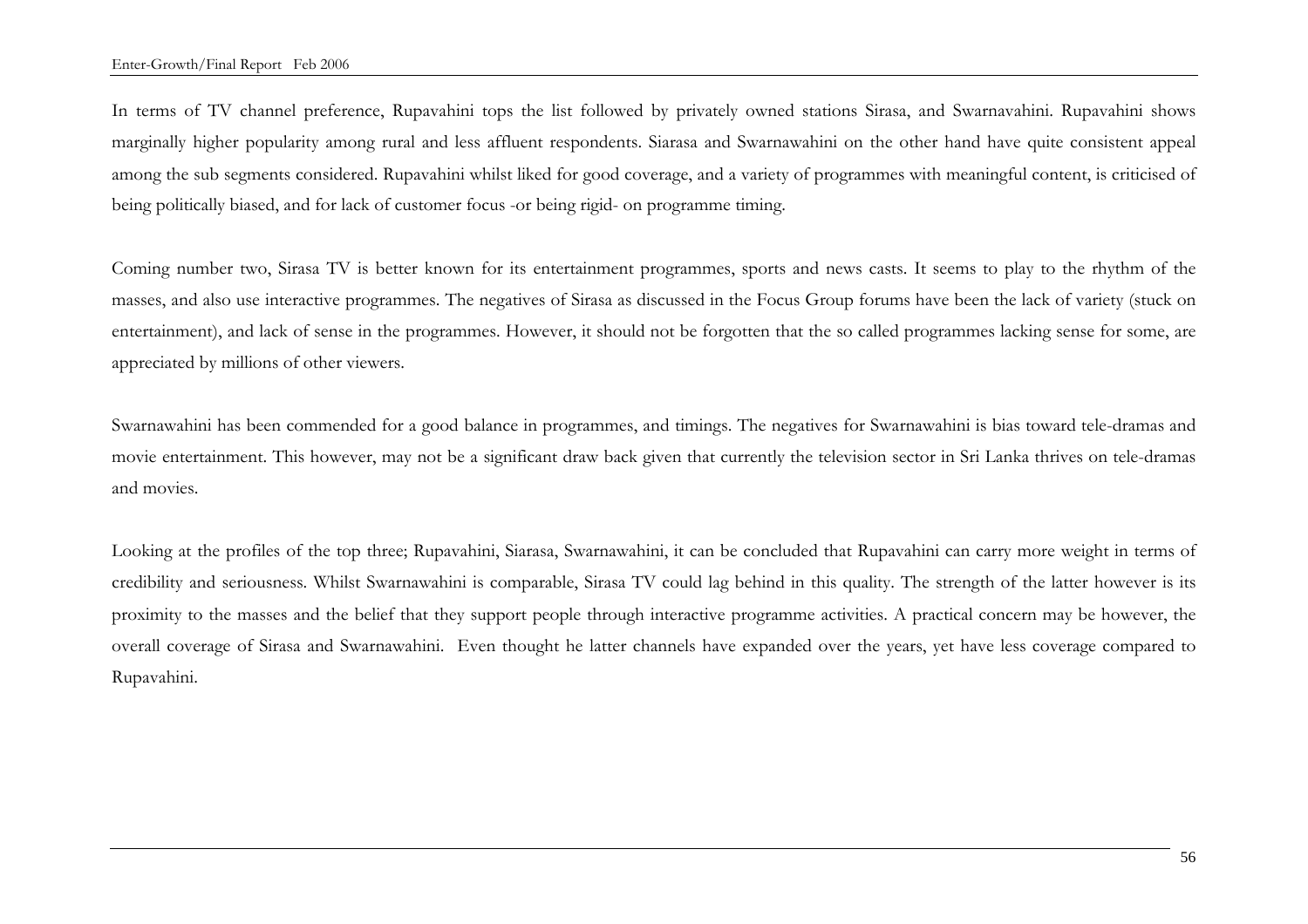In terms of TV channel preference, Rupavahini tops the list followed by privately owned stations Sirasa, and Swarnavahini. Rupavahini shows marginally higher popularity among rural and less affluent respondents. Siarasa and Swarnawahini on the other hand have quite consistent appeal among the sub segments considered. Rupavahini whilst liked for good coverage, and a variety of programmes with meaningful content, is criticised of being politically biased, and for lack of customer focus -or being rigid- on programme timing.

Coming number two, Sirasa TV is better known for its entertainment programmes, sports and news casts. It seems to play to the rhythm of the masses, and also use interactive programmes. The negatives of Sirasa as discussed in the Focus Group forums have been the lack of variety (stuck on entertainment), and lack of sense in the programmes. However, it should not be forgotten that the so called programmes lacking sense for some, are appreciated by millions of other viewers.

Swarnawahini has been commended for a good balance in programmes, and timings. The negatives for Swarnawahini is bias toward tele-dramas and movie entertainment. This however, may not be a significant draw back given that currently the television sector in Sri Lanka thrives on tele-dramas and movies.

Looking at the profiles of the top three; Rupavahini, Siarasa, Swarnawahini, it can be concluded that Rupavahini can carry more weight in terms of credibility and seriousness. Whilst Swarnawahini is comparable, Sirasa TV could lag behind in this quality. The strength of the latter however is its proximity to the masses and the belief that they support people through interactive programme activities. A practical concern may be however, the overall coverage of Sirasa and Swarnawahini. Even thought he latter channels have expanded over the years, yet have less coverage compared to Rupavahini.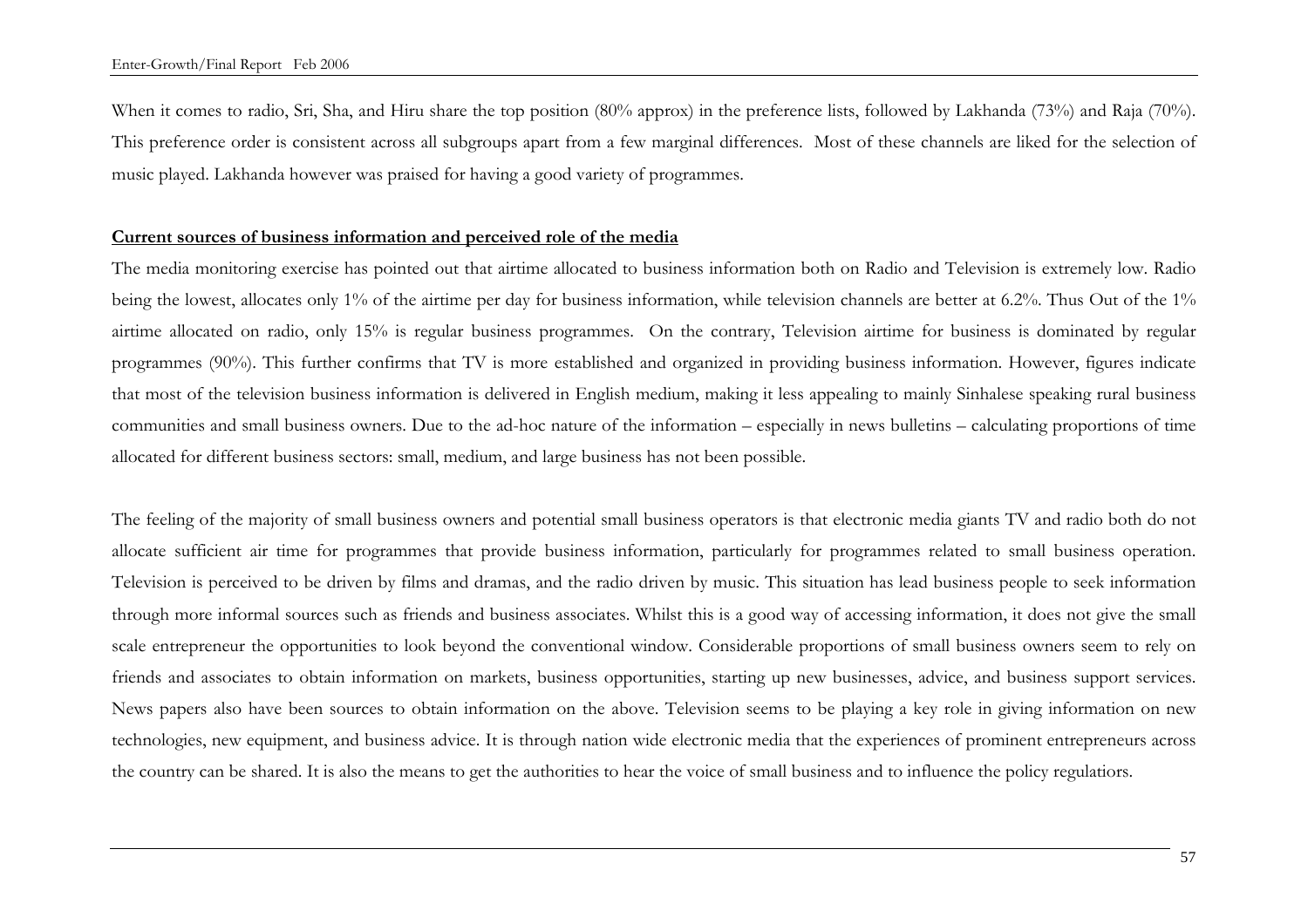When it comes to radio, Sri, Sha, and Hiru share the top position (80% approx) in the preference lists, followed by Lakhanda (73%) and Raja (70%). This preference order is consistent across all subgroups apart from a few marginal differences. Most of these channels are liked for the selection of music played. Lakhanda however was praised for having a good variety of programmes.

**Current sources of business information and perceived role of the media**

The media monitoring exercise has pointed out that airtime allocated to business information both on Radio and Television is extremely low. Radio being the lowest, allocates only 1% of the airtime per day for business information, while television channels are better at 6.2%. Thus Out of the 1% airtime allocated on radio, only 15% is regular business programmes. On the contrary, Television airtime for business is dominated by regular programmes (90%). This further confirms that TV is more established and organized in providing business information. However, figures indicate that most of the television business information is delivered in English medium, making it less appealing to mainly Sinhalese speaking rural business communities and small business owners. Due to the ad-hoc nature of the information – especially in news bulletins – calculating proportions of time allocated for different business sectors: small, medium, and large business has not been possible.

The feeling of the majority of small business owners and potential small business operators is that electronic media giants TV and radio both do not allocate sufficient air time for programmes that provide business information, particularly for programmes related to small business operation. Television is perceived to be driven by films and dramas, and the radio driven by music. This situation has lead business people to seek information through more informal sources such as friends and business associates. Whilst this is a good way of accessing information, it does not give the small scale entrepreneur the opportunities to look beyond the conventional window. Considerable proportions of small business owners seem to rely on friends and associates to obtain information on markets, business opportunities, starting up new businesses, advice, and business support services. News papers also have been sources to obtain information on the above. Television seems to be playing a key role in giving information on new technologies, new equipment, and business advice. It is through nation wide electronic media that the experiences of prominent entrepreneurs across the country can be shared. It is also the means to get the authorities to hear the voice of small business and to influence the policy regulators.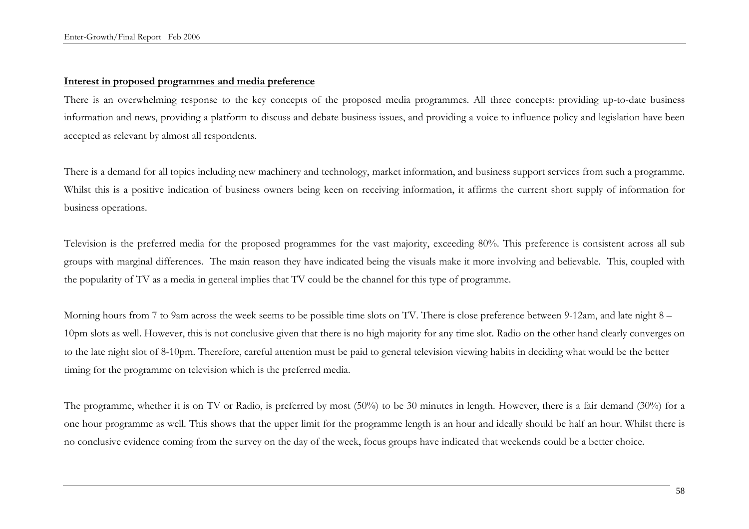**Interest in proposed programmes and media preference**

There is an overwhelming response to the key concepts of the proposed media programmes. All three concepts: providing up-to-date business information and news, providing a platform to discuss and debate business issues, and providing a voice to influence policy and legislation have been accepted as relevant by almost all respondents.

There is a demand for all topics including new machinery and technology, market information, and business support services from such a programme. Whilst this is a positive indication of business owners being keen on receiving information, it affirms the current short supply of information for business operations.

Television is the preferred media for the proposed programmes for the vast majority, exceeding 80%. This preference is consistent across all sub groups with marginal differences. The main reason they have indicated being the visuals make it more involving and believable. This, coupled with the popularity of TV as a media in general implies that TV could be the channel for this type of programme.

Morning hours from 7 to 9am across the week seems to be possible time slots on TV. There is close preference between 9-12am, and late night 8 – 10pm slots as well. However, this is not conclusive given that there is no high majority for any time slot. Radio on the other hand clearly converges on to the late night slot of 8-10pm. Therefore, careful attention must be paid to general television viewing habits in deciding what would be the better timing for the programme on television which is the preferred media.

The programme, whether it is on TV or Radio, is preferred by most (50%) to be 30 minutes in length. However, there is a fair demand (30%) for a one hour programme as well. This shows that the upper limit for the programme length is an hour and ideally should be half an hour. Whilst there is no conclusive evidence coming from the survey on the day of the week, focus groups have indicated that weekends could be a better choice.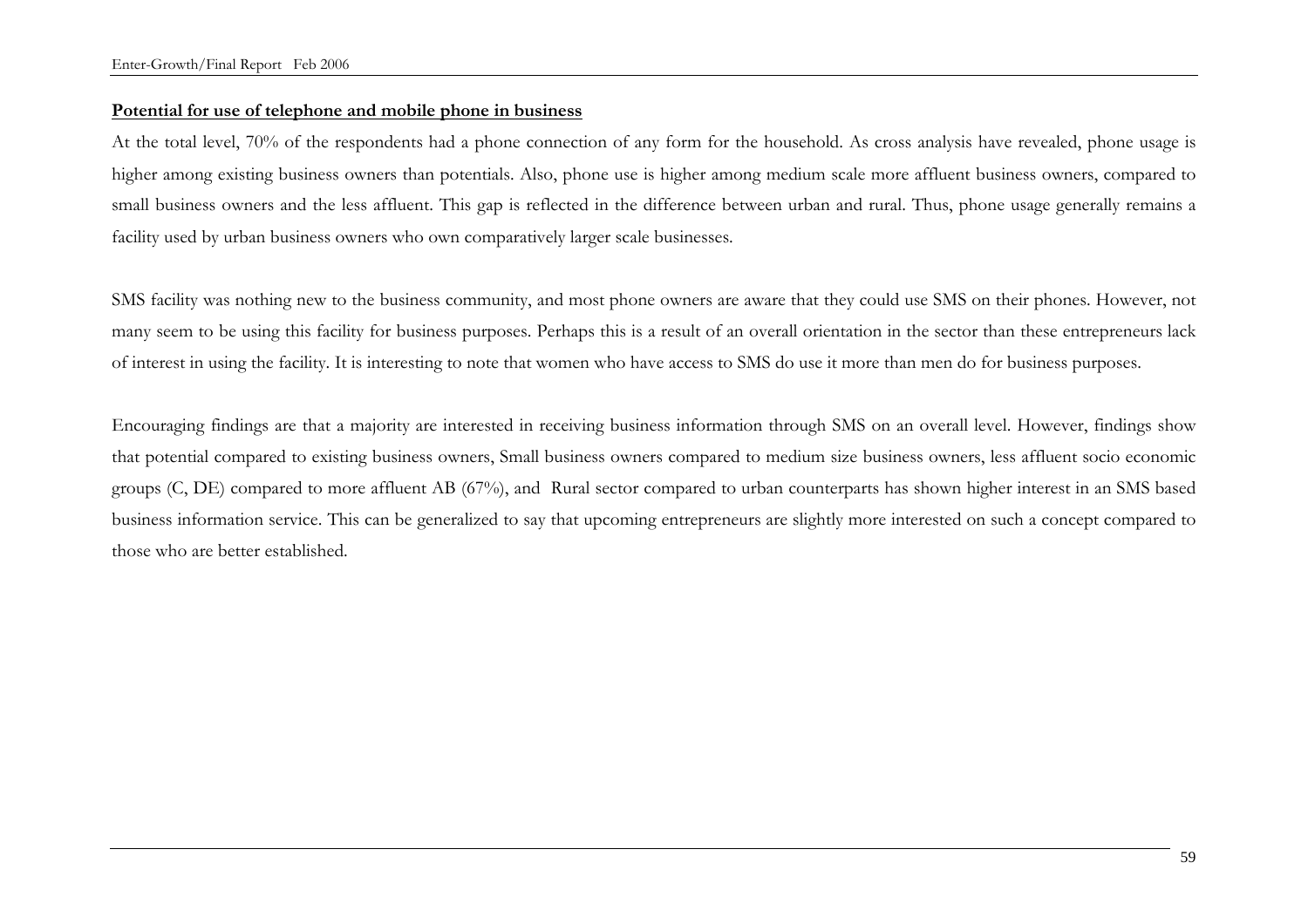**Potential for use of telephone and mobile phone in business**

At the total level, 70% of the respondents had a phone connection of any form for the household. As cross analysis have revealed, phone usage is higher among existing business owners than potentials. Also, phone use is higher among medium scale more affluent business owners, compared to small business owners and the less affluent. This gap is reflected in the difference between urban and rural. Thus, phone usage generally remains a facility used by urban business owners who own comparatively larger scale businesses.

SMS facility was nothing new to the business community, and most phone owners are aware that they could use SMS on their phones. However, not many seem to be using this facility for business purposes. Perhaps this is a result of an overall orientation in the sector than these entrepreneurs lack of interest in using the facility. It is interesting to note that women who have access to SMS do use it more than men do for business purposes.

Encouraging findings are that a majority are interested in receiving business information through SMS on an overall level. However, findings show that potential compared to existing business owners, Small business owners compared to medium size business owners, less affluent socio economic groups (C, DE) compared to more affluent AB (67%), and Rural sector compared to urban counterparts has shown higher interest in an SMS based business information service. This can be generalized to say that upcoming entrepreneurs are slightly more interested on such a concept compared to those who are better established.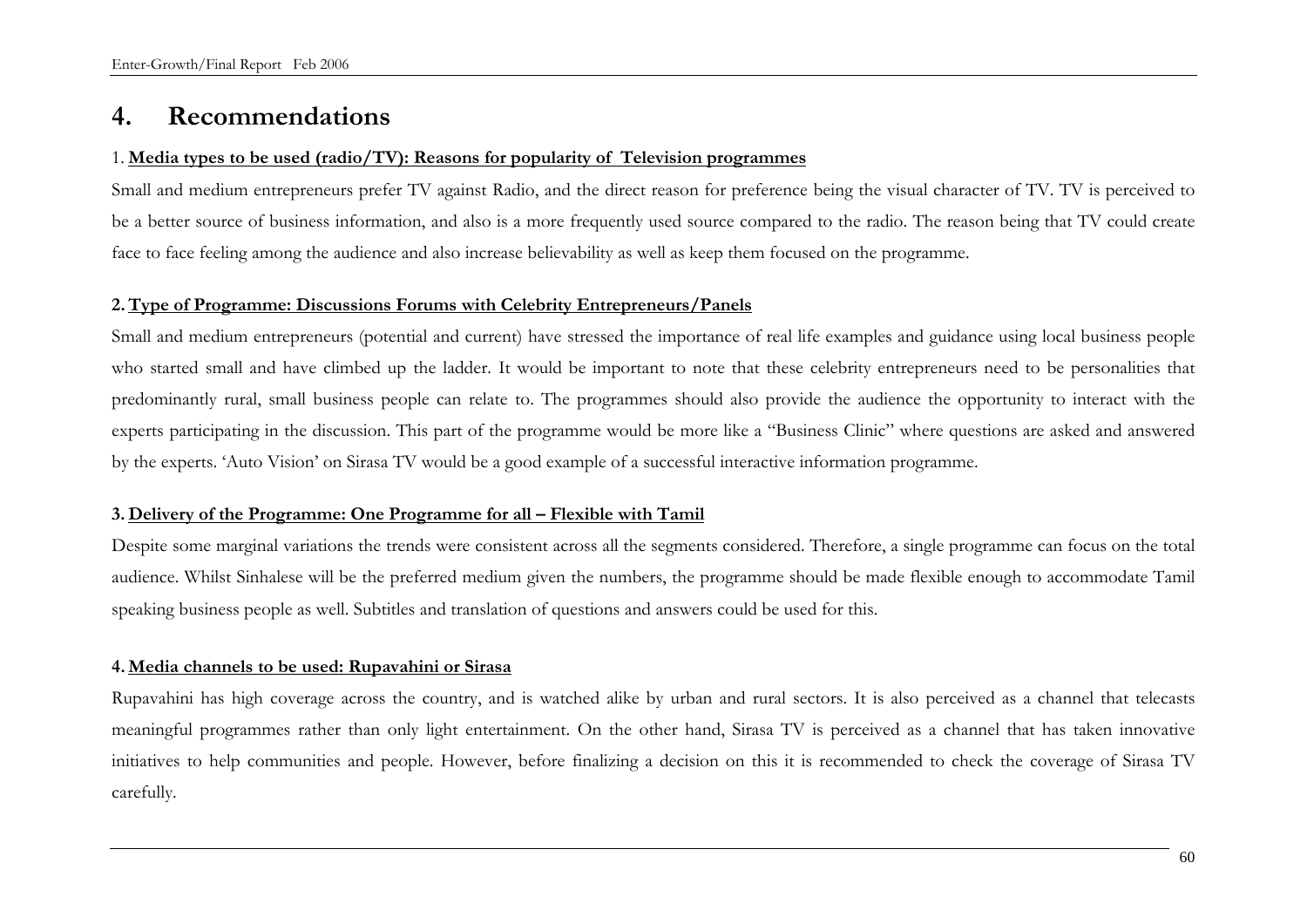# 4. Recommendations

1. **Media types to be used (radio/TV): Reasons for popularity of Television programmes**

Small and medium entrepreneurs prefer TV against Radio, and the direct reason for preference being the visual character of TV. TV is perceived to be a better source of business information, and also is a more frequently used source compared to the radio. The reason being that TV could create face to face feeling among the audience and also increase believability as well as keep them focused on the programme.

**2. Type of Programme: Discussions Forums with Celebrity Entrepreneurs/Panels**

Small and medium entrepreneurs (potential and current) have stressed the importance of real life examples and guidance using local business people who started small and have climbed up the ladder. It would be important to note that these celebrity entrepreneurs need to be personalities that predominantly rural, small business people can relate to. The programmes should also provide the audience the opportunity to interact with the experts participating in the discussion. This part of the programme would be more like a "Business Clinic" where questions are asked and answered by the experts. 'Auto Vision' on Sirasa TV would be a good example of a successful interactive information programme.

**3. Delivery of the Programme: One Programme for all – Flexible with Tamil**

Despite some marginal variations the trends were consistent across all the segments considered. Therefore, a single programme can focus on the total audience. Whilst Sinhalese will be the preferred medium given the numbers, the programme should be made flexible enough to accommodate Tamil speaking business people as well. Subtitles and translation of questions and answers could be used for this.

**4. Media channels to be used: Rupavahini or Sirasa**

Rupavahini has high coverage across the country, and is watched alike by urban and rural sectors. It is also perceived as a channel that telecasts meaningful programmes rather than only light entertainment. On the other hand, Sirasa TV is perceived as a channel that has taken innovative initiatives to help communities and people. However, before finalizing a decision on this it is recommended to check the coverage of Sirasa TV carefully.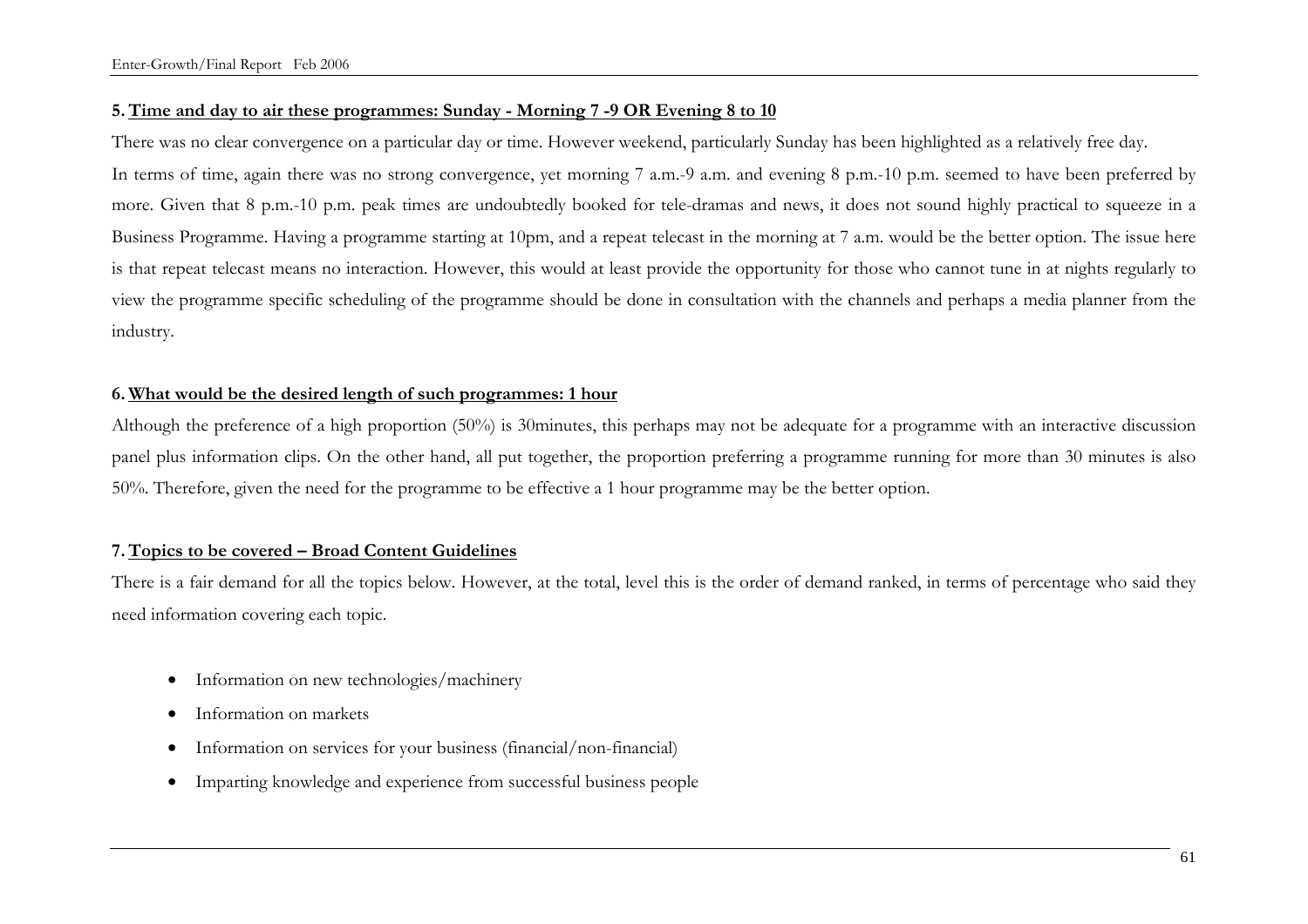**5. <u>Time and day to air these programmes: Sunday - Morning 7 -9 OR Evening 8 to 10</u>**

There was no clear convergence on a particular day or time. However weekend, particularly Sunday has been highlighted as a relatively free day.

In terms of time, again there was no strong convergence, yet morning 7 a.m.-9 a.m. and evening 8 p.m.-10 p.m. seemed to have been preferred by more. Given that 8 p.m.-10 p.m. peak times are undoubtedly booked for tele-dramas and news, it does not sound highly practical to squeeze in a Business Programme. Having a programme starting at 10pm, and a repeat telecast in the morning at 7 a.m. would be the better option. The issue here is that repeat telecast means no interaction. However, this would at least provide the opportunity for those who cannot tune in at nights regularly to view the programme specific scheduling of the programme should be done in consultation with the channels and perhaps a media planner from the industry.

**6. <u>What would be the desired length of such programmes: 1 hour</u>**

Although the preference of a high proportion (50%) is 30minutes, this perhaps may not be adequate for a programme with an interactive discussion panel plus information clips. On the other hand, all put together, the proportion preferring a programme running for more than 30 minutes is also 50%. Therefore, given the need for the programme to be effective a 1 hour programme may be the better option.

**7. <u>Topics to be covered – Broad Content Guidelines</u>**

There is a fair demand for all the topics below. However, at the total, level this is the order of demand ranked, in terms of percentage who said they need information covering each topic.

- Information on new technologies/machinery
- Information on markets
- Information on services for your business (financial/non-financial)
- Imparting knowledge and experience from successful business people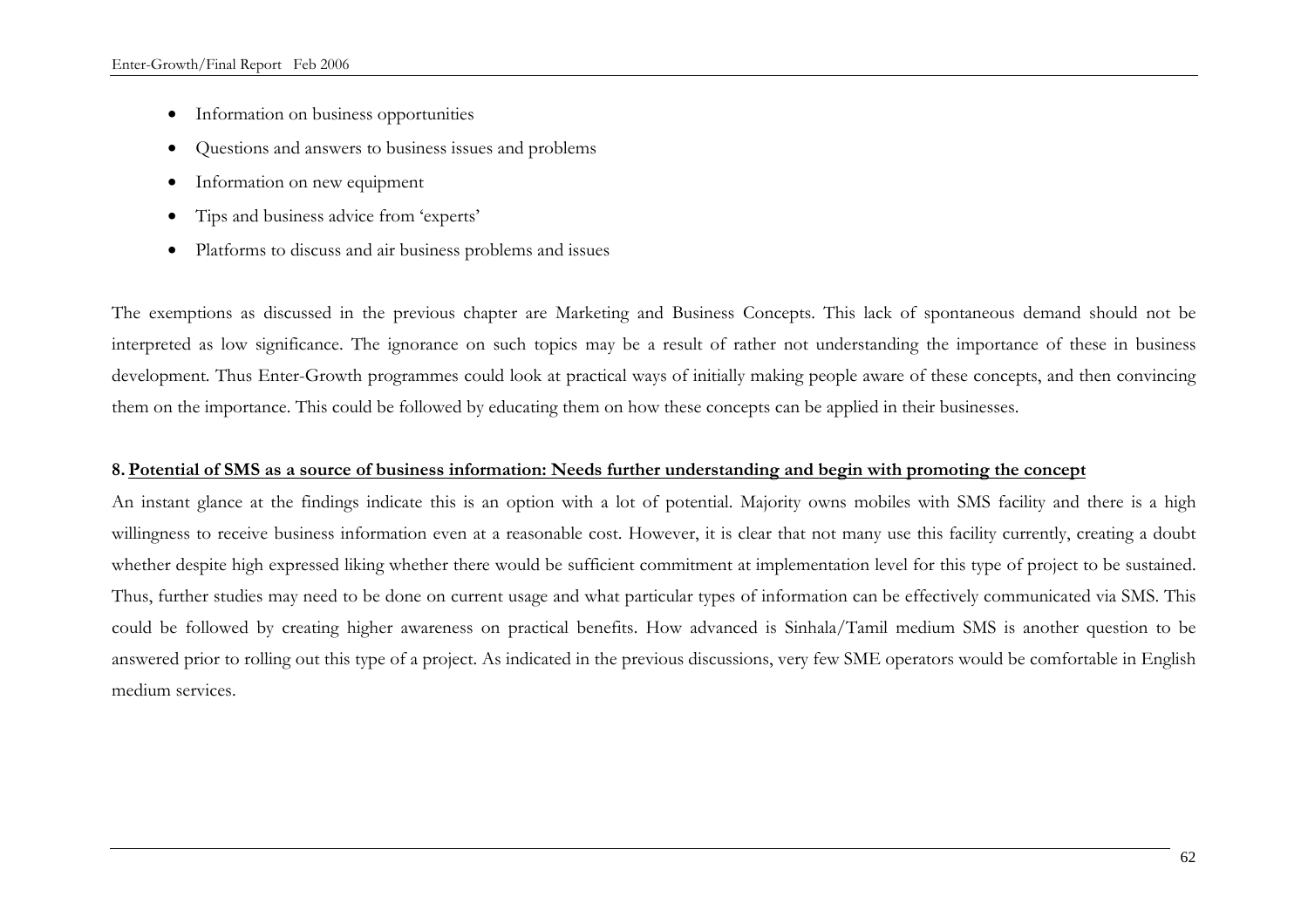- Information on business opportunities
- Questions and answers to business issues and problems
- Information on new equipment
- Tips and business advice from 'experts'
- Platforms to discuss and air business problems and issues

The exemptions as discussed in the previous chapter are Marketing and Business Concepts. This lack of spontaneous demand should not be interpreted as low significance. The ignorance on such topics may be a result of rather not understanding the importance of these in business development. Thus Enter-Growth programmes could look at practical ways of initially making people aware of these concepts, and then convincing them on the importance. This could be followed by educating them on how these concepts can be applied in their businesses.

**8. <u>Potential of SMS as a source of business information: Needs further understanding and begin with promoting the concept</u>**

An instant glance at the findings indicate this is an option with a lot of potential. Majority owns mobiles with SMS facility and there is a high willingness to receive business information even at a reasonable cost. However, it is clear that not many use this facility currently, creating a doubt whether despite high expressed liking whether there would be sufficient commitment at implementation level for this type of project to be sustained. Thus, further studies may need to be done on current usage and what particular types of information can be effectively communicated via SMS. This could be followed by creating higher awareness on practical benefits. How advanced is Sinhala/Tamil medium SMS is another question to be answered prior to rolling out this type of a project. As indicated in the previous discussions, very few SME operators would be comfortable in English medium services.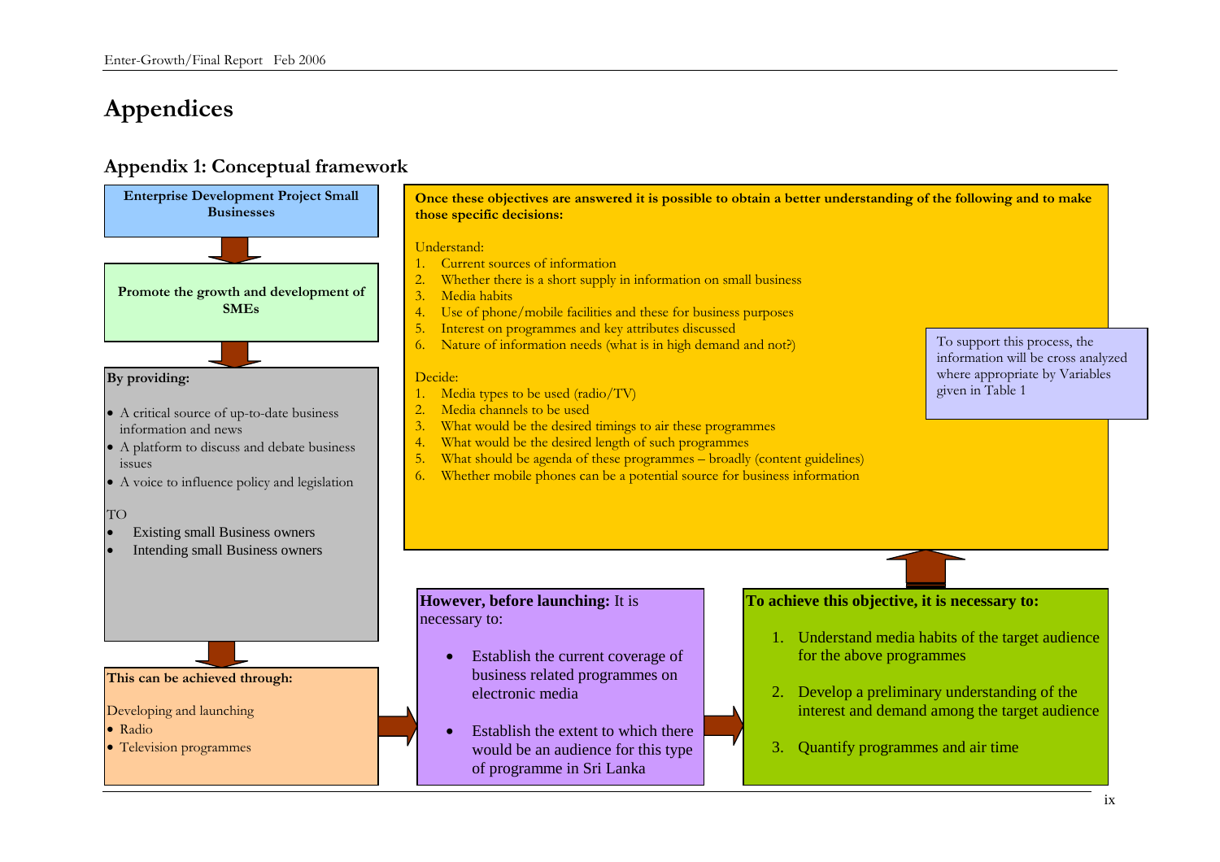# Appendices

## Appendix 1: Conceptual framework

**Enterprise Development Project Small Businesses**

**Promote the growth and development of SMEs**

**By providing:**

- A critical source of up-to-date business information and news
- A platform to discuss and debate business issues
- A voice to influence policy and legislation

TO

- Existing small Business owners
- Intending small Business owners

**This can be achieved through:**

Developing and launching

- Radio
- Television programmes

**However, before launching:** It is necessary to:

- Establish the current coverage of business related programmes on electronic media
- Establish the extent to which there would be an audience for this type of programme in Sri Lanka

**To achieve this objective, it is necessary to:**

1. Understand media habits of the target audience for the above programmes
2. Develop a preliminary understanding of the interest and demand among the target audience
3. Quantify programmes and air time

**Once these objectives are answered it is possible to obtain a better understanding of the following and to make those specific decisions:**

Understand:

1. Current sources of information
2. Whether there is a short supply in information on small business
3. Media habits
4. Use of phone/mobile facilities and these for business purposes
5. Interest on programmes and key attributes discussed
6. Nature of information needs (what is in high demand and not?)

Decide:

1. Media types to be used (radio/TV)
2. Media channels to be used
3. What would be the desired timings to air these programmes
4. What would be the desired length of such programmes
5. What should be agenda of these programmes – broadly (content guidelines)
6. Whether mobile phones can be a potential source for business information

To support this process, the information will be cross analyzed where appropriate by Variables given in Table 1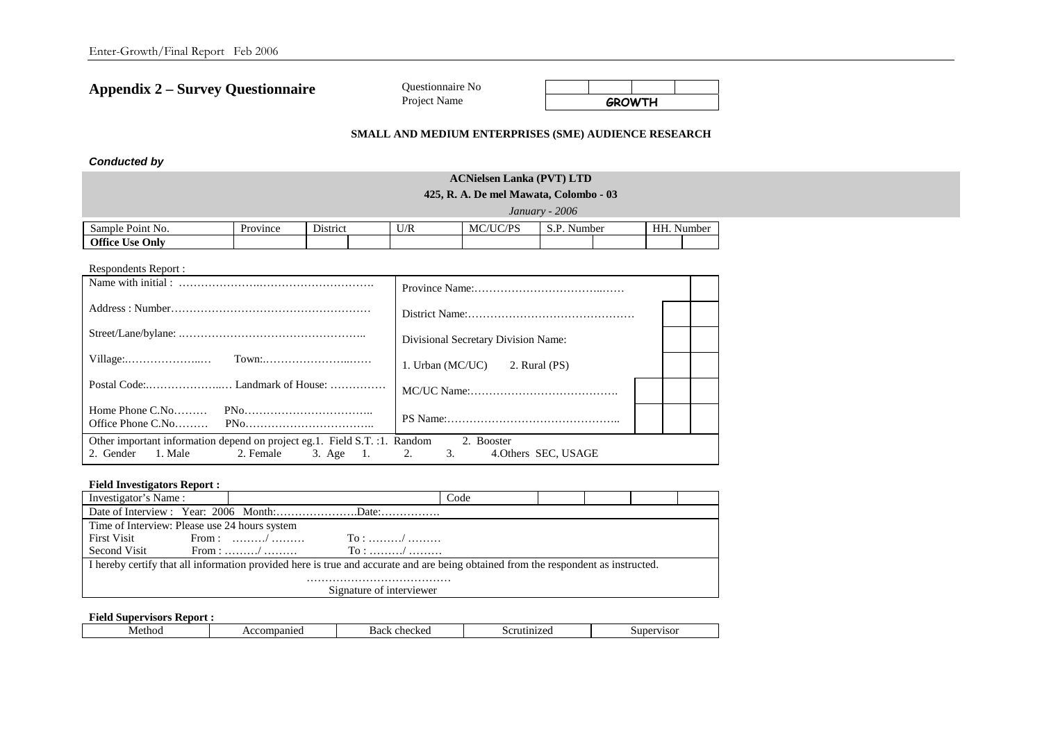# Appendix 2 – Survey Questionnaire

| Questionnaire No | | | | |
|---|---|---|---|---|
| Project Name | GROWTH | | | |

**SMALL AND MEDIUM ENTERPRISES (SME) AUDIENCE RESEARCH**

***Conducted by***

**ACNielsen Lanka (PVT) LTD**

**425, R. A. De mel Mawata, Colombo - 03**

*January - 2006*

| Sample Point No. | Province | District | | U/R | MC/UC/PS | S.P. Number | | HH. Number | |
|---|---|---|---|---|---|---|---|---|---|
| **Office Use Only** | | | | | | | | | |

Respondents Report :

| | | | |
|---|---|---|---|
| Name with initial : ………………….………………………. | Province Name:………………………………..…… | | |
| Address : Number……………………………………………… | District Name:……………………………………… | | |
| Street/Lane/bylane: ………………………………………….. | Divisional Secretary Division Name: | | |
| Village:………………..… Town:……………………..…… | 1. Urban (MC/UC) 2. Rural (PS) | | |
| Postal Code:………………..… Landmark of House: …………… | MC/UC Name:…………………………………. | | |
| Home Phone C.No……… PNo…………………………….. Office Phone C.No……… PNo…………………………….. | PS Name:……………………………………….. | | |
| Other important information depend on project eg.1. Field S.T. :1. Random 2. Booster 2. Gender 1. Male 2. Female 3. Age 1. 2. 3. 4.Others SEC, USAGE | | | |

**Field Investigators Report :**

| Investigator's Name : | | Code | | | | |
|---|---|---|---|---|---|---|
| Date of Interview : Year: 2006 Month:………………….Date:……………. | | | | | | |
| Time of Interview: Please use 24 hours system<br>First Visit From : ………/ ……… To : ………/ ………<br>Second Visit From : ………/ ……… To : ………/ ……… | | | | | | |
| I hereby certify that all information provided here is true and accurate and are being obtained from the respondent as instructed.<br>…………………………………<br>Signature of interviewer | | | | | | |

**Field Supervisors Report :**

| Method | Accompanied | Back checked | Scrutinized | Supervisor |
|---|---|---|---|---|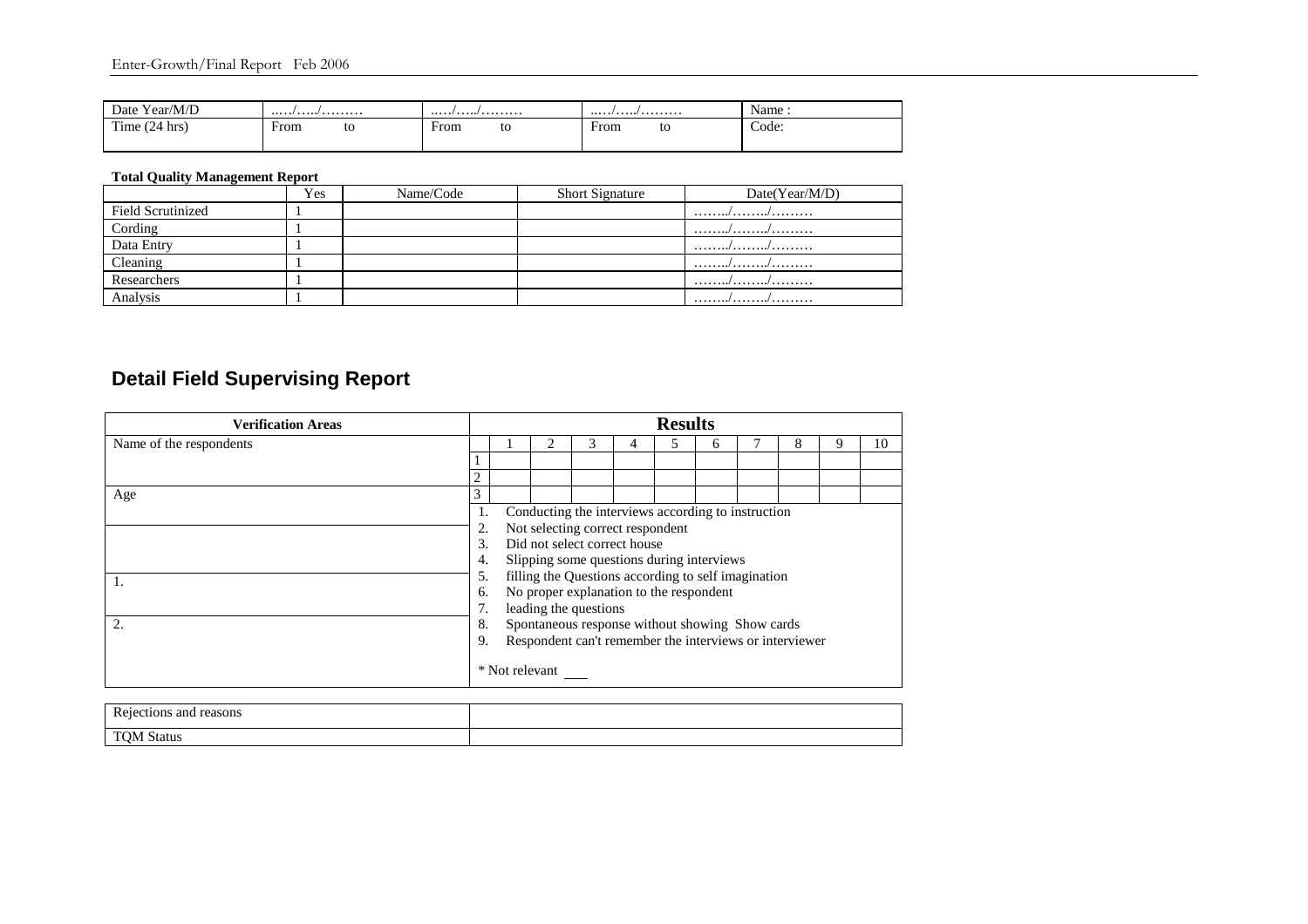| Date Year/M/D | ..…/…../……… | ..…/…../……… | ..…/…../……… | Name : |
|---|---|---|---|---|
| Time (24 hrs) | From to | From to | From to | Code: |

**Total Quality Management Report**

| | Yes | Name/Code | Short Signature | Date(Year/M/D) |
|---|---|---|---|---|
| Field Scrutinized | 1 | | | ……../……../……… |
| Cording | 1 | | | ……../……../……… |
| Data Entry | 1 | | | ……../……../……… |
| Cleaning | 1 | | | ……../……../……… |
| Researchers | 1 | | | ……../……../……… |
| Analysis | 1 | | | ……../……../……… |

## Detail Field Supervising Report

| Verification Areas | Results | | | | | | | | | | |
|---|---|---|---|---|---|---|---|---|---|---|---|
| Name of the respondents | | 1 | 2 | 3 | 4 | 5 | 6 | 7 | 8 | 9 | 10 |
| | 1 | | | | | | | | | | |
| | 2 | | | | | | | | | | |
| Age | 3 | | | | | | | | | | |

| Verification Areas | Results |
|---|---|
| | 1. Conducting the interviews according to instruction<br>2. Not selecting correct respondent<br>3. Did not select correct house<br>4. Slipping some questions during interviews<br>5. filling the Questions according to self imagination<br>6. No proper explanation to the respondent<br>7. leading the questions<br>8. Spontaneous response without showing Show cards<br>9. Respondent can't remember the interviews or interviewer<br><br>* Not relevant ___ |
| 1. | |
| 2. | |

| Rejections and reasons | |
|---|---|
| TQM Status | |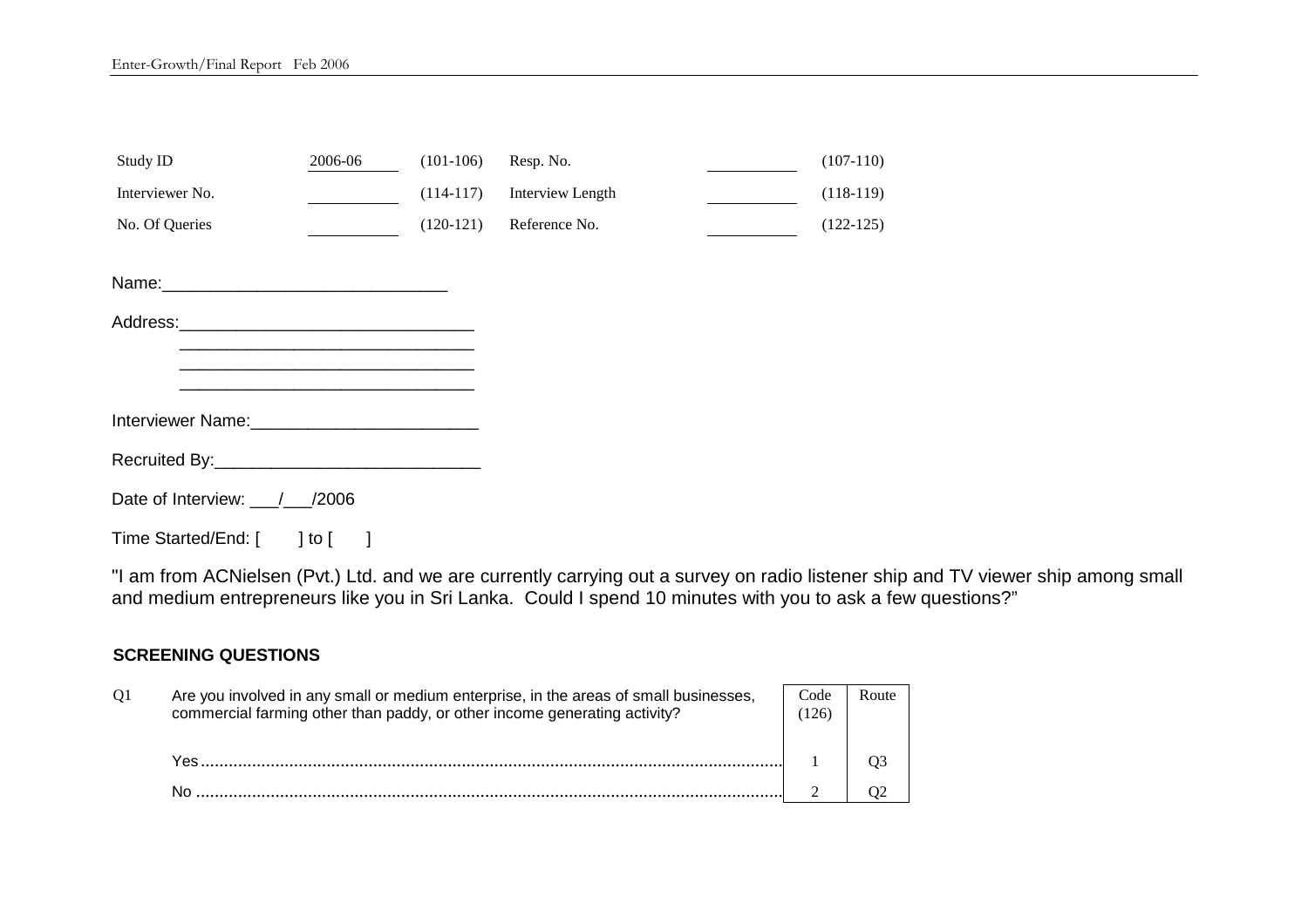| Study ID | 2006-06 | (101-106) | Resp. No. | ______ | (107-110) |
|---|---|---|---|---|---|
| Interviewer No. | ______ | (114-117) | Interview Length | ______ | (118-119) |
| No. Of Queries | ______ | (120-121) | Reference No. | ______ | (122-125) |

Name:______________________________

Address:_______________________________
_______________________________
_______________________________
_______________________________

Interviewer Name:________________________

Recruited By:____________________________

Date of Interview: ___/___/2006

Time Started/End: [ ] to [ ]

"I am from ACNielsen (Pvt.) Ltd. and we are currently carrying out a survey on radio listener ship and TV viewer ship among small and medium entrepreneurs like you in Sri Lanka. Could I spend 10 minutes with you to ask a few questions?"

## SCREENING QUESTIONS

Q1 Are you involved in any small or medium enterprise, in the areas of small businesses, commercial farming other than paddy, or other income generating activity?

| | Code (126) | Route |
|---|---|---|
| Yes | 1 | Q3 |
| No | 2 | Q2 |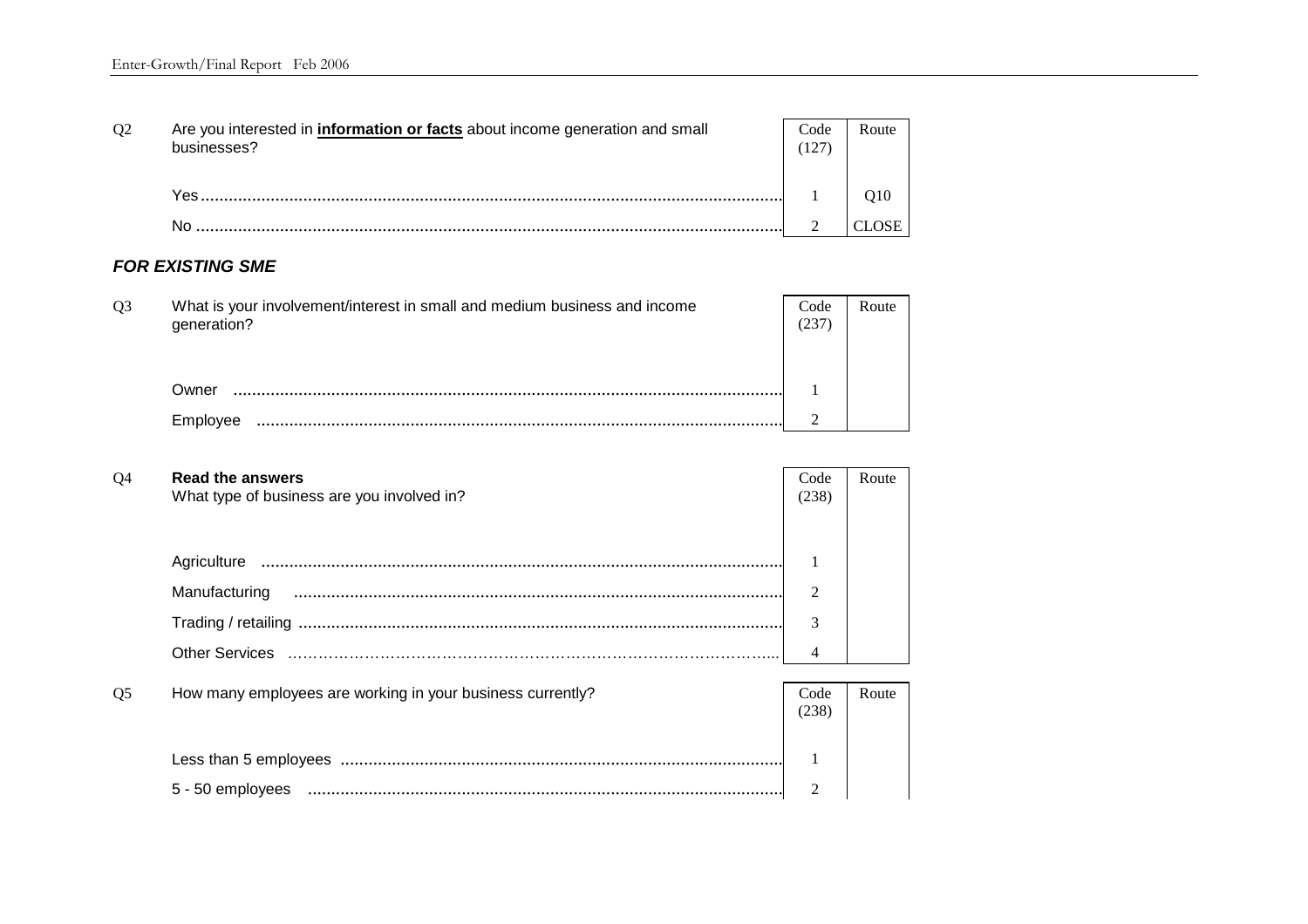Q2 Are you interested in **information or facts** about income generation and small businesses?

| | Code (127) | Route |
|---|---|---|
| Yes | 1 | Q10 |
| No | 2 | CLOSE |

***FOR EXISTING SME***

Q3 What is your involvement/interest in small and medium business and income generation?

| | Code (237) | Route |
|---|---|---|
| Owner | 1 | |
| Employee | 2 | |

Q4 **Read the answers**
What type of business are you involved in?

| | Code (238) | Route |
|---|---|---|
| Agriculture | 1 | |
| Manufacturing | 2 | |
| Trading / retailing | 3 | |
| Other Services | 4 | |

Q5 How many employees are working in your business currently?

| | Code (238) | Route |
|---|---|---|
| Less than 5 employees | 1 | |
| 5 - 50 employees | 2 | |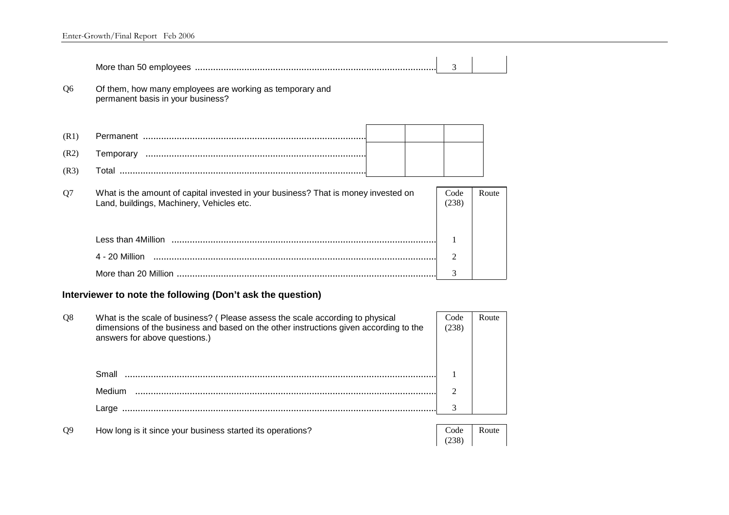| | | |
|---|---|---|
| More than 50 employees | 3 | |

Q6 Of them, how many employees are working as temporary and permanent basis in your business?

| | | | | |
|---|---|---|---|---|
| (R1) | Permanent | | | |
| (R2) | Temporary | | | |
| (R3) | Total | | | |

Q7 What is the amount of capital invested in your business? That is money invested on Land, buildings, Machinery, Vehicles etc.

| | Code (238) | Route |
|---|---|---|
| Less than 4Million | 1 | |
| 4 - 20 Million | 2 | |
| More than 20 Million | 3 | |

**Interviewer to note the following (Don't ask the question)**

Q8 What is the scale of business? ( Please assess the scale according to physical dimensions of the business and based on the other instructions given according to the answers for above questions.)

| | Code (238) | Route |
|---|---|---|
| Small | 1 | |
| Medium | 2 | |
| Large | 3 | |

Q9 How long is it since your business started its operations?

| | Code (238) | Route |
|---|---|---|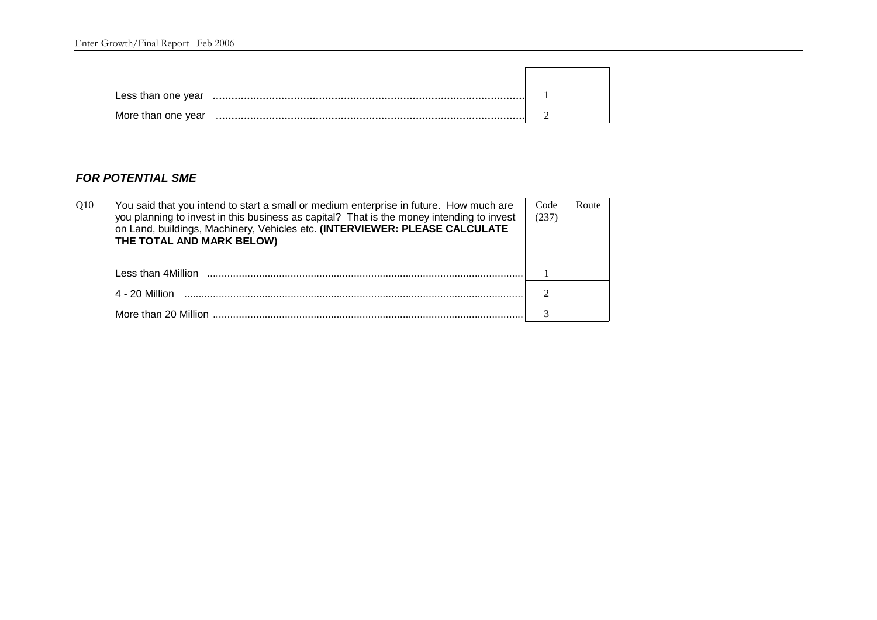| | | |
|---|---|---|
| Less than one year | 1 | |
| More than one year | 2 | |

***FOR POTENTIAL SME***

| | | Code (237) | Route |
|---|---|---|---|
| Q10 | You said that you intend to start a small or medium enterprise in future. How much are you planning to invest in this business as capital? That is the money intending to invest on Land, buildings, Machinery, Vehicles etc. **(INTERVIEWER: PLEASE CALCULATE THE TOTAL AND MARK BELOW)** | | |
| | Less than 4Million | 1 | |
| | 4 - 20 Million | 2 | |
| | More than 20 Million | 3 | |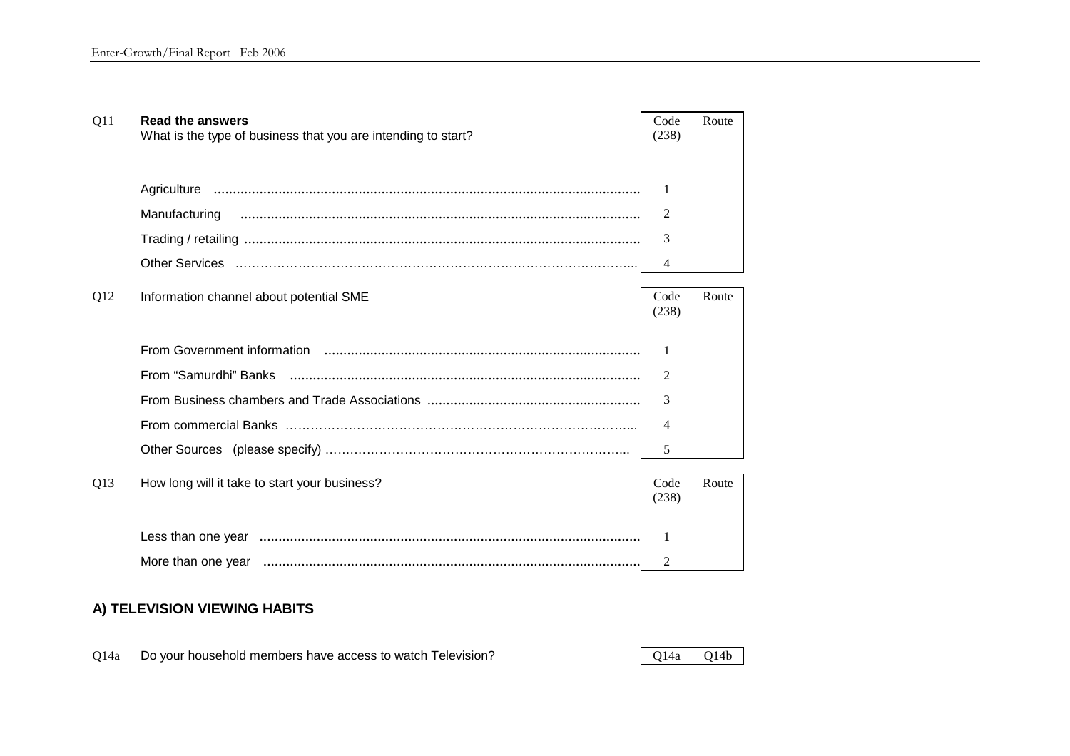Q11 **Read the answers**
What is the type of business that you are intending to start?

| | Code (238) | Route |
|---|---|---|
| Agriculture | 1 | |
| Manufacturing | 2 | |
| Trading / retailing | 3 | |
| Other Services | 4 | |

Q12 Information channel about potential SME

| | Code (238) | Route |
|---|---|---|
| From Government information | 1 | |
| From "Samurdhi" Banks | 2 | |
| From Business chambers and Trade Associations | 3 | |
| From commercial Banks | 4 | |
| Other Sources (please specify) | 5 | |

Q13 How long will it take to start your business?

| | Code (238) | Route |
|---|---|---|
| Less than one year | 1 | |
| More than one year | 2 | |

## A) TELEVISION VIEWING HABITS

Q14a Do your household members have access to watch Television?

| Q14a | Q14b |
|---|---|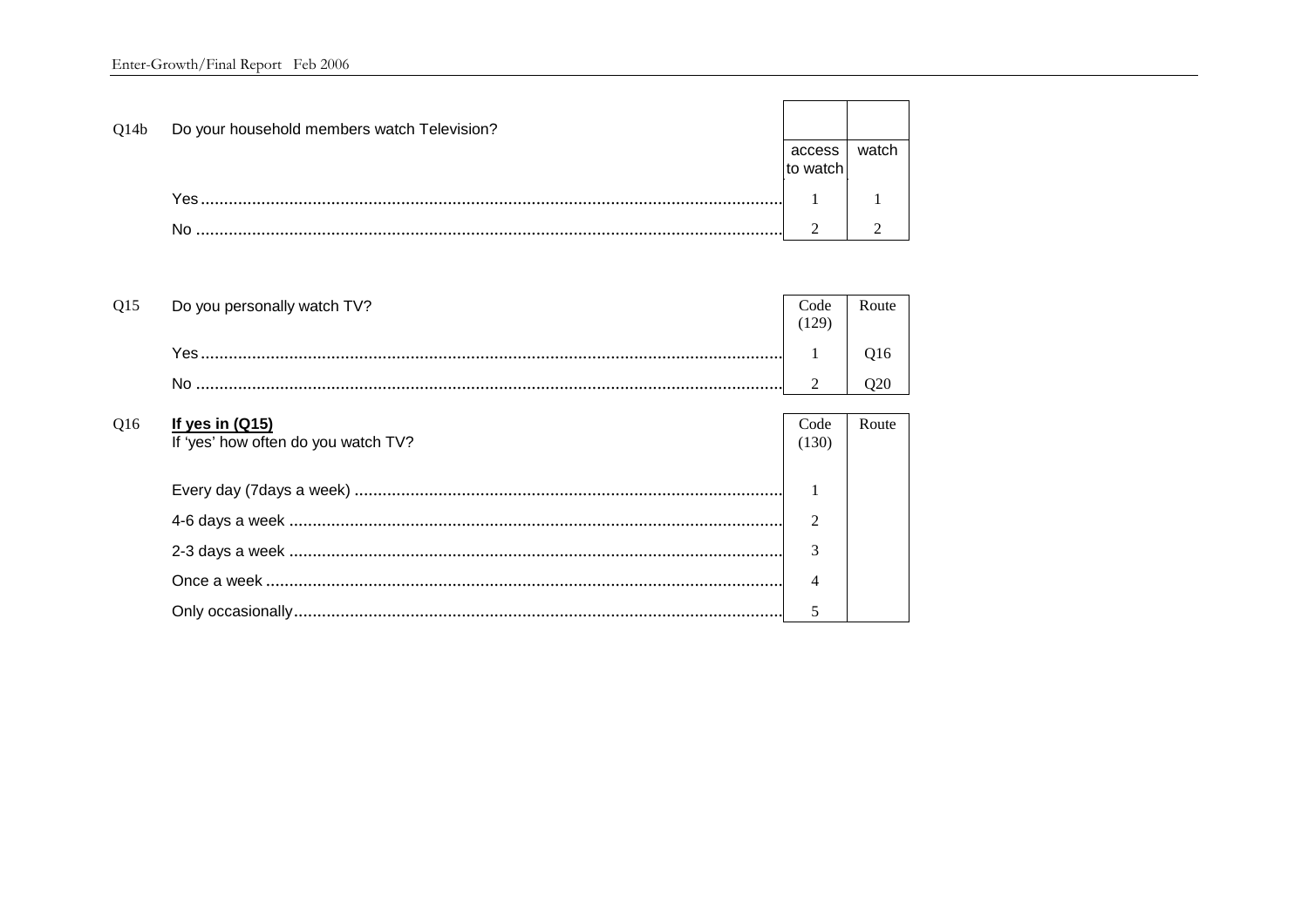Q14b Do your household members watch Television?

| | access to watch | watch |
|---|---|---|
| Yes | 1 | 1 |
| No | 2 | 2 |

Q15 Do you personally watch TV?

| | Code (129) | Route |
|---|---|---|
| Yes | 1 | Q16 |
| No | 2 | Q20 |

Q16 **<u>If yes in (Q15)</u>**
If 'yes' how often do you watch TV?

| | Code (130) | Route |
|---|---|---|
| Every day (7days a week) | 1 | |
| 4-6 days a week | 2 | |
| 2-3 days a week | 3 | |
| Once a week | 4 | |
| Only occasionally | 5 | |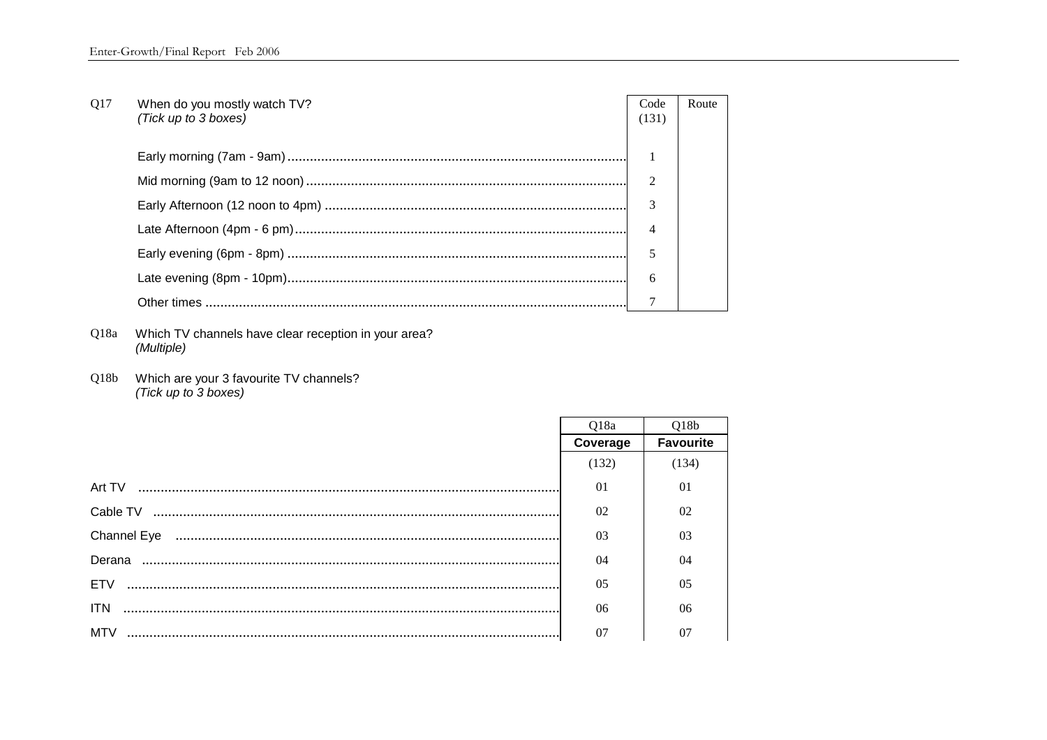Q17 When do you mostly watch TV?
*(Tick up to 3 boxes)*

| | Code (131) | Route |
|---|---|---|
| Early morning (7am - 9am) | 1 | |
| Mid morning (9am to 12 noon) | 2 | |
| Early Afternoon (12 noon to 4pm) | 3 | |
| Late Afternoon (4pm - 6 pm) | 4 | |
| Early evening (6pm - 8pm) | 5 | |
| Late evening (8pm - 10pm) | 6 | |
| Other times | 7 | |

Q18a Which TV channels have clear reception in your area?
*(Multiple)*

Q18b Which are your 3 favourite TV channels?
*(Tick up to 3 boxes)*

| | Q18a | Q18b |
|---|---|---|
| | **Coverage** | **Favourite** |
| | (132) | (134) |
| Art TV | 01 | 01 |
| Cable TV | 02 | 02 |
| Channel Eye | 03 | 03 |
| Derana | 04 | 04 |
| ETV | 05 | 05 |
| ITN | 06 | 06 |
| MTV | 07 | 07 |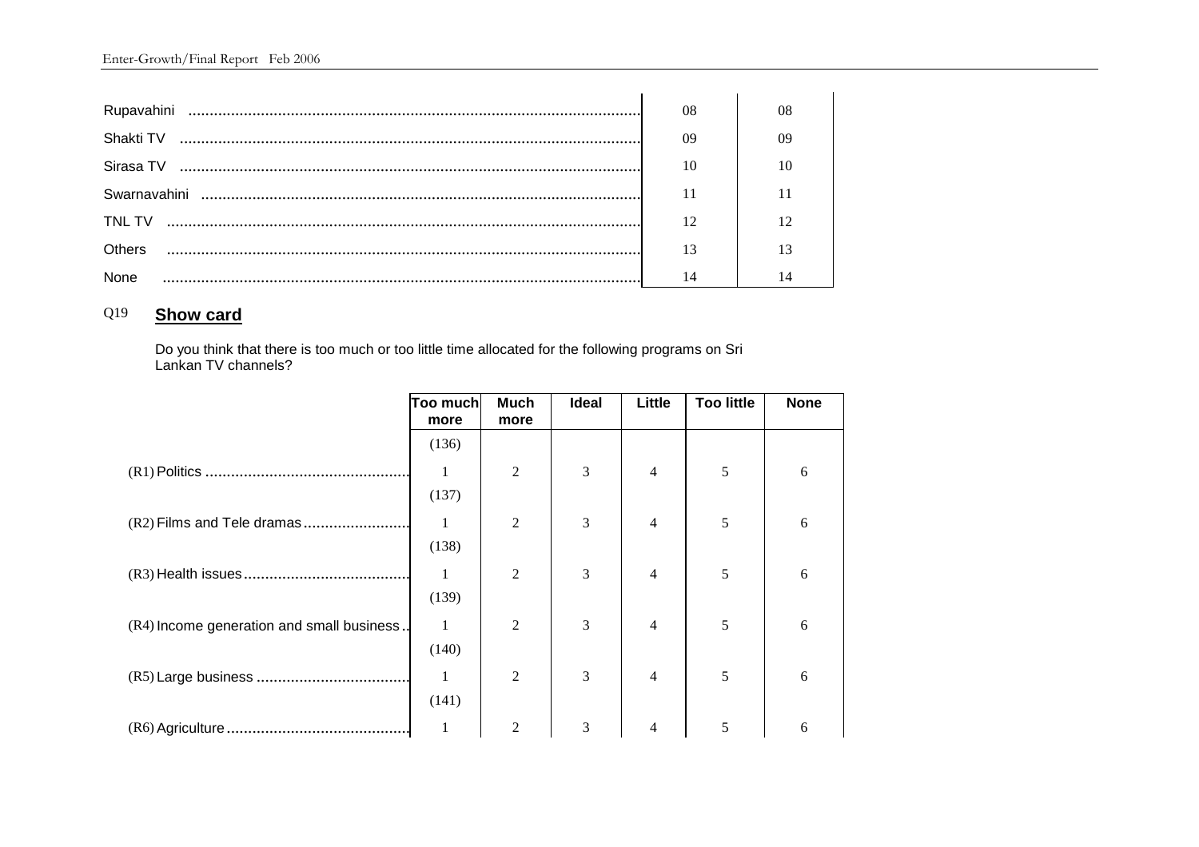| | | |
|---|---|---|
| Rupavahini | 08 | 08 |
| Shakti TV | 09 | 09 |
| Sirasa TV | 10 | 10 |
| Swarnavahini | 11 | 11 |
| TNL TV | 12 | 12 |
| Others | 13 | 13 |
| None | 14 | 14 |

Q19 **Show card**

Do you think that there is too much or too little time allocated for the following programs on Sri Lankan TV channels?

| | Too much more | Much more | Ideal | Little | Too little | None |
|---|---|---|---|---|---|---|
| | (136) | | | | | |
| (R1) Politics | 1 | 2 | 3 | 4 | 5 | 6 |
| | (137) | | | | | |
| (R2) Films and Tele dramas | 1 | 2 | 3 | 4 | 5 | 6 |
| | (138) | | | | | |
| (R3) Health issues | 1 | 2 | 3 | 4 | 5 | 6 |
| | (139) | | | | | |
| (R4) Income generation and small business | 1 | 2 | 3 | 4 | 5 | 6 |
| | (140) | | | | | |
| (R5) Large business | 1 | 2 | 3 | 4 | 5 | 6 |
| | (141) | | | | | |
| (R6) Agriculture | 1 | 2 | 3 | 4 | 5 | 6 |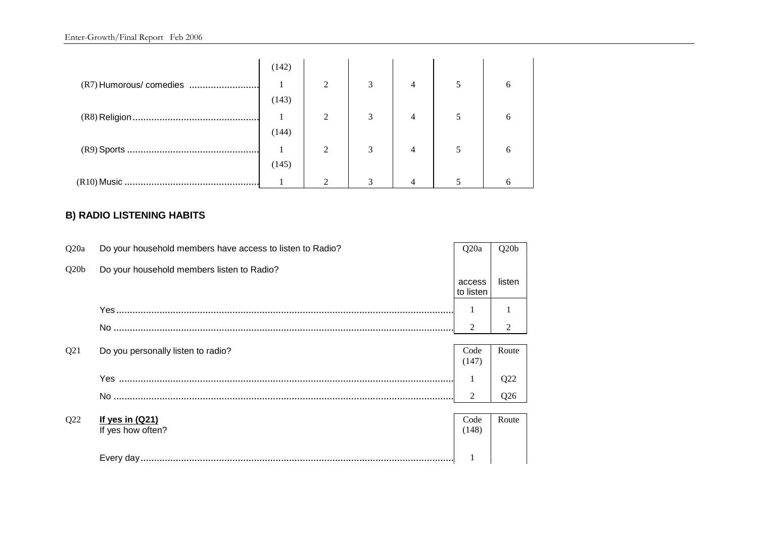| | | | | | | |
|---|---|---|---|---|---|---|
| | (142) | | | | | |
| (R7) Humorous/ comedies | 1 | 2 | 3 | 4 | 5 | 6 |
| | (143) | | | | | |
| (R8) Religion | 1 | 2 | 3 | 4 | 5 | 6 |
| | (144) | | | | | |
| (R9) Sports | 1 | 2 | 3 | 4 | 5 | 6 |
| | (145) | | | | | |
| (R10) Music | 1 | 2 | 3 | 4 | 5 | 6 |

### B) RADIO LISTENING HABITS

Q20a Do your household members have access to listen to Radio?

Q20b Do your household members listen to Radio?

| | Q20a | Q20b |
|---|---|---|
| | access to listen | listen |
| Yes | 1 | 1 |
| No | 2 | 2 |

Q21 Do you personally listen to radio?

| | Code (147) | Route |
|---|---|---|
| Yes | 1 | Q22 |
| No | 2 | Q26 |

Q22 **If yes in (Q21)**
If yes how often?

| | Code (148) | Route |
|---|---|---|
| Every day | 1 | |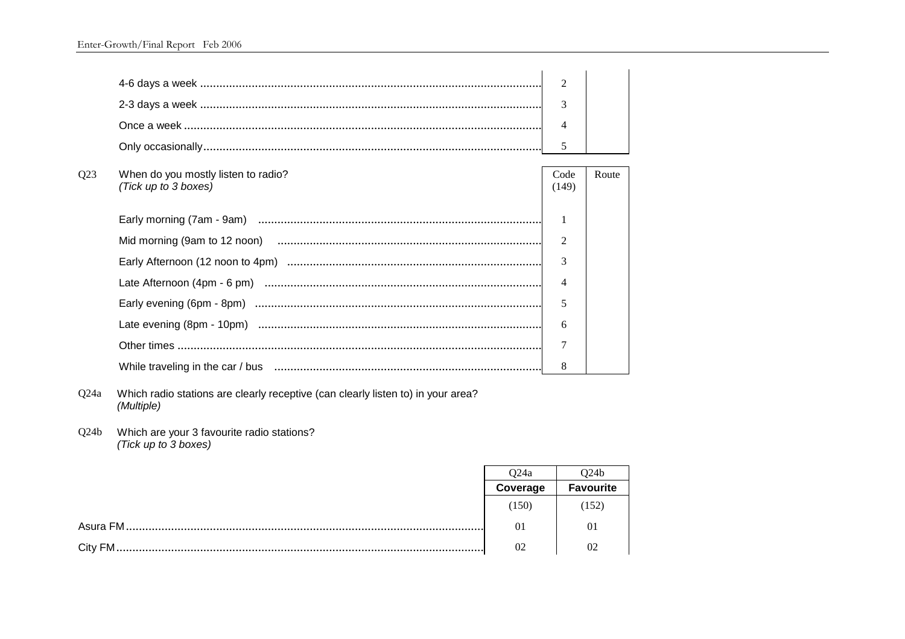| | | |
|---|---|---|
| 4-6 days a week | 2 | |
| 2-3 days a week | 3 | |
| Once a week | 4 | |
| Only occasionally | 5 | |

Q23 When do you mostly listen to radio?
*(Tick up to 3 boxes)*

| | Code (149) | Route |
|---|---|---|
| Early morning (7am - 9am) | 1 | |
| Mid morning (9am to 12 noon) | 2 | |
| Early Afternoon (12 noon to 4pm) | 3 | |
| Late Afternoon (4pm - 6 pm) | 4 | |
| Early evening (6pm - 8pm) | 5 | |
| Late evening (8pm - 10pm) | 6 | |
| Other times | 7 | |
| While traveling in the car / bus | 8 | |

Q24a Which radio stations are clearly receptive (can clearly listen to) in your area?
*(Multiple)*

Q24b Which are your 3 favourite radio stations?
*(Tick up to 3 boxes)*

| | Q24a | Q24b |
|---|---|---|
| | **Coverage** | **Favourite** |
| | (150) | (152) |
| Asura FM | 01 | 01 |
| City FM | 02 | 02 |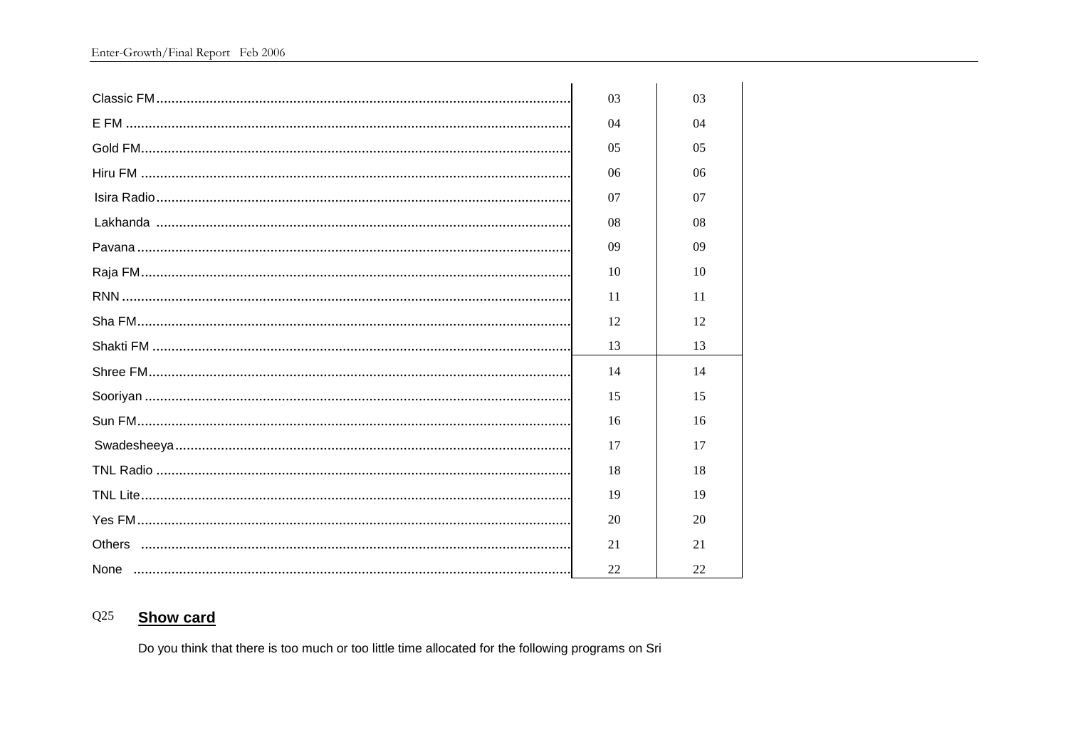| | | |
|---|---|---|
| Classic FM | 03 | 03 |
| E FM | 04 | 04 |
| Gold FM | 05 | 05 |
| Hiru FM | 06 | 06 |
| Isira Radio | 07 | 07 |
| Lakhanda | 08 | 08 |
| Pavana | 09 | 09 |
| Raja FM | 10 | 10 |
| RNN | 11 | 11 |
| Sha FM | 12 | 12 |
| Shakti FM | 13 | 13 |
| Shree FM | 14 | 14 |
| Sooriyan | 15 | 15 |
| Sun FM | 16 | 16 |
| Swadesheeya | 17 | 17 |
| TNL Radio | 18 | 18 |
| TNL Lite | 19 | 19 |
| Yes FM | 20 | 20 |
| Others | 21 | 21 |
| None | 22 | 22 |

Q25 **Show card**

Do you think that there is too much or too little time allocated for the following programs on Sri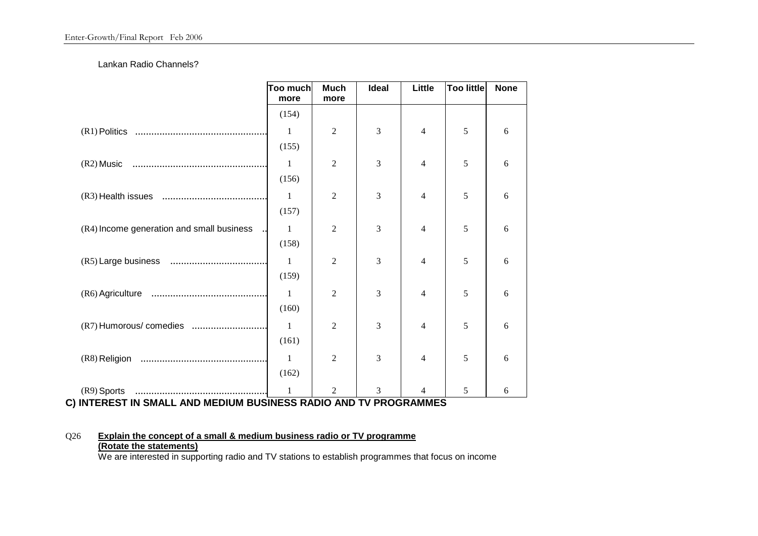Lankan Radio Channels?

| | Too much more | Much more | Ideal | Little | Too little | None |
|---|---|---|---|---|---|---|
| | (154) | | | | | |
| (R1) Politics ................................................ | 1 | 2 | 3 | 4 | 5 | 6 |
| | (155) | | | | | |
| (R2) Music ................................................ | 1 | 2 | 3 | 4 | 5 | 6 |
| | (156) | | | | | |
| (R3) Health issues ...................................... | 1 | 2 | 3 | 4 | 5 | 6 |
| | (157) | | | | | |
| (R4) Income generation and small business .. | 1 | 2 | 3 | 4 | 5 | 6 |
| | (158) | | | | | |
| (R5) Large business .................................... | 1 | 2 | 3 | 4 | 5 | 6 |
| | (159) | | | | | |
| (R6) Agriculture .......................................... | 1 | 2 | 3 | 4 | 5 | 6 |
| | (160) | | | | | |
| (R7) Humorous/ comedies ............................ | 1 | 2 | 3 | 4 | 5 | 6 |
| | (161) | | | | | |
| (R8) Religion ............................................... | 1 | 2 | 3 | 4 | 5 | 6 |
| | (162) | | | | | |
| (R9) Sports ................................................ | 1 | 2 | 3 | 4 | 5 | 6 |

## C) INTEREST IN SMALL AND MEDIUM BUSINESS RADIO AND TV PROGRAMMES

Q26 **Explain the concept of a small & medium business radio or TV programme**
**(Rotate the statements)**
We are interested in supporting radio and TV stations to establish programmes that focus on income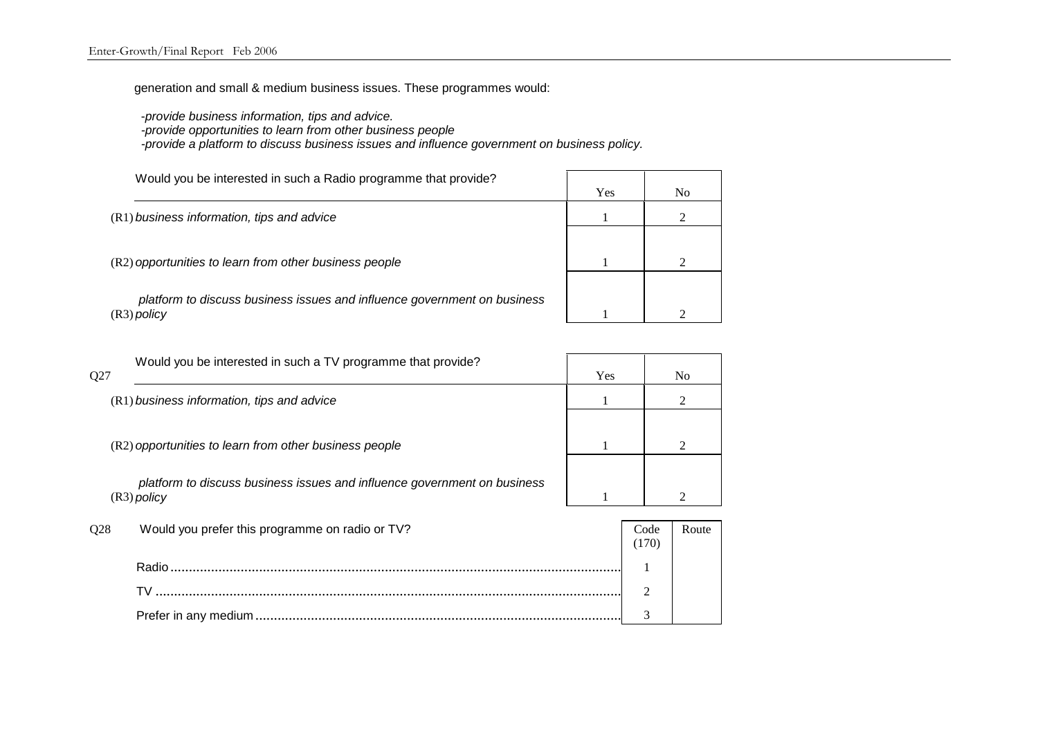generation and small & medium business issues. These programmes would:

*-provide business information, tips and advice.*
*-provide opportunities to learn from other business people*
*-provide a platform to discuss business issues and influence government on business policy.*

| Would you be interested in such a Radio programme that provide? | Yes | No |
|---|---|---|
| (R1) *business information, tips and advice* | 1 | 2 |
| (R2) *opportunities to learn from other business people* | 1 | 2 |
| (R3) *platform to discuss business issues and influence government on business policy* | 1 | 2 |

Q27

| Would you be interested in such a TV programme that provide? | Yes | No |
|---|---|---|
| (R1) *business information, tips and advice* | 1 | 2 |
| (R2) *opportunities to learn from other business people* | 1 | 2 |
| (R3) *platform to discuss business issues and influence government on business policy* | 1 | 2 |

Q28 Would you prefer this programme on radio or TV?

| | Code (170) | Route |
|---|---|---|
| Radio | 1 | |
| TV | 2 | |
| Prefer in any medium | 3 | |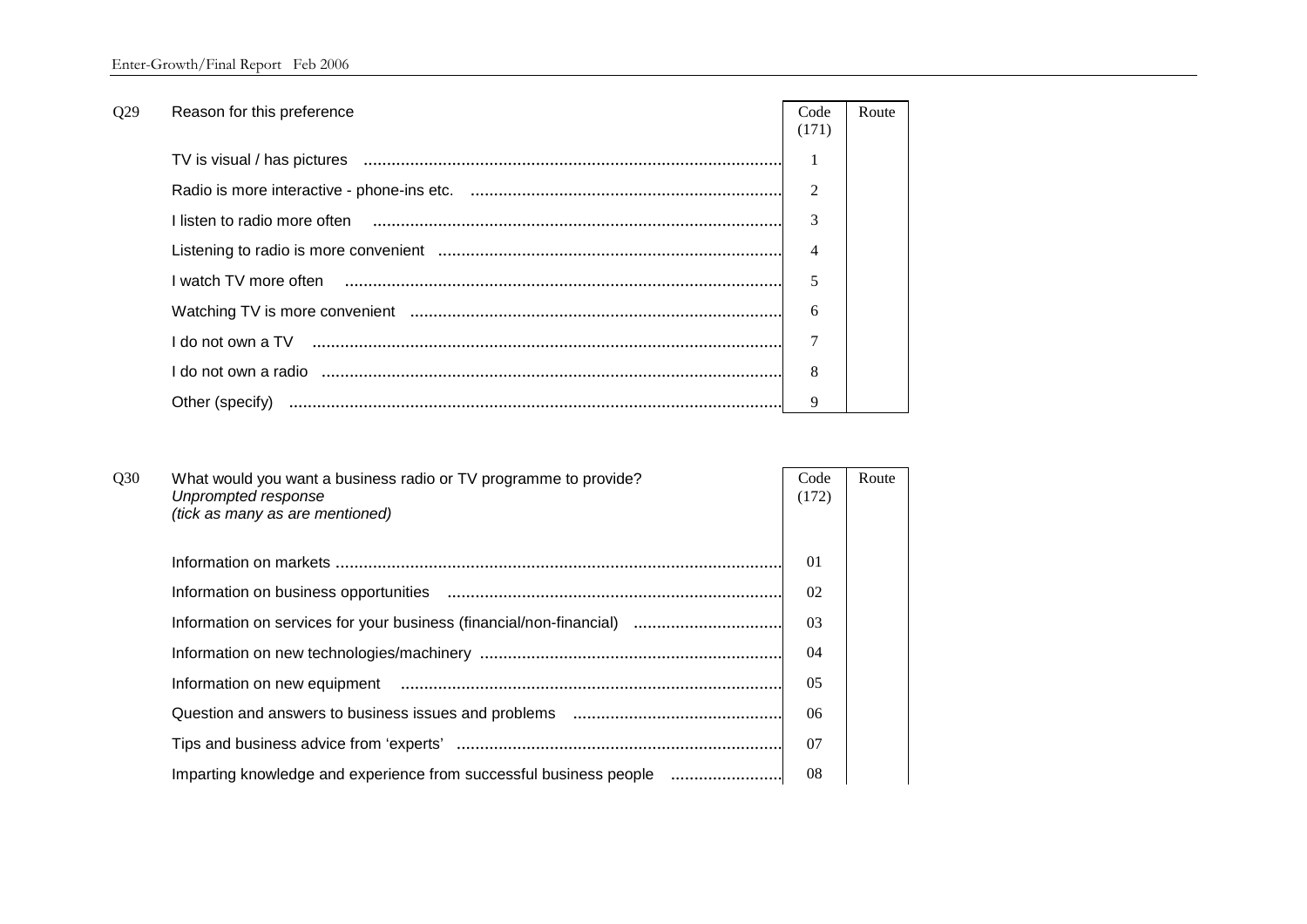| Q29 | Reason for this preference | Code (171) | Route |
|---|---|---|---|
| | TV is visual / has pictures | 1 | |
| | Radio is more interactive - phone-ins etc. | 2 | |
| | I listen to radio more often | 3 | |
| | Listening to radio is more convenient | 4 | |
| | I watch TV more often | 5 | |
| | Watching TV is more convenient | 6 | |
| | I do not own a TV | 7 | |
| | I do not own a radio | 8 | |
| | Other (specify) | 9 | |

| Q30 | What would you want a business radio or TV programme to provide? *Unprompted response* *(tick as many as are mentioned)* | Code (172) | Route |
|---|---|---|---|
| | Information on markets | 01 | |
| | Information on business opportunities | 02 | |
| | Information on services for your business (financial/non-financial) | 03 | |
| | Information on new technologies/machinery | 04 | |
| | Information on new equipment | 05 | |
| | Question and answers to business issues and problems | 06 | |
| | Tips and business advice from 'experts' | 07 | |
| | Imparting knowledge and experience from successful business people | 08 | |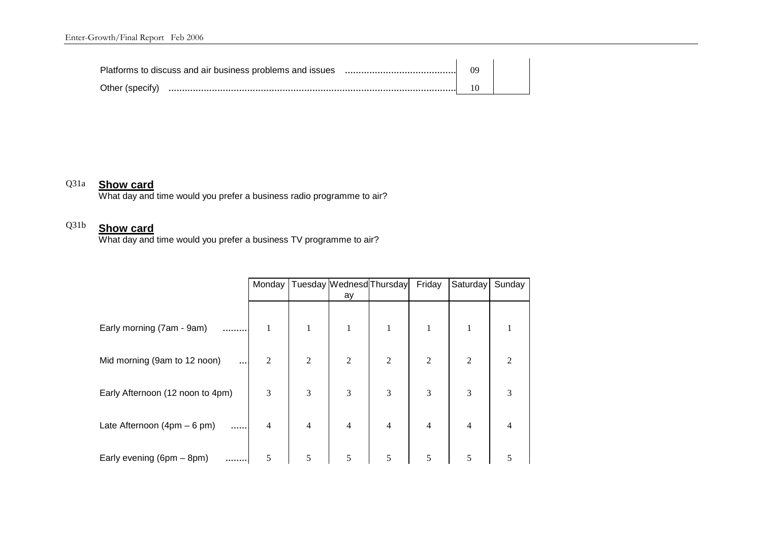| | | |
|---|---|---|
| Platforms to discuss and air business problems and issues ........................................ | 09 | |
| Other (specify) .......................................................................................................... | 10 | |

Q31a **Show card**
What day and time would you prefer a business radio programme to air?

Q31b **Show card**
What day and time would you prefer a business TV programme to air?

| | Monday | Tuesday | Wednesday | Thursday | Friday | Saturday | Sunday |
|---|---|---|---|---|---|---|---|
| Early morning (7am - 9am) ......... | 1 | 1 | 1 | 1 | 1 | 1 | 1 |
| Mid morning (9am to 12 noon) ... | 2 | 2 | 2 | 2 | 2 | 2 | 2 |
| Early Afternoon (12 noon to 4pm) | 3 | 3 | 3 | 3 | 3 | 3 | 3 |
| Late Afternoon (4pm – 6 pm) ...... | 4 | 4 | 4 | 4 | 4 | 4 | 4 |
| Early evening (6pm – 8pm) ........ | 5 | 5 | 5 | 5 | 5 | 5 | 5 |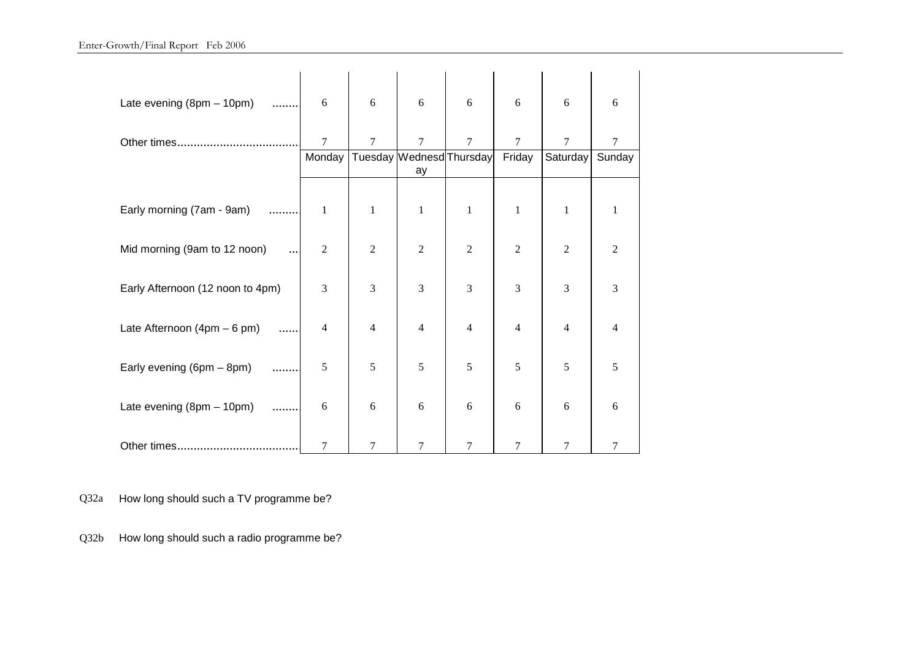| | | | | | | | |
|---|---|---|---|---|---|---|---|
| Late evening (8pm – 10pm) ........ | 6 | 6 | 6 | 6 | 6 | 6 | 6 |
| Other times..................................... | 7 | 7 | 7 | 7 | 7 | 7 | 7 |

| | Monday | Tuesday | Wednesday | Thursday | Friday | Saturday | Sunday |
|---|---|---|---|---|---|---|---|
| Early morning (7am - 9am) ......... | 1 | 1 | 1 | 1 | 1 | 1 | 1 |
| Mid morning (9am to 12 noon) ... | 2 | 2 | 2 | 2 | 2 | 2 | 2 |
| Early Afternoon (12 noon to 4pm) | 3 | 3 | 3 | 3 | 3 | 3 | 3 |
| Late Afternoon (4pm – 6 pm) ...... | 4 | 4 | 4 | 4 | 4 | 4 | 4 |
| Early evening (6pm – 8pm) ........ | 5 | 5 | 5 | 5 | 5 | 5 | 5 |
| Late evening (8pm – 10pm) ........ | 6 | 6 | 6 | 6 | 6 | 6 | 6 |
| Other times..................................... | 7 | 7 | 7 | 7 | 7 | 7 | 7 |

Q32a How long should such a TV programme be?

Q32b How long should such a radio programme be?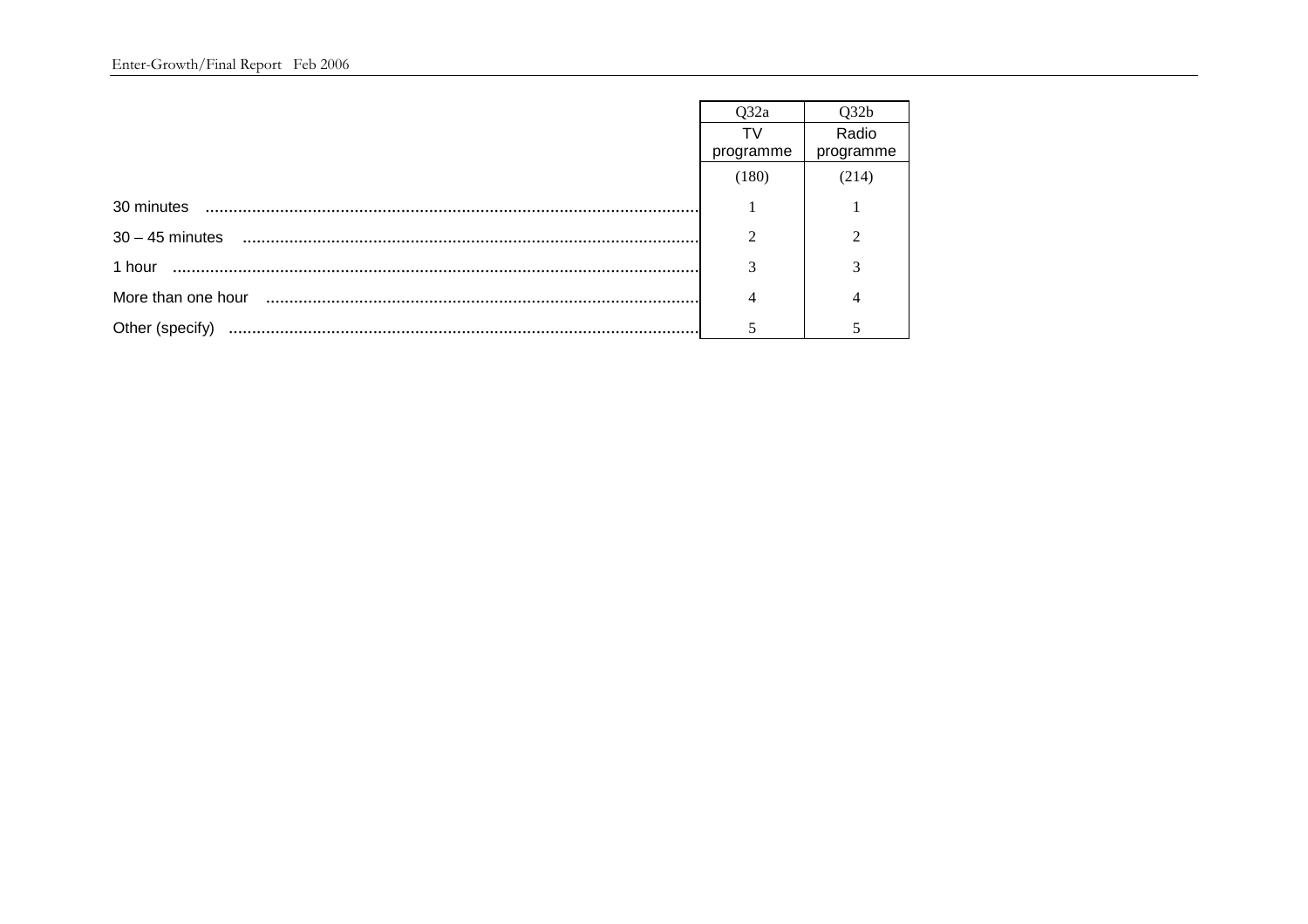| | Q32a | Q32b |
|---|---|---|
| | TV programme | Radio programme |
| | (180) | (214) |
| 30 minutes | 1 | 1 |
| 30 – 45 minutes | 2 | 2 |
| 1 hour | 3 | 3 |
| More than one hour | 4 | 4 |
| Other (specify) | 5 | 5 |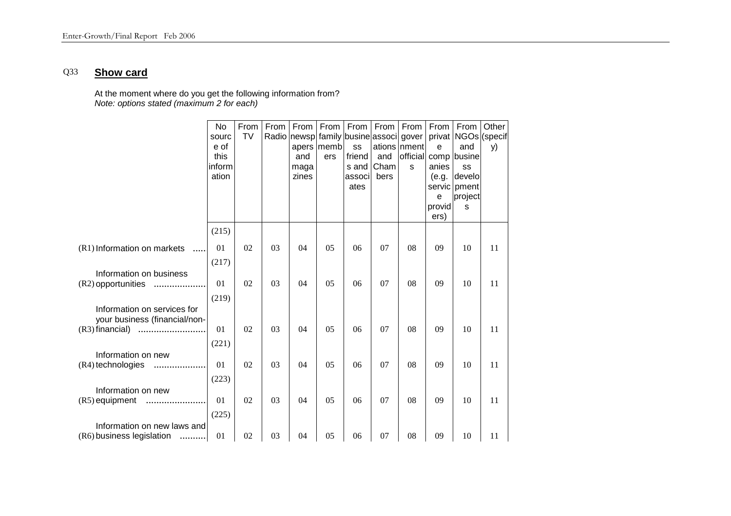Q33 **Show card**

At the moment where do you get the following information from?
*Note: options stated (maximum 2 for each)*

| | No source of this information | From TV | From Radio | From newspapers and magazines | From family members | From business friends and associates | From associations and Chambers | From government officials | From private companies (e.g. service providers) | From NGOs and business development projects | Other (specify) |
|---|---|---|---|---|---|---|---|---|---|---|---|
| | (215) | | | | | | | | | | |
| (R1) Information on markets ..... | 01 | 02 | 03 | 04 | 05 | 06 | 07 | 08 | 09 | 10 | 11 |
| | (217) | | | | | | | | | | |
| (R2) Information on business opportunities .................... | 01 | 02 | 03 | 04 | 05 | 06 | 07 | 08 | 09 | 10 | 11 |
| | (219) | | | | | | | | | | |
| (R3) Information on services for your business (financial/non-financial) .......................... | 01 | 02 | 03 | 04 | 05 | 06 | 07 | 08 | 09 | 10 | 11 |
| | (221) | | | | | | | | | | |
| (R4) Information on new technologies .................... | 01 | 02 | 03 | 04 | 05 | 06 | 07 | 08 | 09 | 10 | 11 |
| | (223) | | | | | | | | | | |
| (R5) Information on new equipment ....................... | 01 | 02 | 03 | 04 | 05 | 06 | 07 | 08 | 09 | 10 | 11 |
| | (225) | | | | | | | | | | |
| (R6) Information on new laws and business legislation .......... | 01 | 02 | 03 | 04 | 05 | 06 | 07 | 08 | 09 | 10 | 11 |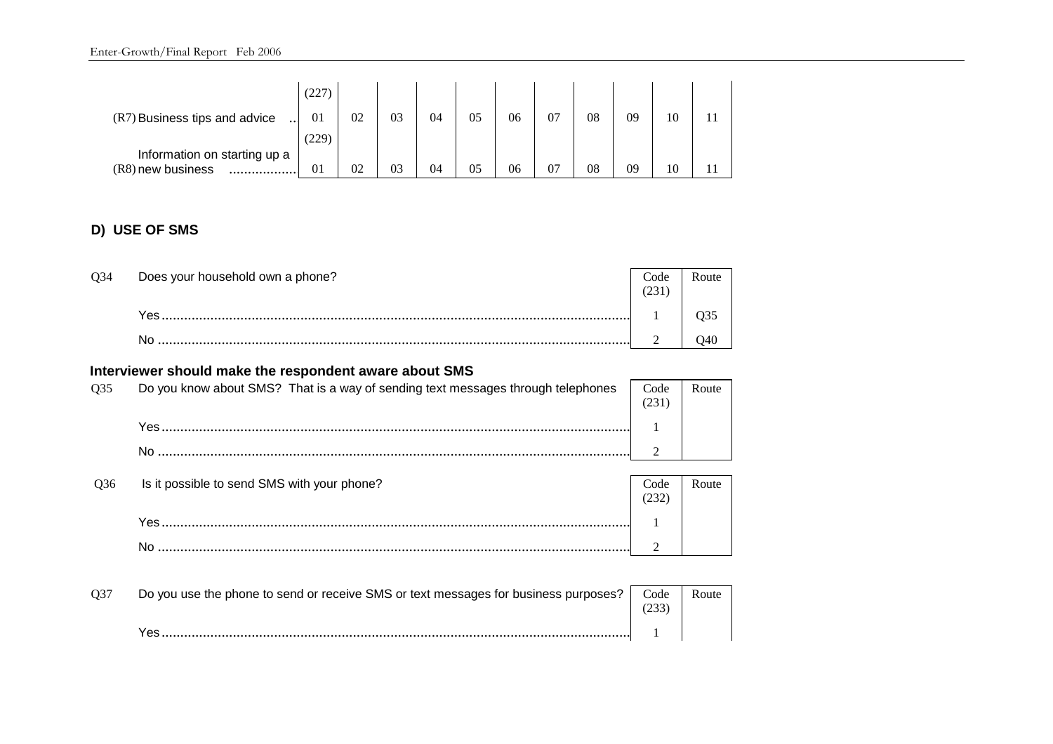| | | | | | | | | | | | |
|---|---|---|---|---|---|---|---|---|---|---|---|
| | (227) | | | | | | | | | | |
| (R7) Business tips and advice .. | 01 | 02 | 03 | 04 | 05 | 06 | 07 | 08 | 09 | 10 | 11 |
| | (229) | | | | | | | | | | |
| (R8) Information on starting up a new business .................. | 01 | 02 | 03 | 04 | 05 | 06 | 07 | 08 | 09 | 10 | 11 |

## D) USE OF SMS

Q34 Does your household own a phone?

| | Code (231) | Route |
|---|---|---|
| Yes ........................................ | 1 | Q35 |
| No ........................................ | 2 | Q40 |

**Interviewer should make the respondent aware about SMS**

Q35 Do you know about SMS? That is a way of sending text messages through telephones

| | Code (231) | Route |
|---|---|---|
| Yes ........................................ | 1 | |
| No ........................................ | 2 | |

Q36 Is it possible to send SMS with your phone?

| | Code (232) | Route |
|---|---|---|
| Yes ........................................ | 1 | |
| No ........................................ | 2 | |

Q37 Do you use the phone to send or receive SMS or text messages for business purposes?

| | Code (233) | Route |
|---|---|---|
| Yes ........................................ | 1 | |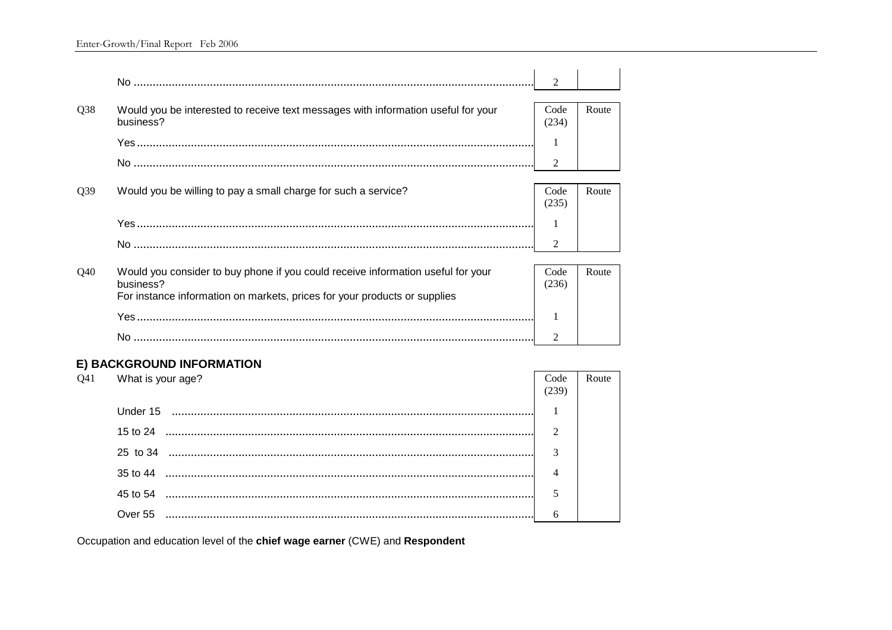| | Code | Route |
|---|---|---|
| No | 2 | |

Q38 Would you be interested to receive text messages with information useful for your business?

| | Code (234) | Route |
|---|---|---|
| Yes | 1 | |
| No | 2 | |

Q39 Would you be willing to pay a small charge for such a service?

| | Code (235) | Route |
|---|---|---|
| Yes | 1 | |
| No | 2 | |

Q40 Would you consider to buy phone if you could receive information useful for your business?
For instance information on markets, prices for your products or supplies

| | Code (236) | Route |
|---|---|---|
| Yes | 1 | |
| No | 2 | |

### E) BACKGROUND INFORMATION

Q41 What is your age?

| | Code (239) | Route |
|---|---|---|
| Under 15 | 1 | |
| 15 to 24 | 2 | |
| 25 to 34 | 3 | |
| 35 to 44 | 4 | |
| 45 to 54 | 5 | |
| Over 55 | 6 | |

Occupation and education level of the **chief wage earner** (CWE) and **Respondent**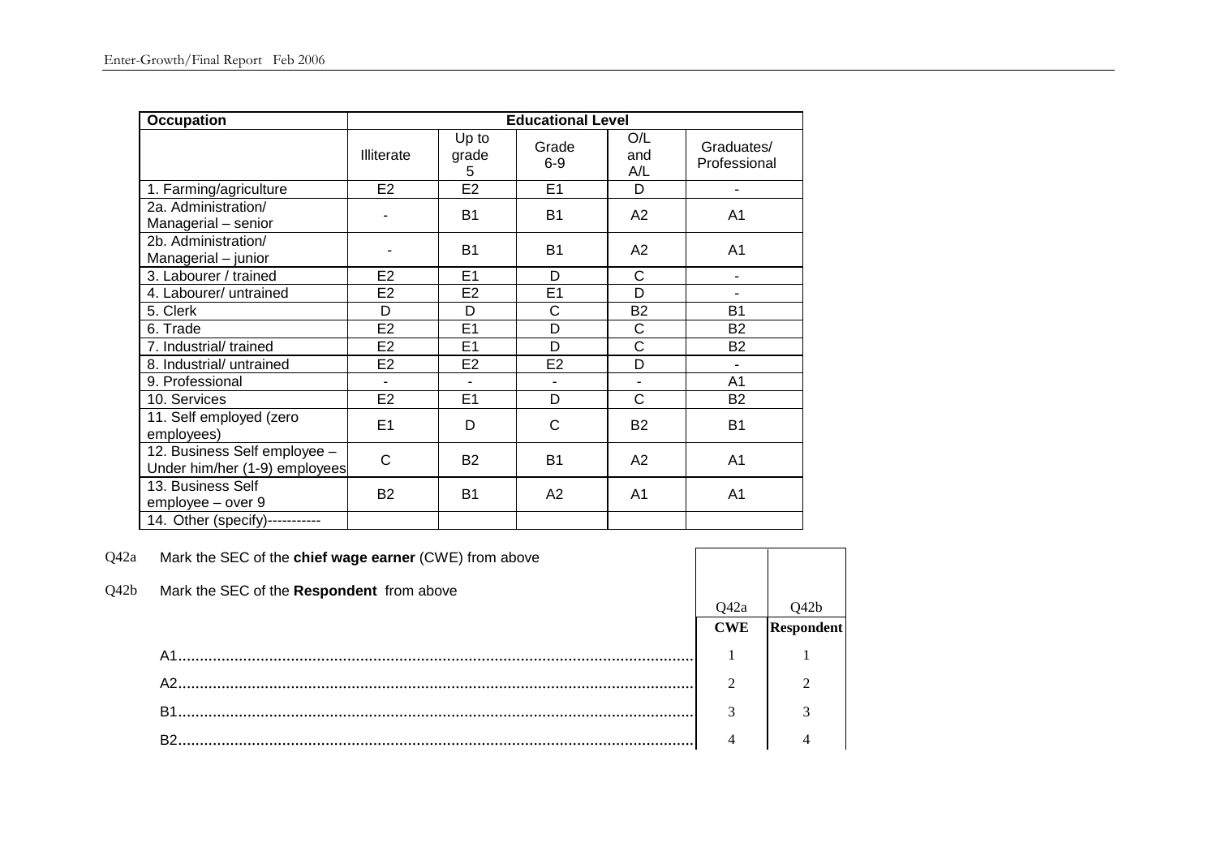| Occupation | Educational Level | | | | |
|---|---|---|---|---|---|
| | Illiterate | Up to grade 5 | Grade 6-9 | O/L and A/L | Graduates/ Professional |
| 1. Farming/agriculture | E2 | E2 | E1 | D | - |
| 2a. Administration/ Managerial – senior | - | B1 | B1 | A2 | A1 |
| 2b. Administration/ Managerial – junior | - | B1 | B1 | A2 | A1 |
| 3. Labourer / trained | E2 | E1 | D | C | - |
| 4. Labourer/ untrained | E2 | E2 | E1 | D | - |
| 5. Clerk | D | D | C | B2 | B1 |
| 6. Trade | E2 | E1 | D | C | B2 |
| 7. Industrial/ trained | E2 | E1 | D | C | B2 |
| 8. Industrial/ untrained | E2 | E2 | E2 | D | - |
| 9. Professional | - | - | - | - | A1 |
| 10. Services | E2 | E1 | D | C | B2 |
| 11. Self employed (zero employees) | E1 | D | C | B2 | B1 |
| 12. Business Self employee – Under him/her (1-9) employees | C | B2 | B1 | A2 | A1 |
| 13. Business Self employee – over 9 | B2 | B1 | A2 | A1 | A1 |
| 14. Other (specify)----------- | | | | | |

Q42a Mark the SEC of the **chief wage earner** (CWE) from above

Q42b Mark the SEC of the **Respondent** from above

| | Q42a **CWE** | Q42b **Respondent** |
|---|---|---|
| A1 | 1 | 1 |
| A2 | 2 | 2 |
| B1 | 3 | 3 |
| B2 | 4 | 4 |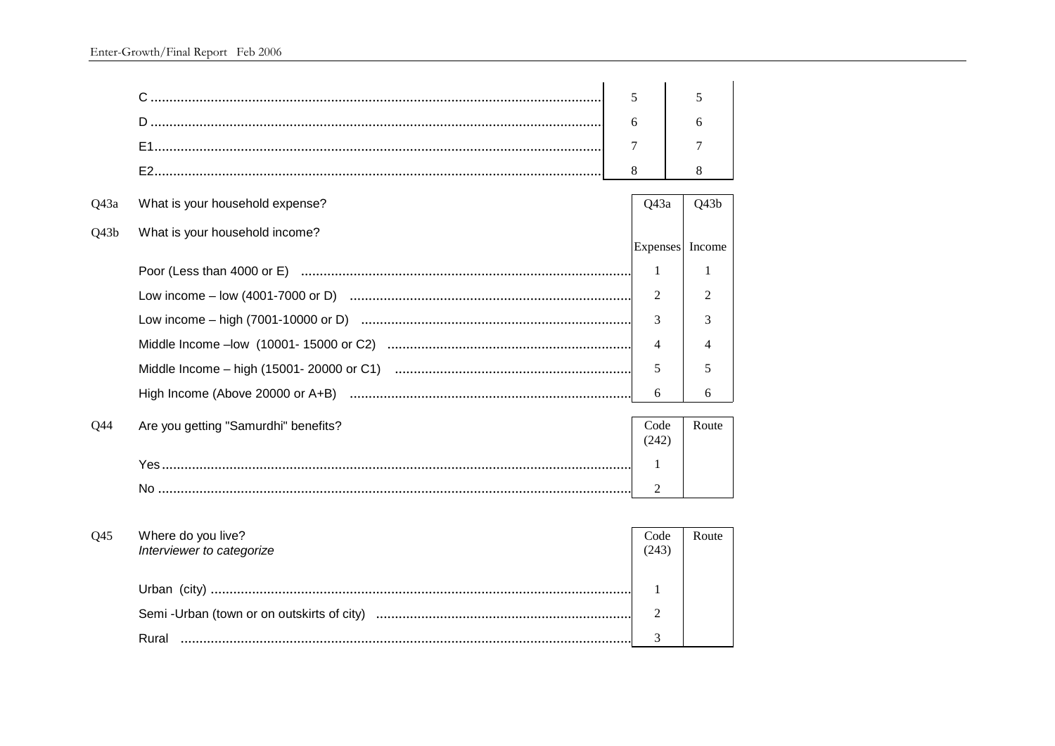| | | |
|---|---|---|
| C | 5 | 5 |
| D | 6 | 6 |
| E1 | 7 | 7 |
| E2 | 8 | 8 |

**Q43a** What is your household expense?

**Q43b** What is your household income?

| | Q43a Expenses | Q43b Income |
|---|---|---|
| Poor (Less than 4000 or E) | 1 | 1 |
| Low income – low (4001-7000 or D) | 2 | 2 |
| Low income – high (7001-10000 or D) | 3 | 3 |
| Middle Income –low (10001- 15000 or C2) | 4 | 4 |
| Middle Income – high (15001- 20000 or C1) | 5 | 5 |
| High Income (Above 20000 or A+B) | 6 | 6 |

**Q44** Are you getting "Samurdhi" benefits?

| | Code (242) | Route |
|---|---|---|
| Yes | 1 | |
| No | 2 | |

**Q45** Where do you live?
*Interviewer to categorize*

| | Code (243) | Route |
|---|---|---|
| Urban (city) | 1 | |
| Semi -Urban (town or on outskirts of city) | 2 | |
| Rural | 3 | |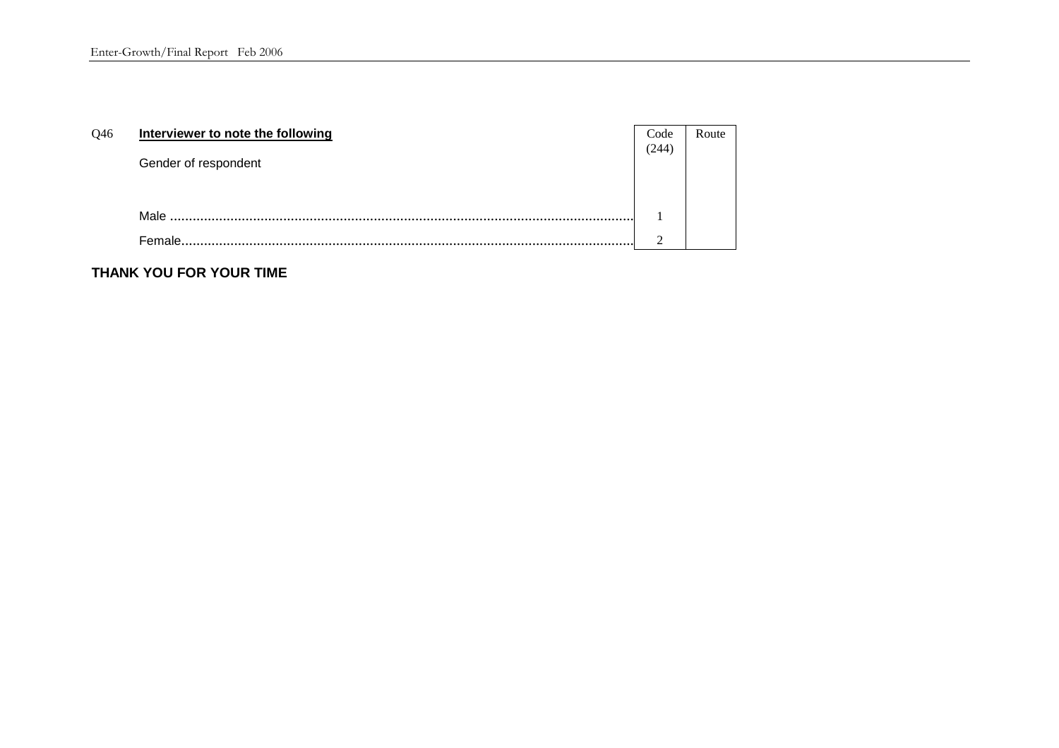Q46 **Interviewer to note the following**

Gender of respondent

| | Code (244) | Route |
|---|---|---|
| Male | 1 | |
| Female | 2 | |

**THANK YOU FOR YOUR TIME**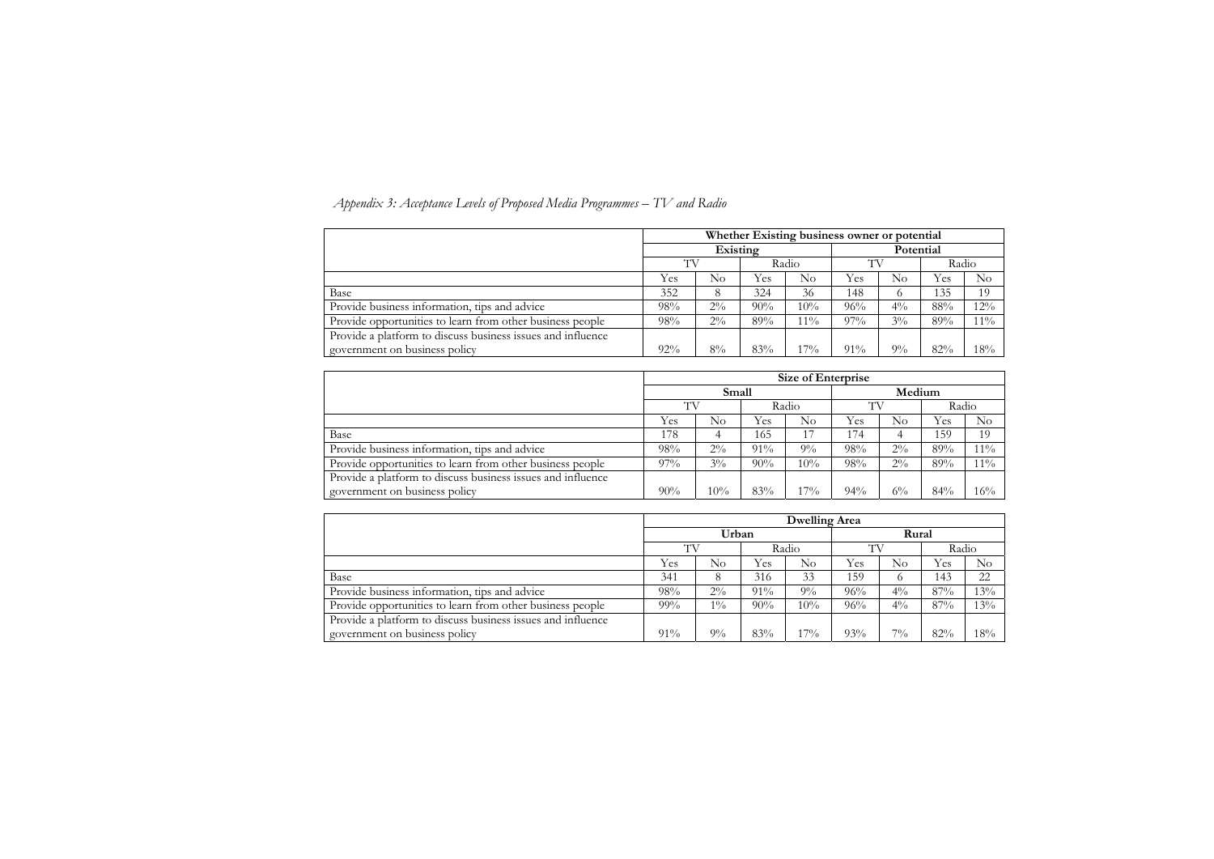*Appendix 3: Acceptance Levels of Proposed Media Programmes – TV and Radio*

| | Whether Existing business owner or potential | | | | | | | |
|---|---|---|---|---|---|---|---|---|
| | Existing | | | | Potential | | | |
| | TV | | Radio | | TV | | Radio | |
| | Yes | No | Yes | No | Yes | No | Yes | No |
| Base | 352 | 8 | 324 | 36 | 148 | 6 | 135 | 19 |
| Provide business information, tips and advice | 98% | 2% | 90% | 10% | 96% | 4% | 88% | 12% |
| Provide opportunities to learn from other business people | 98% | 2% | 89% | 11% | 97% | 3% | 89% | 11% |
| Provide a platform to discuss business issues and influence government on business policy | 92% | 8% | 83% | 17% | 91% | 9% | 82% | 18% |

| | Size of Enterprise | | | | | | | |
|---|---|---|---|---|---|---|---|---|
| | Small | | | | Medium | | | |
| | TV | | Radio | | TV | | Radio | |
| | Yes | No | Yes | No | Yes | No | Yes | No |
| Base | 178 | 4 | 165 | 17 | 174 | 4 | 159 | 19 |
| Provide business information, tips and advice | 98% | 2% | 91% | 9% | 98% | 2% | 89% | 11% |
| Provide opportunities to learn from other business people | 97% | 3% | 90% | 10% | 98% | 2% | 89% | 11% |
| Provide a platform to discuss business issues and influence government on business policy | 90% | 10% | 83% | 17% | 94% | 6% | 84% | 16% |

| | Dwelling Area | | | | | | | |
|---|---|---|---|---|---|---|---|---|
| | Urban | | | | Rural | | | |
| | TV | | Radio | | TV | | Radio | |
| | Yes | No | Yes | No | Yes | No | Yes | No |
| Base | 341 | 8 | 316 | 33 | 159 | 6 | 143 | 22 |
| Provide business information, tips and advice | 98% | 2% | 91% | 9% | 96% | 4% | 87% | 13% |
| Provide opportunities to learn from other business people | 99% | 1% | 90% | 10% | 96% | 4% | 87% | 13% |
| Provide a platform to discuss business issues and influence government on business policy | 91% | 9% | 83% | 17% | 93% | 7% | 82% | 18% |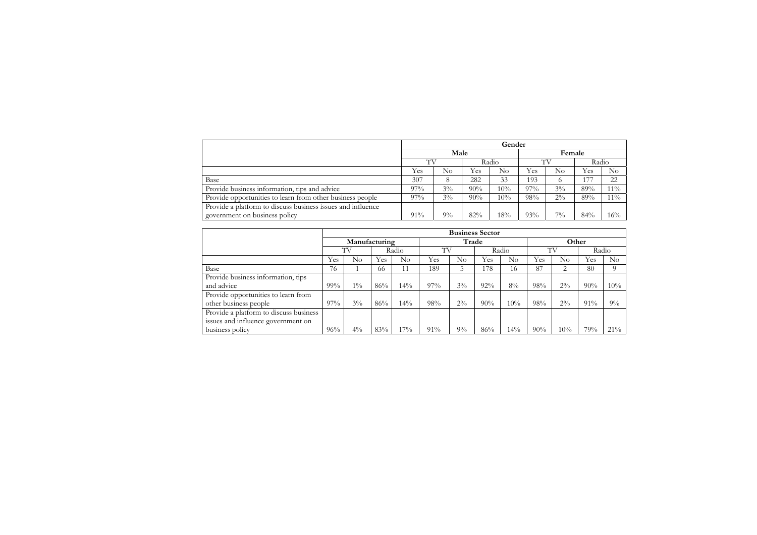| | Gender | | | | | | | |
|---|---|---|---|---|---|---|---|---|
| | Male | | | | Female | | | |
| | TV | | Radio | | TV | | Radio | |
| | Yes | No | Yes | No | Yes | No | Yes | No |
| Base | 307 | 8 | 282 | 33 | 193 | 6 | 177 | 22 |
| Provide business information, tips and advice | 97% | 3% | 90% | 10% | 97% | 3% | 89% | 11% |
| Provide opportunities to learn from other business people | 97% | 3% | 90% | 10% | 98% | 2% | 89% | 11% |
| Provide a platform to discuss business issues and influence government on business policy | 91% | 9% | 82% | 18% | 93% | 7% | 84% | 16% |

| | Business Sector | | | | | | | | | | | |
|---|---|---|---|---|---|---|---|---|---|---|---|---|
| | Manufacturing | | | | Trade | | | | Other | | | |
| | TV | | Radio | | TV | | Radio | | TV | | Radio | |
| | Yes | No | Yes | No | Yes | No | Yes | No | Yes | No | Yes | No |
| Base | 76 | 1 | 66 | 11 | 189 | 5 | 178 | 16 | 87 | 2 | 80 | 9 |
| Provide business information, tips and advice | 99% | 1% | 86% | 14% | 97% | 3% | 92% | 8% | 98% | 2% | 90% | 10% |
| Provide opportunities to learn from other business people | 97% | 3% | 86% | 14% | 98% | 2% | 90% | 10% | 98% | 2% | 91% | 9% |
| Provide a platform to discuss business issues and influence government on business policy | 96% | 4% | 83% | 17% | 91% | 9% | 86% | 14% | 90% | 10% | 79% | 21% |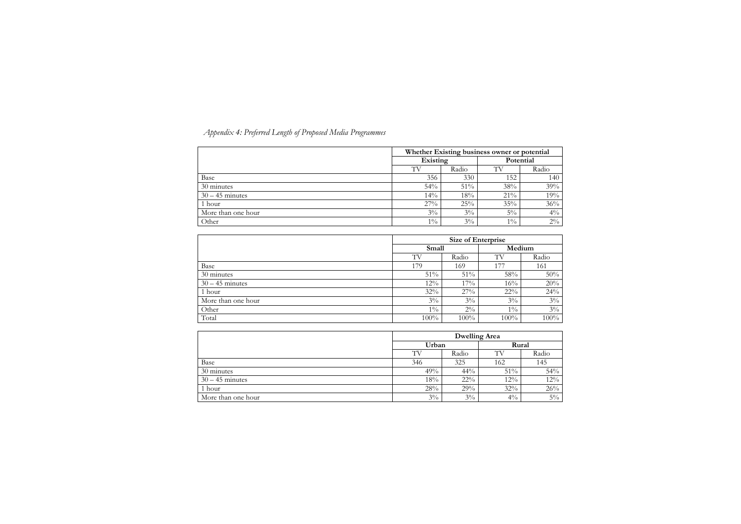*Appendix 4: Preferred Length of Proposed Media Programmes*

| | **Whether Existing business owner or potential** | | | |
|---|---|---|---|---|
| | **Existing** | | **Potential** | |
| | TV | Radio | TV | Radio |
| Base | 356 | 330 | 152 | 140 |
| 30 minutes | 54% | 51% | 38% | 39% |
| 30 – 45 minutes | 14% | 18% | 21% | 19% |
| 1 hour | 27% | 25% | 35% | 36% |
| More than one hour | 3% | 3% | 5% | 4% |
| Other | 1% | 3% | 1% | 2% |

| | **Size of Enterprise** | | | |
|---|---|---|---|---|
| | **Small** | | **Medium** | |
| | TV | Radio | TV | Radio |
| Base | 179 | 169 | 177 | 161 |
| 30 minutes | 51% | 51% | 58% | 50% |
| 30 – 45 minutes | 12% | 17% | 16% | 20% |
| 1 hour | 32% | 27% | 22% | 24% |
| More than one hour | 3% | 3% | 3% | 3% |
| Other | 1% | 2% | 1% | 3% |
| Total | 100% | 100% | 100% | 100% |

| | **Dwelling Area** | | | |
|---|---|---|---|---|
| | **Urban** | | **Rural** | |
| | TV | Radio | TV | Radio |
| Base | 346 | 325 | 162 | 145 |
| 30 minutes | 49% | 44% | 51% | 54% |
| 30 – 45 minutes | 18% | 22% | 12% | 12% |
| 1 hour | 28% | 29% | 32% | 26% |
| More than one hour | 3% | 3% | 4% | 5% |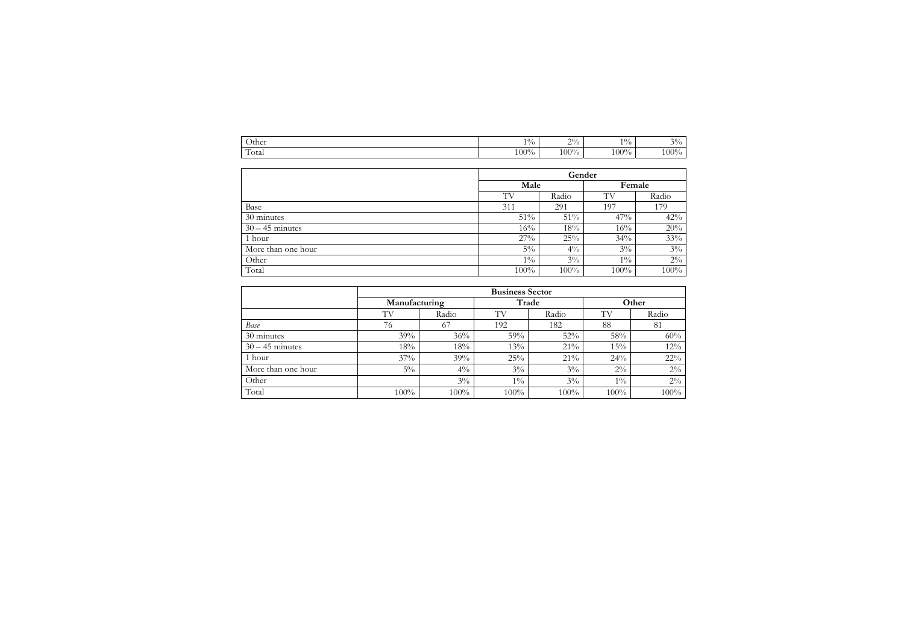| | | | | |
|---|---|---|---|---|
| Other | 1% | 2% | 1% | 3% |
| Total | 100% | 100% | 100% | 100% |

| | Gender | | | |
|---|---|---|---|---|
| | Male | | Female | |
| | TV | Radio | TV | Radio |
| Base | 311 | 291 | 197 | 179 |
| 30 minutes | 51% | 51% | 47% | 42% |
| 30 – 45 minutes | 16% | 18% | 16% | 20% |
| 1 hour | 27% | 25% | 34% | 33% |
| More than one hour | 5% | 4% | 3% | 3% |
| Other | 1% | 3% | 1% | 2% |
| Total | 100% | 100% | 100% | 100% |

| | Business Sector | | | | | |
|---|---|---|---|---|---|---|
| | Manufacturing | | Trade | | Other | |
| | TV | Radio | TV | Radio | TV | Radio |
| *Base* | 76 | 67 | 192 | 182 | 88 | 81 |
| 30 minutes | 39% | 36% | 59% | 52% | 58% | 60% |
| 30 – 45 minutes | 18% | 18% | 13% | 21% | 15% | 12% |
| 1 hour | 37% | 39% | 25% | 21% | 24% | 22% |
| More than one hour | 5% | 4% | 3% | 3% | 2% | 2% |
| Other | | 3% | 1% | 3% | 1% | 2% |
| Total | 100% | 100% | 100% | 100% | 100% | 100% |